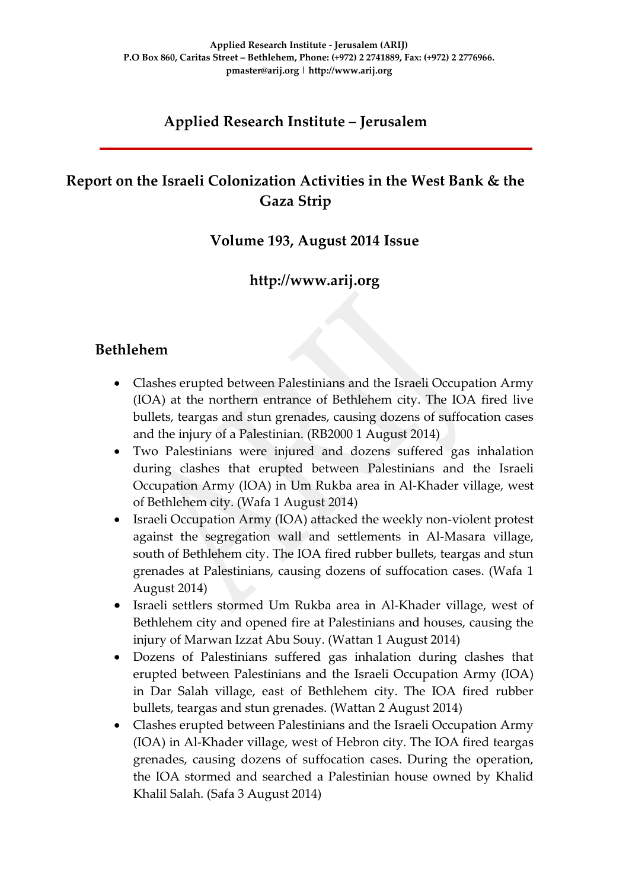Applied Research Institute - Jerusalem (ARIJ)
P.O Box 860, Caritas Street – Bethlehem, Phone: (+972) 2 2741889, Fax: (+972) 2 2776966.
pmaster@arij.org | http://www.arij.org

# Applied Research Institute – Jerusalem

## Report on the Israeli Colonization Activities in the West Bank & the Gaza Strip

### Volume 193, August 2014 Issue

### http://www.arij.org

## Bethlehem

- Clashes erupted between Palestinians and the Israeli Occupation Army (IOA) at the northern entrance of Bethlehem city. The IOA fired live bullets, teargas and stun grenades, causing dozens of suffocation cases and the injury of a Palestinian. (RB2000 1 August 2014)
- Two Palestinians were injured and dozens suffered gas inhalation during clashes that erupted between Palestinians and the Israeli Occupation Army (IOA) in Um Rukba area in Al-Khader village, west of Bethlehem city. (Wafa 1 August 2014)
- Israeli Occupation Army (IOA) attacked the weekly non-violent protest against the segregation wall and settlements in Al-Masara village, south of Bethlehem city. The IOA fired rubber bullets, teargas and stun grenades at Palestinians, causing dozens of suffocation cases. (Wafa 1 August 2014)
- Israeli settlers stormed Um Rukba area in Al-Khader village, west of Bethlehem city and opened fire at Palestinians and houses, causing the injury of Marwan Izzat Abu Souy. (Wattan 1 August 2014)
- Dozens of Palestinians suffered gas inhalation during clashes that erupted between Palestinians and the Israeli Occupation Army (IOA) in Dar Salah village, east of Bethlehem city. The IOA fired rubber bullets, teargas and stun grenades. (Wattan 2 August 2014)
- Clashes erupted between Palestinians and the Israeli Occupation Army (IOA) in Al-Khader village, west of Hebron city. The IOA fired teargas grenades, causing dozens of suffocation cases. During the operation, the IOA stormed and searched a Palestinian house owned by Khalid Khalil Salah. (Safa 3 August 2014)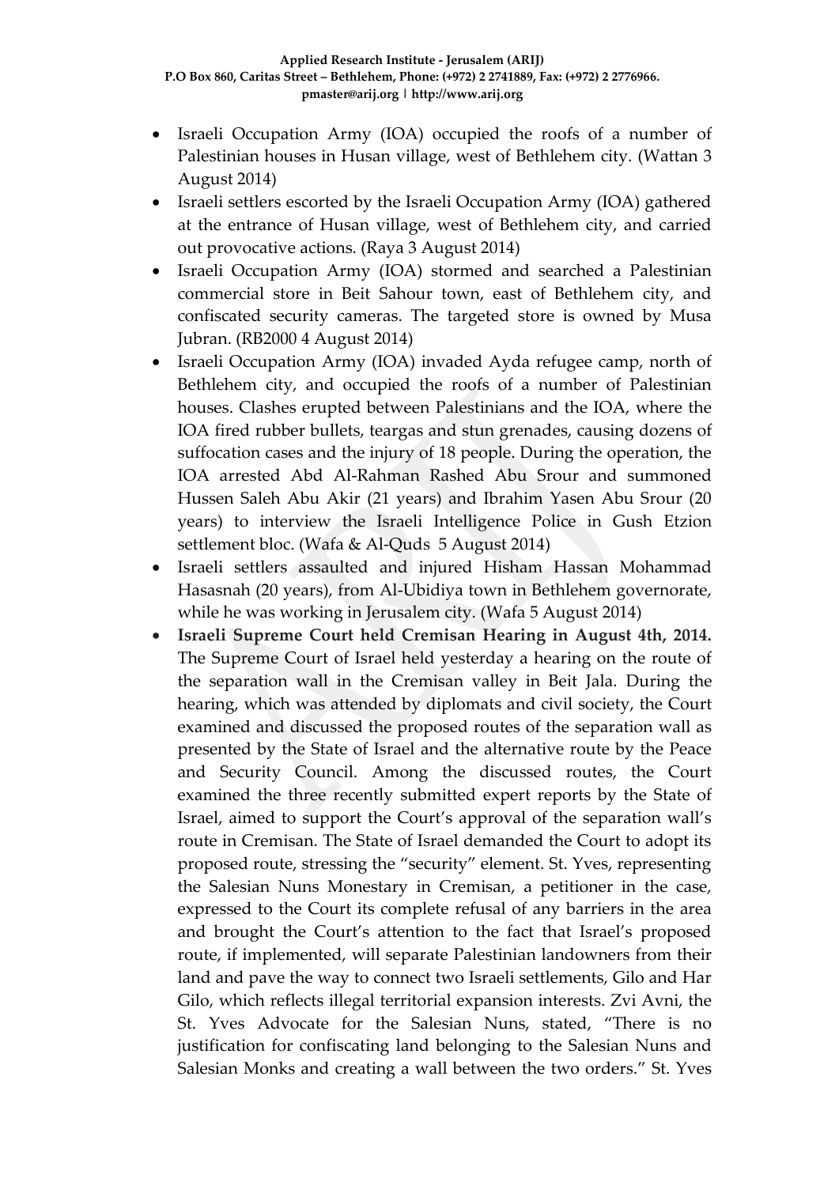- Israeli Occupation Army (IOA) occupied the roofs of a number of Palestinian houses in Husan village, west of Bethlehem city. (Wattan 3 August 2014)
- Israeli settlers escorted by the Israeli Occupation Army (IOA) gathered at the entrance of Husan village, west of Bethlehem city, and carried out provocative actions. (Raya 3 August 2014)
- Israeli Occupation Army (IOA) stormed and searched a Palestinian commercial store in Beit Sahour town, east of Bethlehem city, and confiscated security cameras. The targeted store is owned by Musa Jubran. (RB2000 4 August 2014)
- Israeli Occupation Army (IOA) invaded Ayda refugee camp, north of Bethlehem city, and occupied the roofs of a number of Palestinian houses. Clashes erupted between Palestinians and the IOA, where the IOA fired rubber bullets, teargas and stun grenades, causing dozens of suffocation cases and the injury of 18 people. During the operation, the IOA arrested Abd Al-Rahman Rashed Abu Srour and summoned Hussen Saleh Abu Akir (21 years) and Ibrahim Yasen Abu Srour (20 years) to interview the Israeli Intelligence Police in Gush Etzion settlement bloc. (Wafa & Al-Quds 5 August 2014)
- Israeli settlers assaulted and injured Hisham Hassan Mohammad Hasasnah (20 years), from Al-Ubidiya town in Bethlehem governorate, while he was working in Jerusalem city. (Wafa 5 August 2014)
- **Israeli Supreme Court held Cremisan Hearing in August 4th, 2014.** The Supreme Court of Israel held yesterday a hearing on the route of the separation wall in the Cremisan valley in Beit Jala. During the hearing, which was attended by diplomats and civil society, the Court examined and discussed the proposed routes of the separation wall as presented by the State of Israel and the alternative route by the Peace and Security Council. Among the discussed routes, the Court examined the three recently submitted expert reports by the State of Israel, aimed to support the Court's approval of the separation wall's route in Cremisan. The State of Israel demanded the Court to adopt its proposed route, stressing the "security" element. St. Yves, representing the Salesian Nuns Monestary in Cremisan, a petitioner in the case, expressed to the Court its complete refusal of any barriers in the area and brought the Court's attention to the fact that Israel's proposed route, if implemented, will separate Palestinian landowners from their land and pave the way to connect two Israeli settlements, Gilo and Har Gilo, which reflects illegal territorial expansion interests. Zvi Avni, the St. Yves Advocate for the Salesian Nuns, stated, "There is no justification for confiscating land belonging to the Salesian Nuns and Salesian Monks and creating a wall between the two orders." St. Yves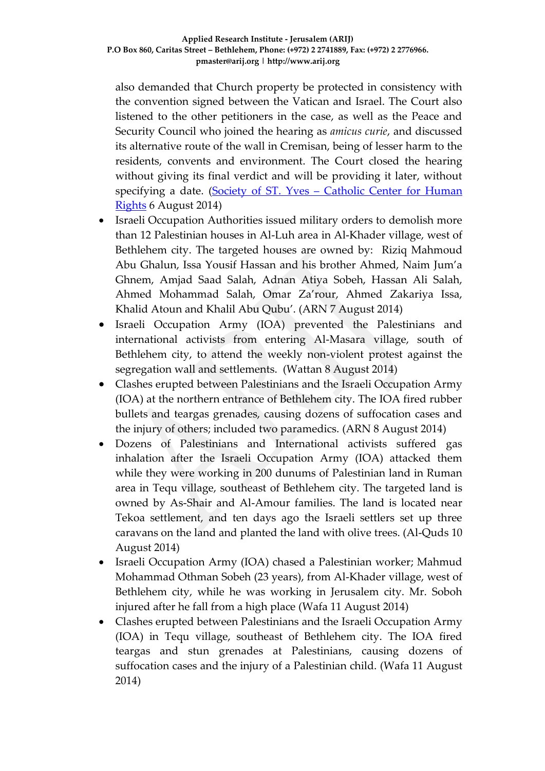also demanded that Church property be protected in consistency with the convention signed between the Vatican and Israel. The Court also listened to the other petitioners in the case, as well as the Peace and Security Council who joined the hearing as *amicus curie*, and discussed its alternative route of the wall in Cremisan, being of lesser harm to the residents, convents and environment. The Court closed the hearing without giving its final verdict and will be providing it later, without specifying a date. (Society of ST. Yves – Catholic Center for Human Rights 6 August 2014)

- Israeli Occupation Authorities issued military orders to demolish more than 12 Palestinian houses in Al-Luh area in Al-Khader village, west of Bethlehem city. The targeted houses are owned by: Riziq Mahmoud Abu Ghalun, Issa Yousif Hassan and his brother Ahmed, Naim Jum'a Ghnem, Amjad Saad Salah, Adnan Atiya Sobeh, Hassan Ali Salah, Ahmed Mohammad Salah, Omar Za'rour, Ahmed Zakariya Issa, Khalid Atoun and Khalil Abu Qubu'. (ARN 7 August 2014)
- Israeli Occupation Army (IOA) prevented the Palestinians and international activists from entering Al-Masara village, south of Bethlehem city, to attend the weekly non-violent protest against the segregation wall and settlements. (Wattan 8 August 2014)
- Clashes erupted between Palestinians and the Israeli Occupation Army (IOA) at the northern entrance of Bethlehem city. The IOA fired rubber bullets and teargas grenades, causing dozens of suffocation cases and the injury of others; included two paramedics. (ARN 8 August 2014)
- Dozens of Palestinians and International activists suffered gas inhalation after the Israeli Occupation Army (IOA) attacked them while they were working in 200 dunums of Palestinian land in Ruman area in Tequ village, southeast of Bethlehem city. The targeted land is owned by As-Shair and Al-Amour families. The land is located near Tekoa settlement, and ten days ago the Israeli settlers set up three caravans on the land and planted the land with olive trees. (Al-Quds 10 August 2014)
- Israeli Occupation Army (IOA) chased a Palestinian worker; Mahmud Mohammad Othman Sobeh (23 years), from Al-Khader village, west of Bethlehem city, while he was working in Jerusalem city. Mr. Soboh injured after he fall from a high place (Wafa 11 August 2014)
- Clashes erupted between Palestinians and the Israeli Occupation Army (IOA) in Tequ village, southeast of Bethlehem city. The IOA fired teargas and stun grenades at Palestinians, causing dozens of suffocation cases and the injury of a Palestinian child. (Wafa 11 August 2014)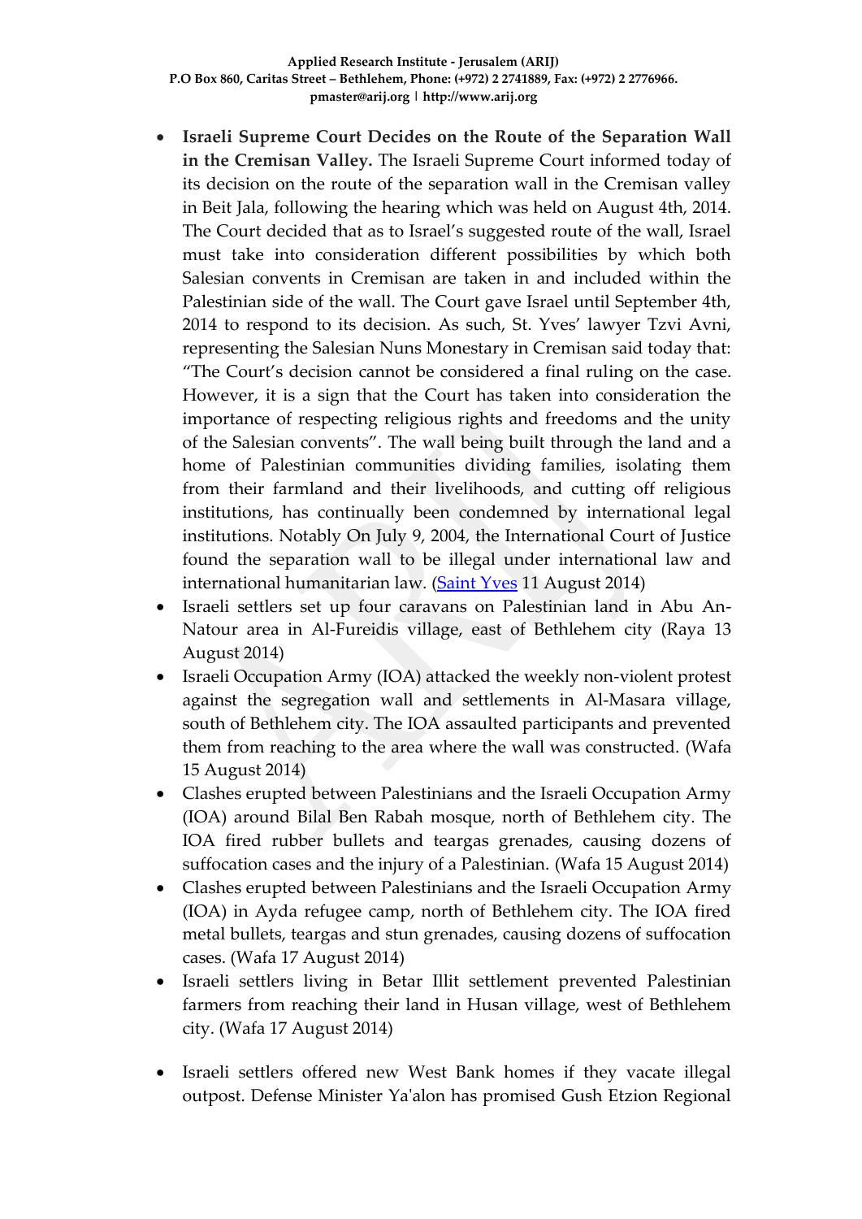- **Israeli Supreme Court Decides on the Route of the Separation Wall in the Cremisan Valley.** The Israeli Supreme Court informed today of its decision on the route of the separation wall in the Cremisan valley in Beit Jala, following the hearing which was held on August 4th, 2014. The Court decided that as to Israel's suggested route of the wall, Israel must take into consideration different possibilities by which both Salesian convents in Cremisan are taken in and included within the Palestinian side of the wall. The Court gave Israel until September 4th, 2014 to respond to its decision. As such, St. Yves' lawyer Tzvi Avni, representing the Salesian Nuns Monestary in Cremisan said today that: "The Court's decision cannot be considered a final ruling on the case. However, it is a sign that the Court has taken into consideration the importance of respecting religious rights and freedoms and the unity of the Salesian convents". The wall being built through the land and a home of Palestinian communities dividing families, isolating them from their farmland and their livelihoods, and cutting off religious institutions, has continually been condemned by international legal institutions. Notably On July 9, 2004, the International Court of Justice found the separation wall to be illegal under international law and international humanitarian law. (Saint Yves 11 August 2014)
- Israeli settlers set up four caravans on Palestinian land in Abu An-Natour area in Al-Fureidis village, east of Bethlehem city (Raya 13 August 2014)
- Israeli Occupation Army (IOA) attacked the weekly non-violent protest against the segregation wall and settlements in Al-Masara village, south of Bethlehem city. The IOA assaulted participants and prevented them from reaching to the area where the wall was constructed. (Wafa 15 August 2014)
- Clashes erupted between Palestinians and the Israeli Occupation Army (IOA) around Bilal Ben Rabah mosque, north of Bethlehem city. The IOA fired rubber bullets and teargas grenades, causing dozens of suffocation cases and the injury of a Palestinian. (Wafa 15 August 2014)
- Clashes erupted between Palestinians and the Israeli Occupation Army (IOA) in Ayda refugee camp, north of Bethlehem city. The IOA fired metal bullets, teargas and stun grenades, causing dozens of suffocation cases. (Wafa 17 August 2014)
- Israeli settlers living in Betar Illit settlement prevented Palestinian farmers from reaching their land in Husan village, west of Bethlehem city. (Wafa 17 August 2014)

- Israeli settlers offered new West Bank homes if they vacate illegal outpost. Defense Minister Ya'alon has promised Gush Etzion Regional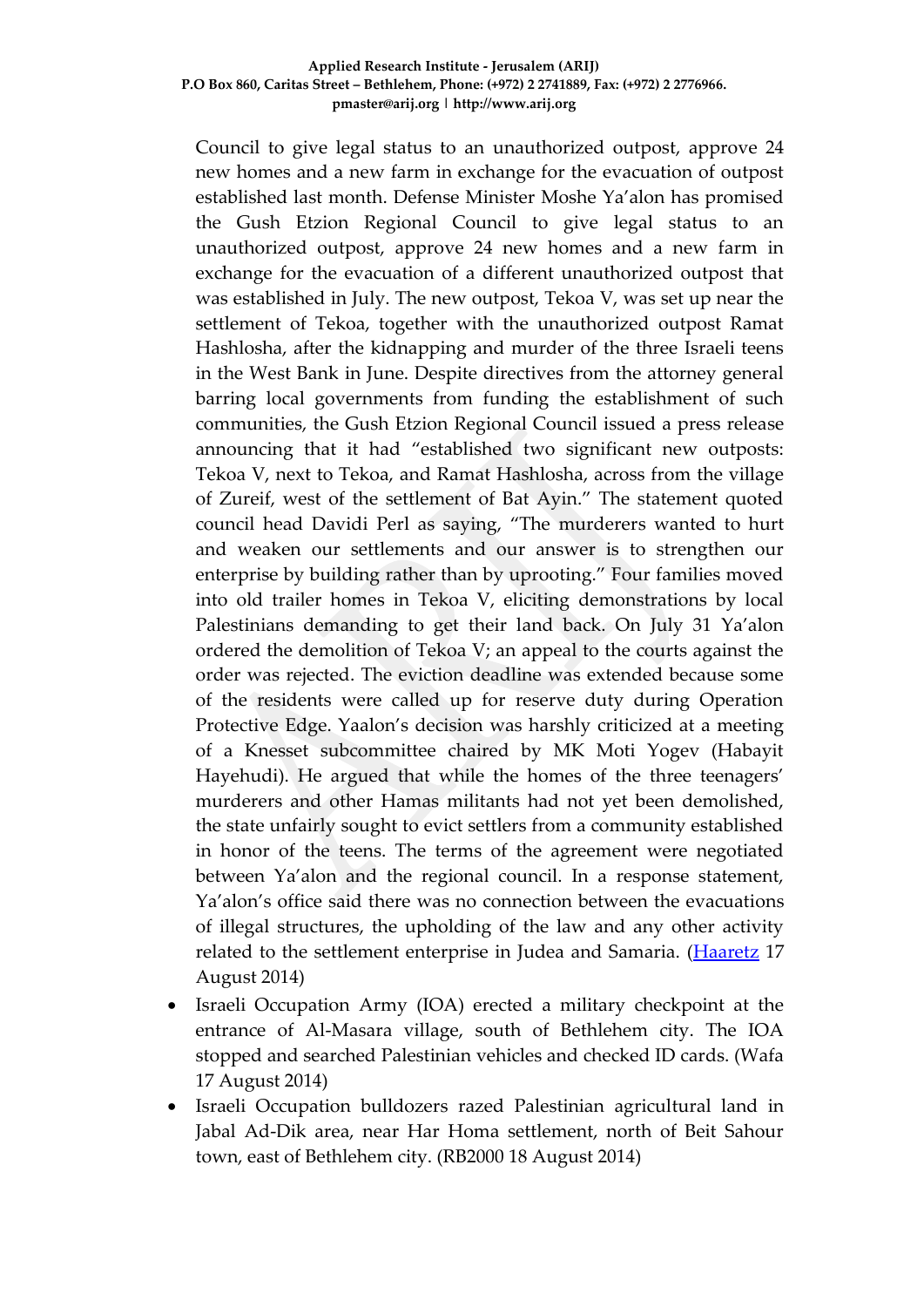Council to give legal status to an unauthorized outpost, approve 24 new homes and a new farm in exchange for the evacuation of outpost established last month. Defense Minister Moshe Ya'alon has promised the Gush Etzion Regional Council to give legal status to an unauthorized outpost, approve 24 new homes and a new farm in exchange for the evacuation of a different unauthorized outpost that was established in July. The new outpost, Tekoa V, was set up near the settlement of Tekoa, together with the unauthorized outpost Ramat Hashlosha, after the kidnapping and murder of the three Israeli teens in the West Bank in June. Despite directives from the attorney general barring local governments from funding the establishment of such communities, the Gush Etzion Regional Council issued a press release announcing that it had "established two significant new outposts: Tekoa V, next to Tekoa, and Ramat Hashlosha, across from the village of Zureif, west of the settlement of Bat Ayin." The statement quoted council head Davidi Perl as saying, "The murderers wanted to hurt and weaken our settlements and our answer is to strengthen our enterprise by building rather than by uprooting." Four families moved into old trailer homes in Tekoa V, eliciting demonstrations by local Palestinians demanding to get their land back. On July 31 Ya'alon ordered the demolition of Tekoa V; an appeal to the courts against the order was rejected. The eviction deadline was extended because some of the residents were called up for reserve duty during Operation Protective Edge. Yaalon's decision was harshly criticized at a meeting of a Knesset subcommittee chaired by MK Moti Yogev (Habayit Hayehudi). He argued that while the homes of the three teenagers' murderers and other Hamas militants had not yet been demolished, the state unfairly sought to evict settlers from a community established in honor of the teens. The terms of the agreement were negotiated between Ya'alon and the regional council. In a response statement, Ya'alon's office said there was no connection between the evacuations of illegal structures, the upholding of the law and any other activity related to the settlement enterprise in Judea and Samaria. (Haaretz 17 August 2014)

- Israeli Occupation Army (IOA) erected a military checkpoint at the entrance of Al-Masara village, south of Bethlehem city. The IOA stopped and searched Palestinian vehicles and checked ID cards. (Wafa 17 August 2014)
- Israeli Occupation bulldozers razed Palestinian agricultural land in Jabal Ad-Dik area, near Har Homa settlement, north of Beit Sahour town, east of Bethlehem city. (RB2000 18 August 2014)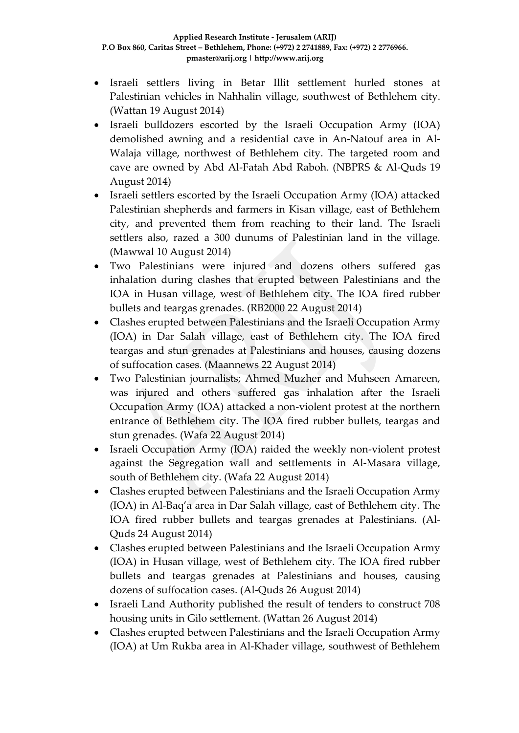- Israeli settlers living in Betar Illit settlement hurled stones at Palestinian vehicles in Nahhalin village, southwest of Bethlehem city. (Wattan 19 August 2014)
- Israeli bulldozers escorted by the Israeli Occupation Army (IOA) demolished awning and a residential cave in An-Natouf area in Al-Walaja village, northwest of Bethlehem city. The targeted room and cave are owned by Abd Al-Fatah Abd Raboh. (NBPRS & Al-Quds 19 August 2014)
- Israeli settlers escorted by the Israeli Occupation Army (IOA) attacked Palestinian shepherds and farmers in Kisan village, east of Bethlehem city, and prevented them from reaching to their land. The Israeli settlers also, razed a 300 dunums of Palestinian land in the village. (Mawwal 10 August 2014)
- Two Palestinians were injured and dozens others suffered gas inhalation during clashes that erupted between Palestinians and the IOA in Husan village, west of Bethlehem city. The IOA fired rubber bullets and teargas grenades. (RB2000 22 August 2014)
- Clashes erupted between Palestinians and the Israeli Occupation Army (IOA) in Dar Salah village, east of Bethlehem city. The IOA fired teargas and stun grenades at Palestinians and houses, causing dozens of suffocation cases. (Maannews 22 August 2014)
- Two Palestinian journalists; Ahmed Muzher and Muhseen Amareen, was injured and others suffered gas inhalation after the Israeli Occupation Army (IOA) attacked a non-violent protest at the northern entrance of Bethlehem city. The IOA fired rubber bullets, teargas and stun grenades. (Wafa 22 August 2014)
- Israeli Occupation Army (IOA) raided the weekly non-violent protest against the Segregation wall and settlements in Al-Masara village, south of Bethlehem city. (Wafa 22 August 2014)
- Clashes erupted between Palestinians and the Israeli Occupation Army (IOA) in Al-Baq'a area in Dar Salah village, east of Bethlehem city. The IOA fired rubber bullets and teargas grenades at Palestinians. (Al-Quds 24 August 2014)
- Clashes erupted between Palestinians and the Israeli Occupation Army (IOA) in Husan village, west of Bethlehem city. The IOA fired rubber bullets and teargas grenades at Palestinians and houses, causing dozens of suffocation cases. (Al-Quds 26 August 2014)
- Israeli Land Authority published the result of tenders to construct 708 housing units in Gilo settlement. (Wattan 26 August 2014)
- Clashes erupted between Palestinians and the Israeli Occupation Army (IOA) at Um Rukba area in Al-Khader village, southwest of Bethlehem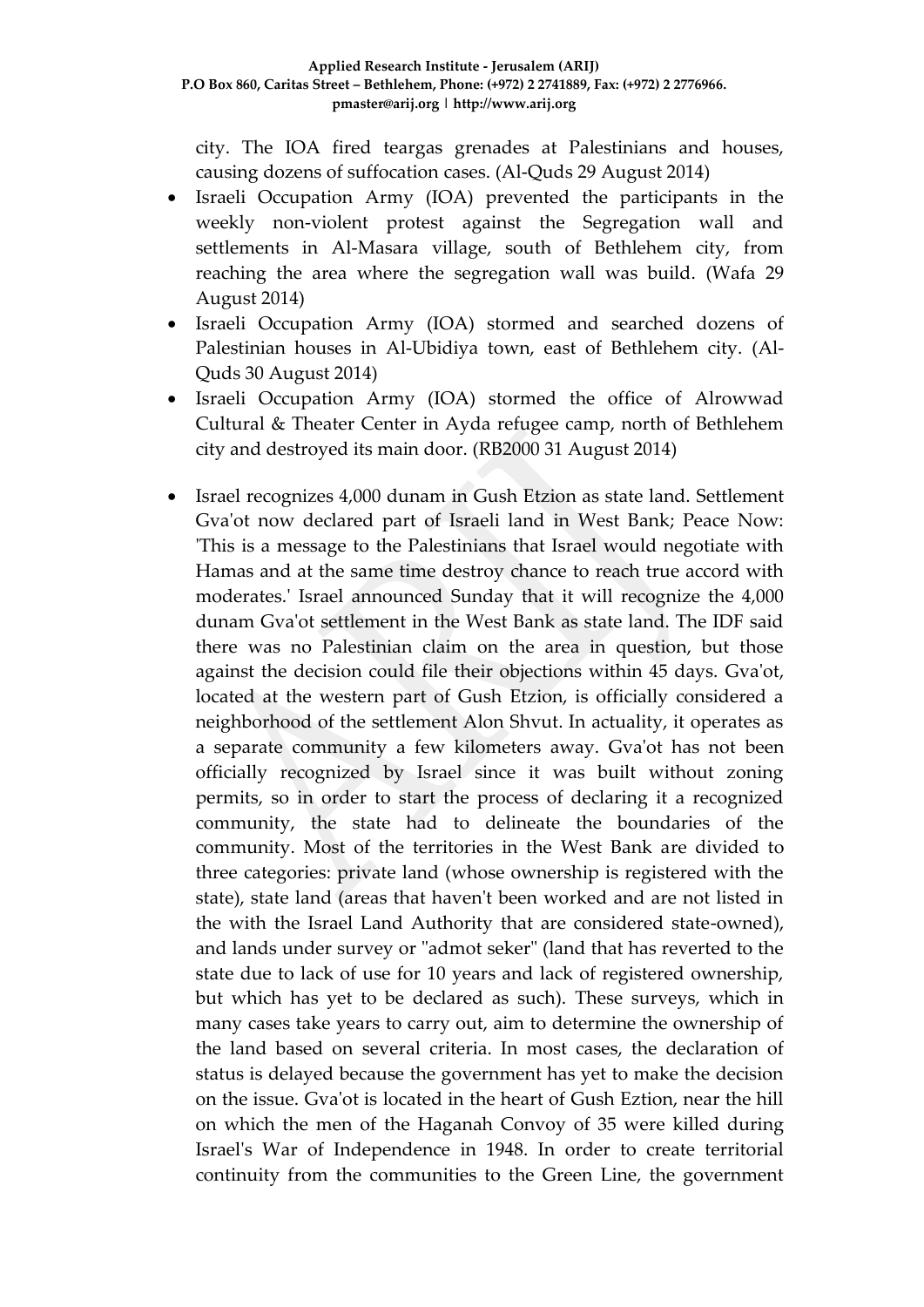city. The IOA fired teargas grenades at Palestinians and houses, causing dozens of suffocation cases. (Al-Quds 29 August 2014)

- Israeli Occupation Army (IOA) prevented the participants in the weekly non-violent protest against the Segregation wall and settlements in Al-Masara village, south of Bethlehem city, from reaching the area where the segregation wall was build. (Wafa 29 August 2014)
- Israeli Occupation Army (IOA) stormed and searched dozens of Palestinian houses in Al-Ubidiya town, east of Bethlehem city. (Al-Quds 30 August 2014)
- Israeli Occupation Army (IOA) stormed the office of Alrowwad Cultural & Theater Center in Ayda refugee camp, north of Bethlehem city and destroyed its main door. (RB2000 31 August 2014)

- Israel recognizes 4,000 dunam in Gush Etzion as state land. Settlement Gva'ot now declared part of Israeli land in West Bank; Peace Now: 'This is a message to the Palestinians that Israel would negotiate with Hamas and at the same time destroy chance to reach true accord with moderates.' Israel announced Sunday that it will recognize the 4,000 dunam Gva'ot settlement in the West Bank as state land. The IDF said there was no Palestinian claim on the area in question, but those against the decision could file their objections within 45 days. Gva'ot, located at the western part of Gush Etzion, is officially considered a neighborhood of the settlement Alon Shvut. In actuality, it operates as a separate community a few kilometers away. Gva'ot has not been officially recognized by Israel since it was built without zoning permits, so in order to start the process of declaring it a recognized community, the state had to delineate the boundaries of the community. Most of the territories in the West Bank are divided to three categories: private land (whose ownership is registered with the state), state land (areas that haven't been worked and are not listed in the with the Israel Land Authority that are considered state-owned), and lands under survey or "admot seker" (land that has reverted to the state due to lack of use for 10 years and lack of registered ownership, but which has yet to be declared as such). These surveys, which in many cases take years to carry out, aim to determine the ownership of the land based on several criteria. In most cases, the declaration of status is delayed because the government has yet to make the decision on the issue. Gva'ot is located in the heart of Gush Eztion, near the hill on which the men of the Haganah Convoy of 35 were killed during Israel's War of Independence in 1948. In order to create territorial continuity from the communities to the Green Line, the government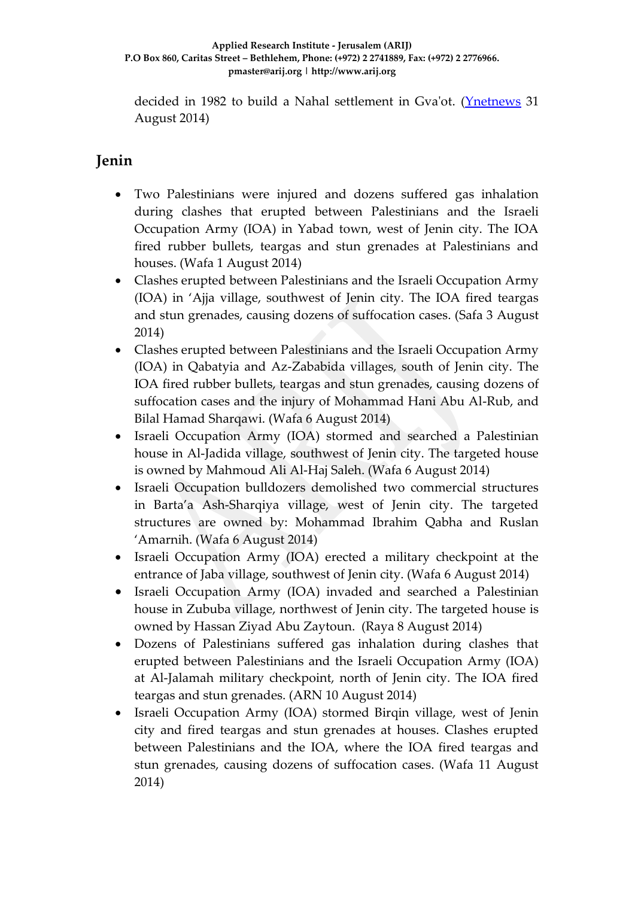decided in 1982 to build a Nahal settlement in Gva'ot. (Ynetnews 31 August 2014)

## Jenin

- Two Palestinians were injured and dozens suffered gas inhalation during clashes that erupted between Palestinians and the Israeli Occupation Army (IOA) in Yabad town, west of Jenin city. The IOA fired rubber bullets, teargas and stun grenades at Palestinians and houses. (Wafa 1 August 2014)
- Clashes erupted between Palestinians and the Israeli Occupation Army (IOA) in 'Ajja village, southwest of Jenin city. The IOA fired teargas and stun grenades, causing dozens of suffocation cases. (Safa 3 August 2014)
- Clashes erupted between Palestinians and the Israeli Occupation Army (IOA) in Qabatyia and Az-Zababida villages, south of Jenin city. The IOA fired rubber bullets, teargas and stun grenades, causing dozens of suffocation cases and the injury of Mohammad Hani Abu Al-Rub, and Bilal Hamad Sharqawi. (Wafa 6 August 2014)
- Israeli Occupation Army (IOA) stormed and searched a Palestinian house in Al-Jadida village, southwest of Jenin city. The targeted house is owned by Mahmoud Ali Al-Haj Saleh. (Wafa 6 August 2014)
- Israeli Occupation bulldozers demolished two commercial structures in Barta'a Ash-Sharqiya village, west of Jenin city. The targeted structures are owned by: Mohammad Ibrahim Qabha and Ruslan 'Amarnih. (Wafa 6 August 2014)
- Israeli Occupation Army (IOA) erected a military checkpoint at the entrance of Jaba village, southwest of Jenin city. (Wafa 6 August 2014)
- Israeli Occupation Army (IOA) invaded and searched a Palestinian house in Zububa village, northwest of Jenin city. The targeted house is owned by Hassan Ziyad Abu Zaytoun. (Raya 8 August 2014)
- Dozens of Palestinians suffered gas inhalation during clashes that erupted between Palestinians and the Israeli Occupation Army (IOA) at Al-Jalamah military checkpoint, north of Jenin city. The IOA fired teargas and stun grenades. (ARN 10 August 2014)
- Israeli Occupation Army (IOA) stormed Birqin village, west of Jenin city and fired teargas and stun grenades at houses. Clashes erupted between Palestinians and the IOA, where the IOA fired teargas and stun grenades, causing dozens of suffocation cases. (Wafa 11 August 2014)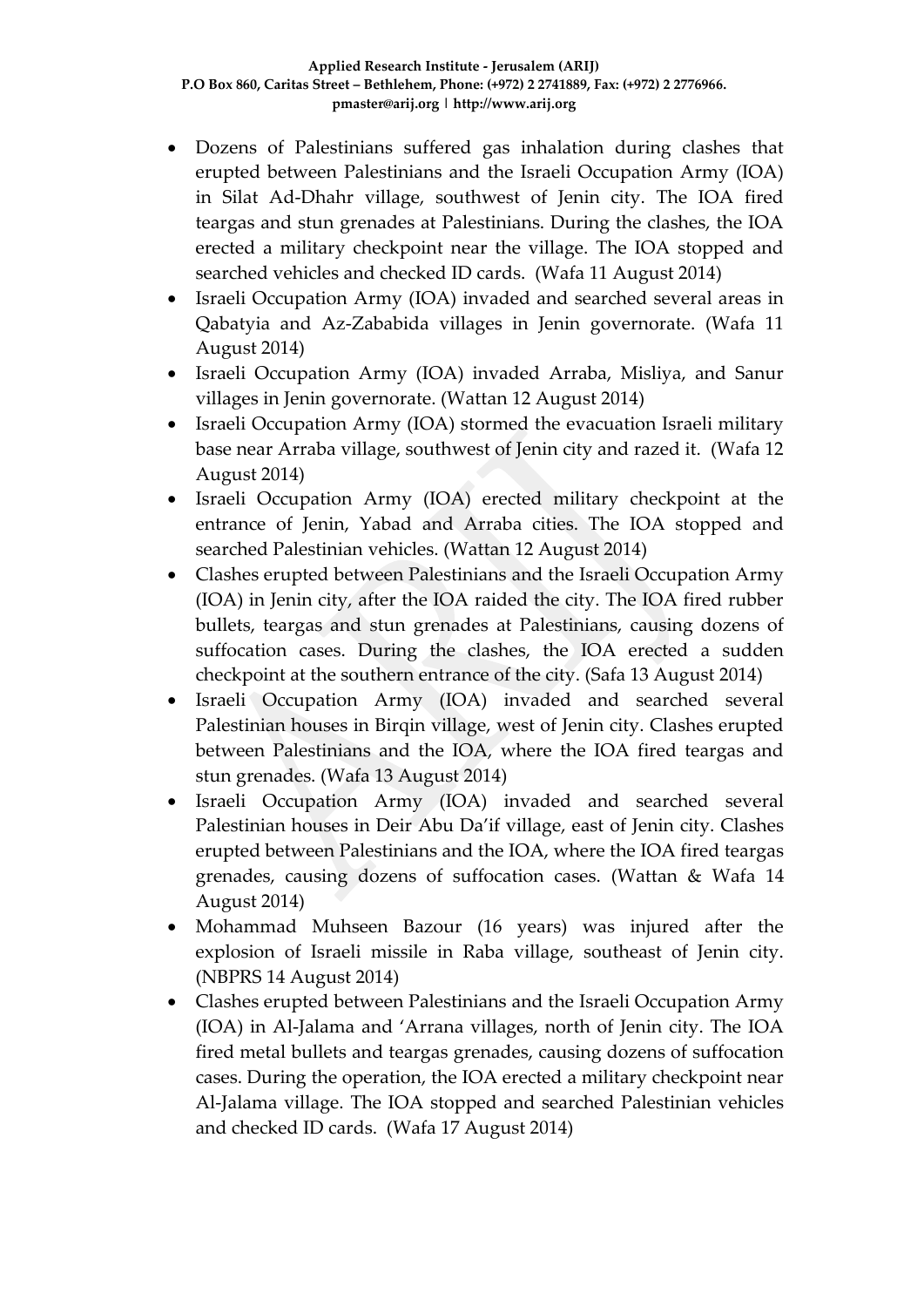- Dozens of Palestinians suffered gas inhalation during clashes that erupted between Palestinians and the Israeli Occupation Army (IOA) in Silat Ad-Dhahr village, southwest of Jenin city. The IOA fired teargas and stun grenades at Palestinians. During the clashes, the IOA erected a military checkpoint near the village. The IOA stopped and searched vehicles and checked ID cards. (Wafa 11 August 2014)
- Israeli Occupation Army (IOA) invaded and searched several areas in Qabatyia and Az-Zababida villages in Jenin governorate. (Wafa 11 August 2014)
- Israeli Occupation Army (IOA) invaded Arraba, Misliya, and Sanur villages in Jenin governorate. (Wattan 12 August 2014)
- Israeli Occupation Army (IOA) stormed the evacuation Israeli military base near Arraba village, southwest of Jenin city and razed it. (Wafa 12 August 2014)
- Israeli Occupation Army (IOA) erected military checkpoint at the entrance of Jenin, Yabad and Arraba cities. The IOA stopped and searched Palestinian vehicles. (Wattan 12 August 2014)
- Clashes erupted between Palestinians and the Israeli Occupation Army (IOA) in Jenin city, after the IOA raided the city. The IOA fired rubber bullets, teargas and stun grenades at Palestinians, causing dozens of suffocation cases. During the clashes, the IOA erected a sudden checkpoint at the southern entrance of the city. (Safa 13 August 2014)
- Israeli Occupation Army (IOA) invaded and searched several Palestinian houses in Birqin village, west of Jenin city. Clashes erupted between Palestinians and the IOA, where the IOA fired teargas and stun grenades. (Wafa 13 August 2014)
- Israeli Occupation Army (IOA) invaded and searched several Palestinian houses in Deir Abu Da'if village, east of Jenin city. Clashes erupted between Palestinians and the IOA, where the IOA fired teargas grenades, causing dozens of suffocation cases. (Wattan & Wafa 14 August 2014)
- Mohammad Muhseen Bazour (16 years) was injured after the explosion of Israeli missile in Raba village, southeast of Jenin city. (NBPRS 14 August 2014)
- Clashes erupted between Palestinians and the Israeli Occupation Army (IOA) in Al-Jalama and 'Arrana villages, north of Jenin city. The IOA fired metal bullets and teargas grenades, causing dozens of suffocation cases. During the operation, the IOA erected a military checkpoint near Al-Jalama village. The IOA stopped and searched Palestinian vehicles and checked ID cards. (Wafa 17 August 2014)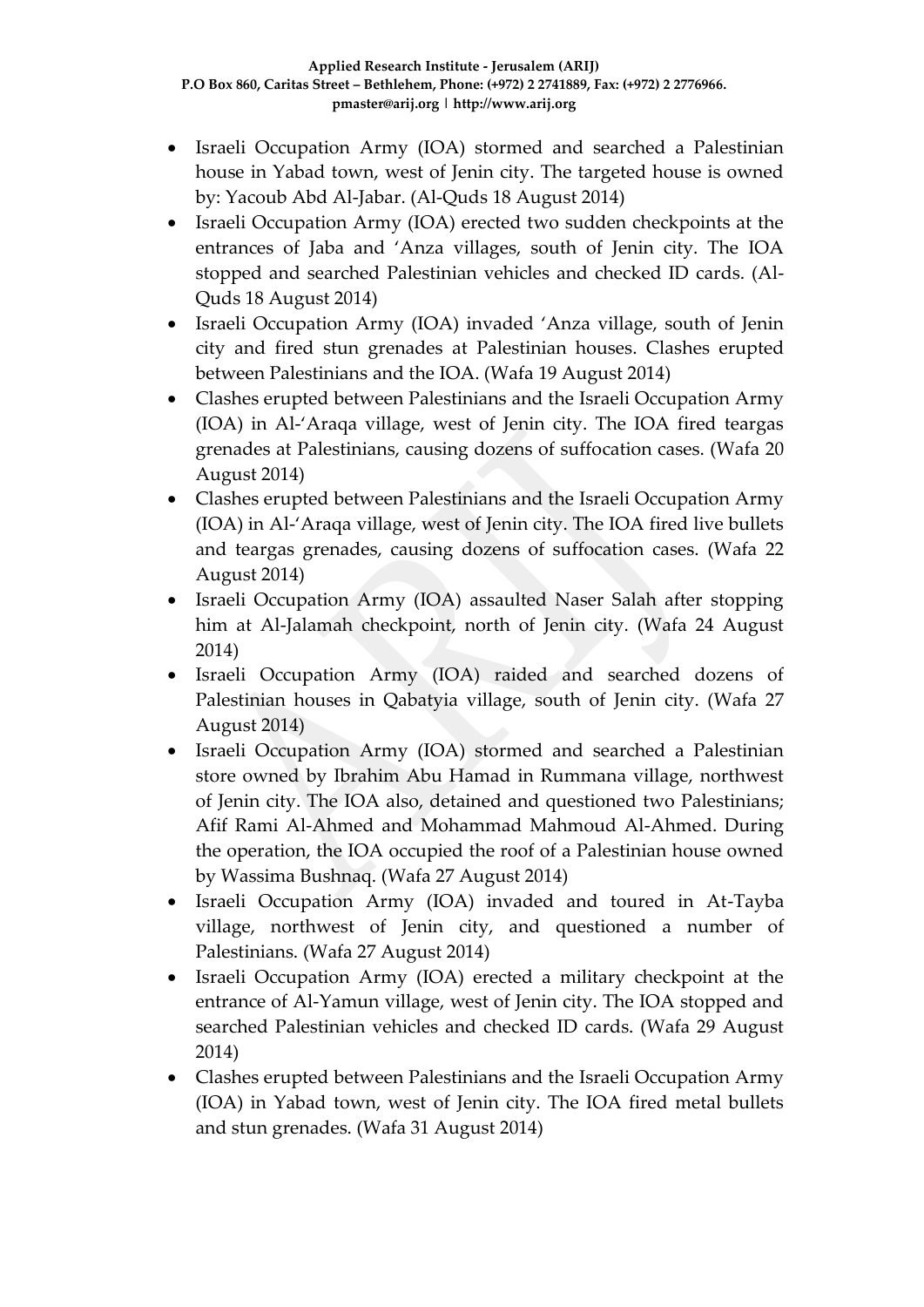- Israeli Occupation Army (IOA) stormed and searched a Palestinian house in Yabad town, west of Jenin city. The targeted house is owned by: Yacoub Abd Al-Jabar. (Al-Quds 18 August 2014)
- Israeli Occupation Army (IOA) erected two sudden checkpoints at the entrances of Jaba and 'Anza villages, south of Jenin city. The IOA stopped and searched Palestinian vehicles and checked ID cards. (Al-Quds 18 August 2014)
- Israeli Occupation Army (IOA) invaded 'Anza village, south of Jenin city and fired stun grenades at Palestinian houses. Clashes erupted between Palestinians and the IOA. (Wafa 19 August 2014)
- Clashes erupted between Palestinians and the Israeli Occupation Army (IOA) in Al-'Araqa village, west of Jenin city. The IOA fired teargas grenades at Palestinians, causing dozens of suffocation cases. (Wafa 20 August 2014)
- Clashes erupted between Palestinians and the Israeli Occupation Army (IOA) in Al-'Araqa village, west of Jenin city. The IOA fired live bullets and teargas grenades, causing dozens of suffocation cases. (Wafa 22 August 2014)
- Israeli Occupation Army (IOA) assaulted Naser Salah after stopping him at Al-Jalamah checkpoint, north of Jenin city. (Wafa 24 August 2014)
- Israeli Occupation Army (IOA) raided and searched dozens of Palestinian houses in Qabatyia village, south of Jenin city. (Wafa 27 August 2014)
- Israeli Occupation Army (IOA) stormed and searched a Palestinian store owned by Ibrahim Abu Hamad in Rummana village, northwest of Jenin city. The IOA also, detained and questioned two Palestinians; Afif Rami Al-Ahmed and Mohammad Mahmoud Al-Ahmed. During the operation, the IOA occupied the roof of a Palestinian house owned by Wassima Bushnaq. (Wafa 27 August 2014)
- Israeli Occupation Army (IOA) invaded and toured in At-Tayba village, northwest of Jenin city, and questioned a number of Palestinians. (Wafa 27 August 2014)
- Israeli Occupation Army (IOA) erected a military checkpoint at the entrance of Al-Yamun village, west of Jenin city. The IOA stopped and searched Palestinian vehicles and checked ID cards. (Wafa 29 August 2014)
- Clashes erupted between Palestinians and the Israeli Occupation Army (IOA) in Yabad town, west of Jenin city. The IOA fired metal bullets and stun grenades. (Wafa 31 August 2014)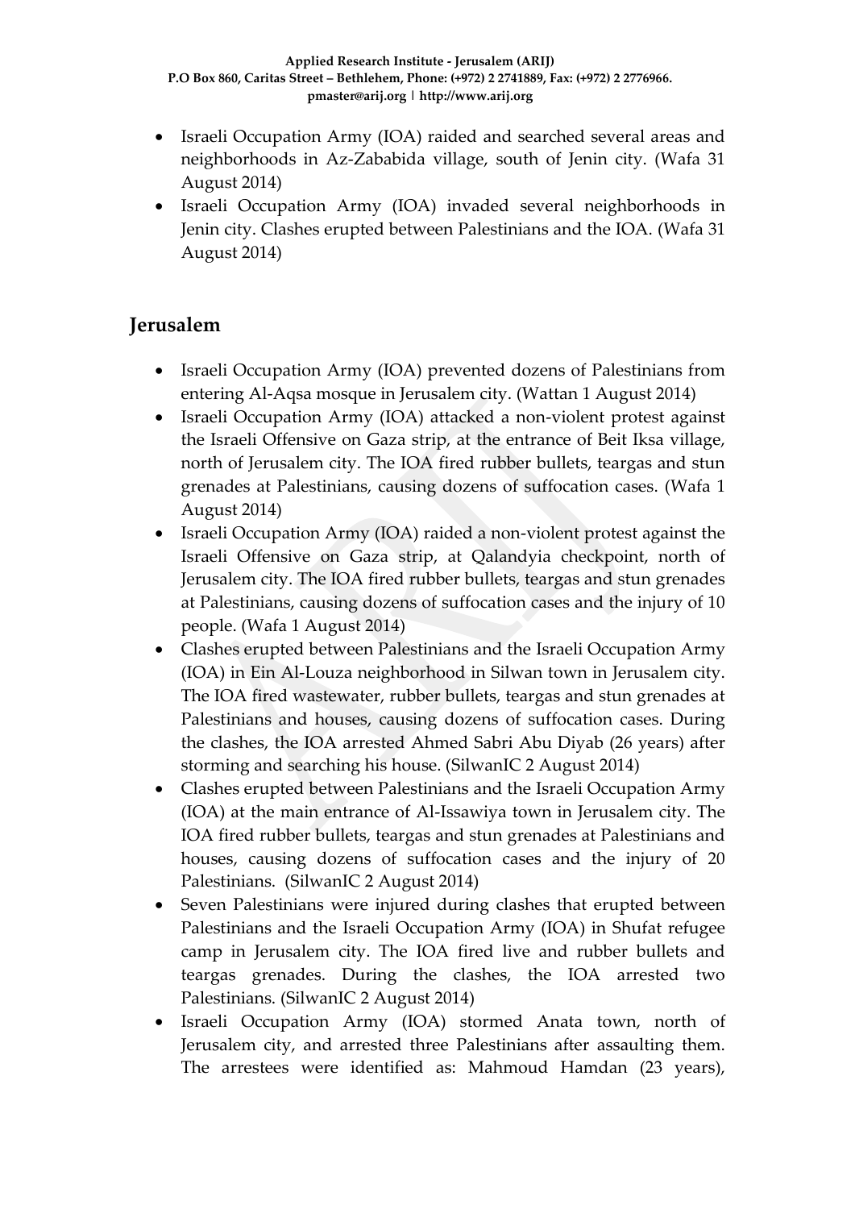- Israeli Occupation Army (IOA) raided and searched several areas and neighborhoods in Az-Zababida village, south of Jenin city. (Wafa 31 August 2014)
- Israeli Occupation Army (IOA) invaded several neighborhoods in Jenin city. Clashes erupted between Palestinians and the IOA. (Wafa 31 August 2014)

## Jerusalem

- Israeli Occupation Army (IOA) prevented dozens of Palestinians from entering Al-Aqsa mosque in Jerusalem city. (Wattan 1 August 2014)
- Israeli Occupation Army (IOA) attacked a non-violent protest against the Israeli Offensive on Gaza strip, at the entrance of Beit Iksa village, north of Jerusalem city. The IOA fired rubber bullets, teargas and stun grenades at Palestinians, causing dozens of suffocation cases. (Wafa 1 August 2014)
- Israeli Occupation Army (IOA) raided a non-violent protest against the Israeli Offensive on Gaza strip, at Qalandyia checkpoint, north of Jerusalem city. The IOA fired rubber bullets, teargas and stun grenades at Palestinians, causing dozens of suffocation cases and the injury of 10 people. (Wafa 1 August 2014)
- Clashes erupted between Palestinians and the Israeli Occupation Army (IOA) in Ein Al-Louza neighborhood in Silwan town in Jerusalem city. The IOA fired wastewater, rubber bullets, teargas and stun grenades at Palestinians and houses, causing dozens of suffocation cases. During the clashes, the IOA arrested Ahmed Sabri Abu Diyab (26 years) after storming and searching his house. (SilwanIC 2 August 2014)
- Clashes erupted between Palestinians and the Israeli Occupation Army (IOA) at the main entrance of Al-Issawiya town in Jerusalem city. The IOA fired rubber bullets, teargas and stun grenades at Palestinians and houses, causing dozens of suffocation cases and the injury of 20 Palestinians. (SilwanIC 2 August 2014)
- Seven Palestinians were injured during clashes that erupted between Palestinians and the Israeli Occupation Army (IOA) in Shufat refugee camp in Jerusalem city. The IOA fired live and rubber bullets and teargas grenades. During the clashes, the IOA arrested two Palestinians. (SilwanIC 2 August 2014)
- Israeli Occupation Army (IOA) stormed Anata town, north of Jerusalem city, and arrested three Palestinians after assaulting them. The arrestees were identified as: Mahmoud Hamdan (23 years),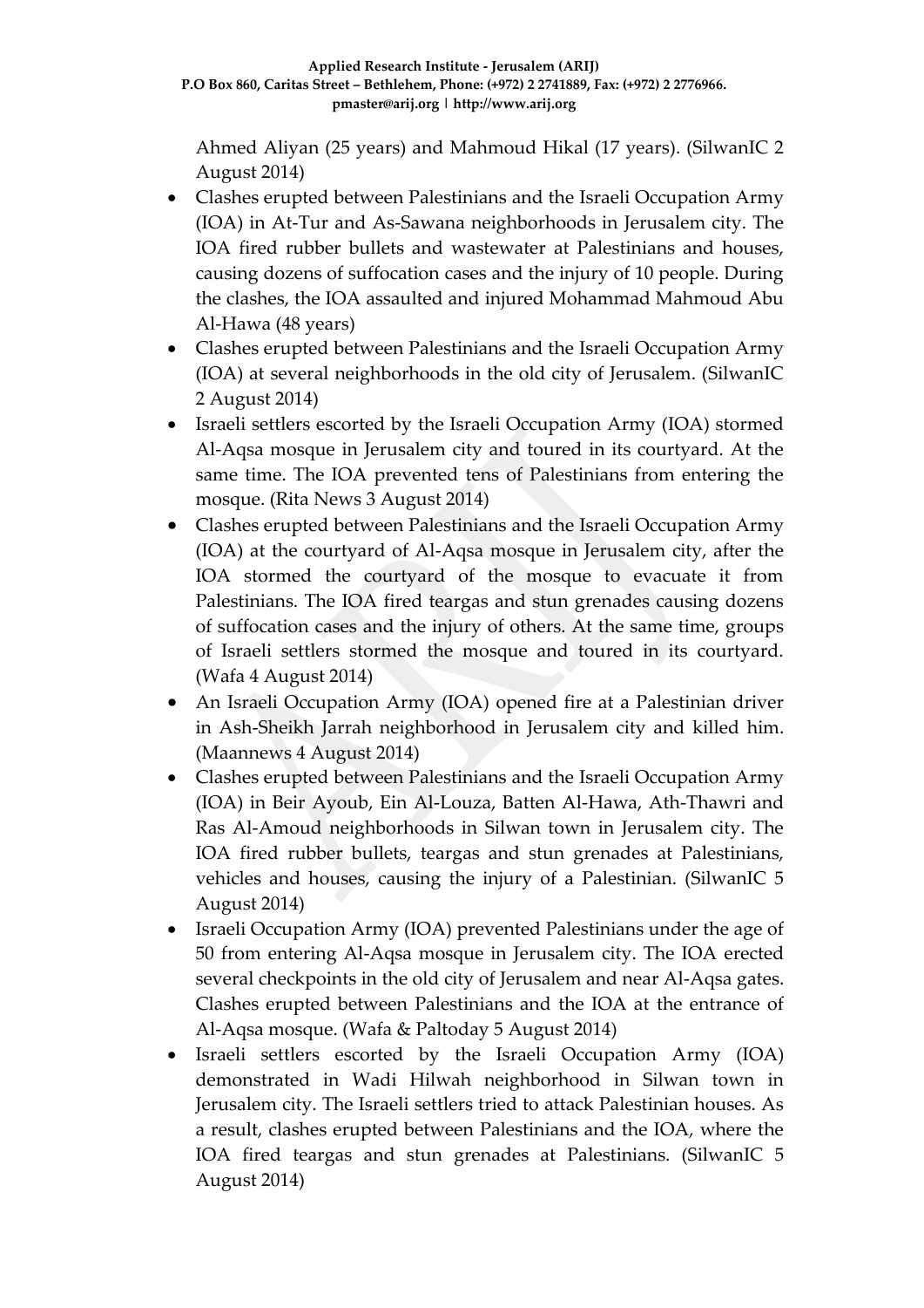Ahmed Aliyan (25 years) and Mahmoud Hikal (17 years). (SilwanIC 2 August 2014)

- Clashes erupted between Palestinians and the Israeli Occupation Army (IOA) in At-Tur and As-Sawana neighborhoods in Jerusalem city. The IOA fired rubber bullets and wastewater at Palestinians and houses, causing dozens of suffocation cases and the injury of 10 people. During the clashes, the IOA assaulted and injured Mohammad Mahmoud Abu Al-Hawa (48 years)
- Clashes erupted between Palestinians and the Israeli Occupation Army (IOA) at several neighborhoods in the old city of Jerusalem. (SilwanIC 2 August 2014)
- Israeli settlers escorted by the Israeli Occupation Army (IOA) stormed Al-Aqsa mosque in Jerusalem city and toured in its courtyard. At the same time. The IOA prevented tens of Palestinians from entering the mosque. (Rita News 3 August 2014)
- Clashes erupted between Palestinians and the Israeli Occupation Army (IOA) at the courtyard of Al-Aqsa mosque in Jerusalem city, after the IOA stormed the courtyard of the mosque to evacuate it from Palestinians. The IOA fired teargas and stun grenades causing dozens of suffocation cases and the injury of others. At the same time, groups of Israeli settlers stormed the mosque and toured in its courtyard. (Wafa 4 August 2014)
- An Israeli Occupation Army (IOA) opened fire at a Palestinian driver in Ash-Sheikh Jarrah neighborhood in Jerusalem city and killed him. (Maannews 4 August 2014)
- Clashes erupted between Palestinians and the Israeli Occupation Army (IOA) in Beir Ayoub, Ein Al-Louza, Batten Al-Hawa, Ath-Thawri and Ras Al-Amoud neighborhoods in Silwan town in Jerusalem city. The IOA fired rubber bullets, teargas and stun grenades at Palestinians, vehicles and houses, causing the injury of a Palestinian. (SilwanIC 5 August 2014)
- Israeli Occupation Army (IOA) prevented Palestinians under the age of 50 from entering Al-Aqsa mosque in Jerusalem city. The IOA erected several checkpoints in the old city of Jerusalem and near Al-Aqsa gates. Clashes erupted between Palestinians and the IOA at the entrance of Al-Aqsa mosque. (Wafa & Paltoday 5 August 2014)
- Israeli settlers escorted by the Israeli Occupation Army (IOA) demonstrated in Wadi Hilwah neighborhood in Silwan town in Jerusalem city. The Israeli settlers tried to attack Palestinian houses. As a result, clashes erupted between Palestinians and the IOA, where the IOA fired teargas and stun grenades at Palestinians. (SilwanIC 5 August 2014)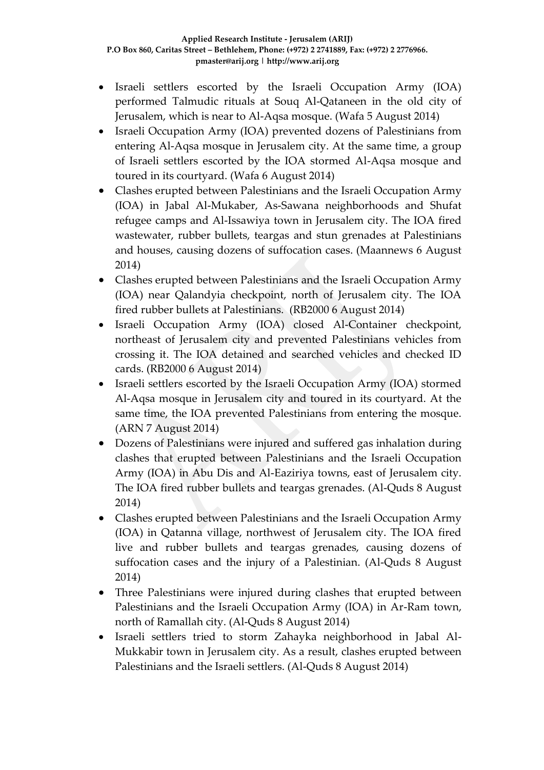- Israeli settlers escorted by the Israeli Occupation Army (IOA) performed Talmudic rituals at Souq Al-Qataneen in the old city of Jerusalem, which is near to Al-Aqsa mosque. (Wafa 5 August 2014)
- Israeli Occupation Army (IOA) prevented dozens of Palestinians from entering Al-Aqsa mosque in Jerusalem city. At the same time, a group of Israeli settlers escorted by the IOA stormed Al-Aqsa mosque and toured in its courtyard. (Wafa 6 August 2014)
- Clashes erupted between Palestinians and the Israeli Occupation Army (IOA) in Jabal Al-Mukaber, As-Sawana neighborhoods and Shufat refugee camps and Al-Issawiya town in Jerusalem city. The IOA fired wastewater, rubber bullets, teargas and stun grenades at Palestinians and houses, causing dozens of suffocation cases. (Maannews 6 August 2014)
- Clashes erupted between Palestinians and the Israeli Occupation Army (IOA) near Qalandyia checkpoint, north of Jerusalem city. The IOA fired rubber bullets at Palestinians. (RB2000 6 August 2014)
- Israeli Occupation Army (IOA) closed Al-Container checkpoint, northeast of Jerusalem city and prevented Palestinians vehicles from crossing it. The IOA detained and searched vehicles and checked ID cards. (RB2000 6 August 2014)
- Israeli settlers escorted by the Israeli Occupation Army (IOA) stormed Al-Aqsa mosque in Jerusalem city and toured in its courtyard. At the same time, the IOA prevented Palestinians from entering the mosque. (ARN 7 August 2014)
- Dozens of Palestinians were injured and suffered gas inhalation during clashes that erupted between Palestinians and the Israeli Occupation Army (IOA) in Abu Dis and Al-Eaziriya towns, east of Jerusalem city. The IOA fired rubber bullets and teargas grenades. (Al-Quds 8 August 2014)
- Clashes erupted between Palestinians and the Israeli Occupation Army (IOA) in Qatanna village, northwest of Jerusalem city. The IOA fired live and rubber bullets and teargas grenades, causing dozens of suffocation cases and the injury of a Palestinian. (Al-Quds 8 August 2014)
- Three Palestinians were injured during clashes that erupted between Palestinians and the Israeli Occupation Army (IOA) in Ar-Ram town, north of Ramallah city. (Al-Quds 8 August 2014)
- Israeli settlers tried to storm Zahayka neighborhood in Jabal Al-Mukkabir town in Jerusalem city. As a result, clashes erupted between Palestinians and the Israeli settlers. (Al-Quds 8 August 2014)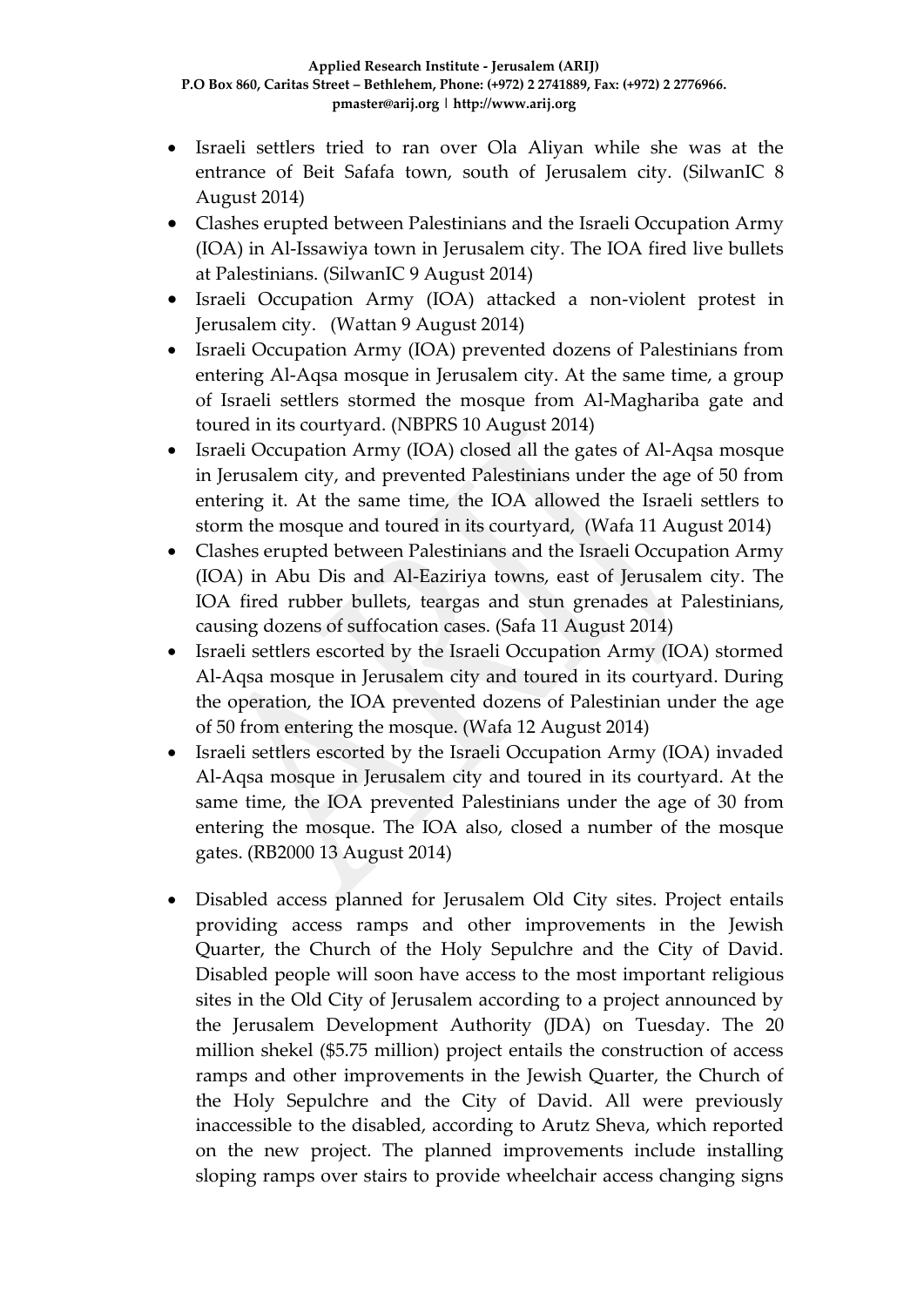- Israeli settlers tried to ran over Ola Aliyan while she was at the entrance of Beit Safafa town, south of Jerusalem city. (SilwanIC 8 August 2014)
- Clashes erupted between Palestinians and the Israeli Occupation Army (IOA) in Al-Issawiya town in Jerusalem city. The IOA fired live bullets at Palestinians. (SilwanIC 9 August 2014)
- Israeli Occupation Army (IOA) attacked a non-violent protest in Jerusalem city. (Wattan 9 August 2014)
- Israeli Occupation Army (IOA) prevented dozens of Palestinians from entering Al-Aqsa mosque in Jerusalem city. At the same time, a group of Israeli settlers stormed the mosque from Al-Maghariba gate and toured in its courtyard. (NBPRS 10 August 2014)
- Israeli Occupation Army (IOA) closed all the gates of Al-Aqsa mosque in Jerusalem city, and prevented Palestinians under the age of 50 from entering it. At the same time, the IOA allowed the Israeli settlers to storm the mosque and toured in its courtyard, (Wafa 11 August 2014)
- Clashes erupted between Palestinians and the Israeli Occupation Army (IOA) in Abu Dis and Al-Eaziriya towns, east of Jerusalem city. The IOA fired rubber bullets, teargas and stun grenades at Palestinians, causing dozens of suffocation cases. (Safa 11 August 2014)
- Israeli settlers escorted by the Israeli Occupation Army (IOA) stormed Al-Aqsa mosque in Jerusalem city and toured in its courtyard. During the operation, the IOA prevented dozens of Palestinian under the age of 50 from entering the mosque. (Wafa 12 August 2014)
- Israeli settlers escorted by the Israeli Occupation Army (IOA) invaded Al-Aqsa mosque in Jerusalem city and toured in its courtyard. At the same time, the IOA prevented Palestinians under the age of 30 from entering the mosque. The IOA also, closed a number of the mosque gates. (RB2000 13 August 2014)

- Disabled access planned for Jerusalem Old City sites. Project entails providing access ramps and other improvements in the Jewish Quarter, the Church of the Holy Sepulchre and the City of David. Disabled people will soon have access to the most important religious sites in the Old City of Jerusalem according to a project announced by the Jerusalem Development Authority (JDA) on Tuesday. The 20 million shekel ($5.75 million) project entails the construction of access ramps and other improvements in the Jewish Quarter, the Church of the Holy Sepulchre and the City of David. All were previously inaccessible to the disabled, according to Arutz Sheva, which reported on the new project. The planned improvements include installing sloping ramps over stairs to provide wheelchair access changing signs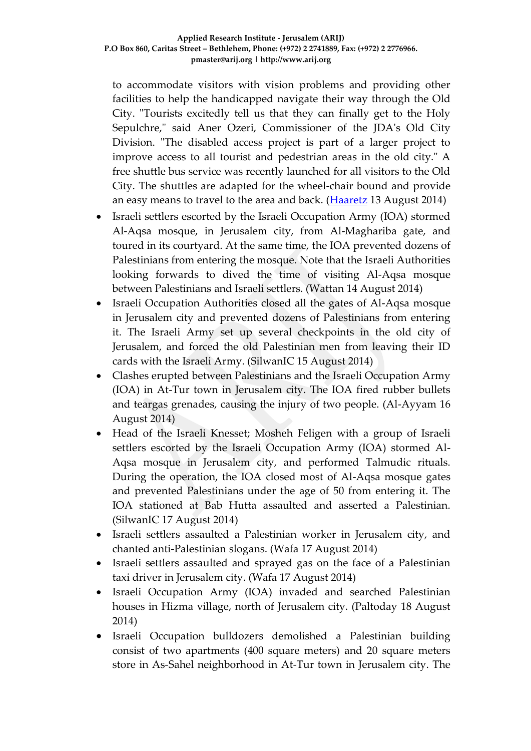to accommodate visitors with vision problems and providing other facilities to help the handicapped navigate their way through the Old City. "Tourists excitedly tell us that they can finally get to the Holy Sepulchre," said Aner Ozeri, Commissioner of the JDA's Old City Division. "The disabled access project is part of a larger project to improve access to all tourist and pedestrian areas in the old city." A free shuttle bus service was recently launched for all visitors to the Old City. The shuttles are adapted for the wheel-chair bound and provide an easy means to travel to the area and back. (Haaretz 13 August 2014)

- Israeli settlers escorted by the Israeli Occupation Army (IOA) stormed Al-Aqsa mosque, in Jerusalem city, from Al-Magharиba gate, and toured in its courtyard. At the same time, the IOA prevented dozens of Palestinians from entering the mosque. Note that the Israeli Authorities looking forwards to dived the time of visiting Al-Aqsa mosque between Palestinians and Israeli settlers. (Wattan 14 August 2014)
- Israeli Occupation Authorities closed all the gates of Al-Aqsa mosque in Jerusalem city and prevented dozens of Palestinians from entering it. The Israeli Army set up several checkpoints in the old city of Jerusalem, and forced the old Palestinian men from leaving their ID cards with the Israeli Army. (SilwanIC 15 August 2014)
- Clashes erupted between Palestinians and the Israeli Occupation Army (IOA) in At-Tur town in Jerusalem city. The IOA fired rubber bullets and teargas grenades, causing the injury of two people. (Al-Ayyam 16 August 2014)
- Head of the Israeli Knesset; Mosheh Feligen with a group of Israeli settlers escorted by the Israeli Occupation Army (IOA) stormed Al-Aqsa mosque in Jerusalem city, and performed Talmudic rituals. During the operation, the IOA closed most of Al-Aqsa mosque gates and prevented Palestinians under the age of 50 from entering it. The IOA stationed at Bab Hutta assaulted and asserted a Palestinian. (SilwanIC 17 August 2014)
- Israeli settlers assaulted a Palestinian worker in Jerusalem city, and chanted anti-Palestinian slogans. (Wafa 17 August 2014)
- Israeli settlers assaulted and sprayed gas on the face of a Palestinian taxi driver in Jerusalem city. (Wafa 17 August 2014)
- Israeli Occupation Army (IOA) invaded and searched Palestinian houses in Hizma village, north of Jerusalem city. (Paltoday 18 August 2014)
- Israeli Occupation bulldozers demolished a Palestinian building consist of two apartments (400 square meters) and 20 square meters store in As-Sahel neighborhood in At-Tur town in Jerusalem city. The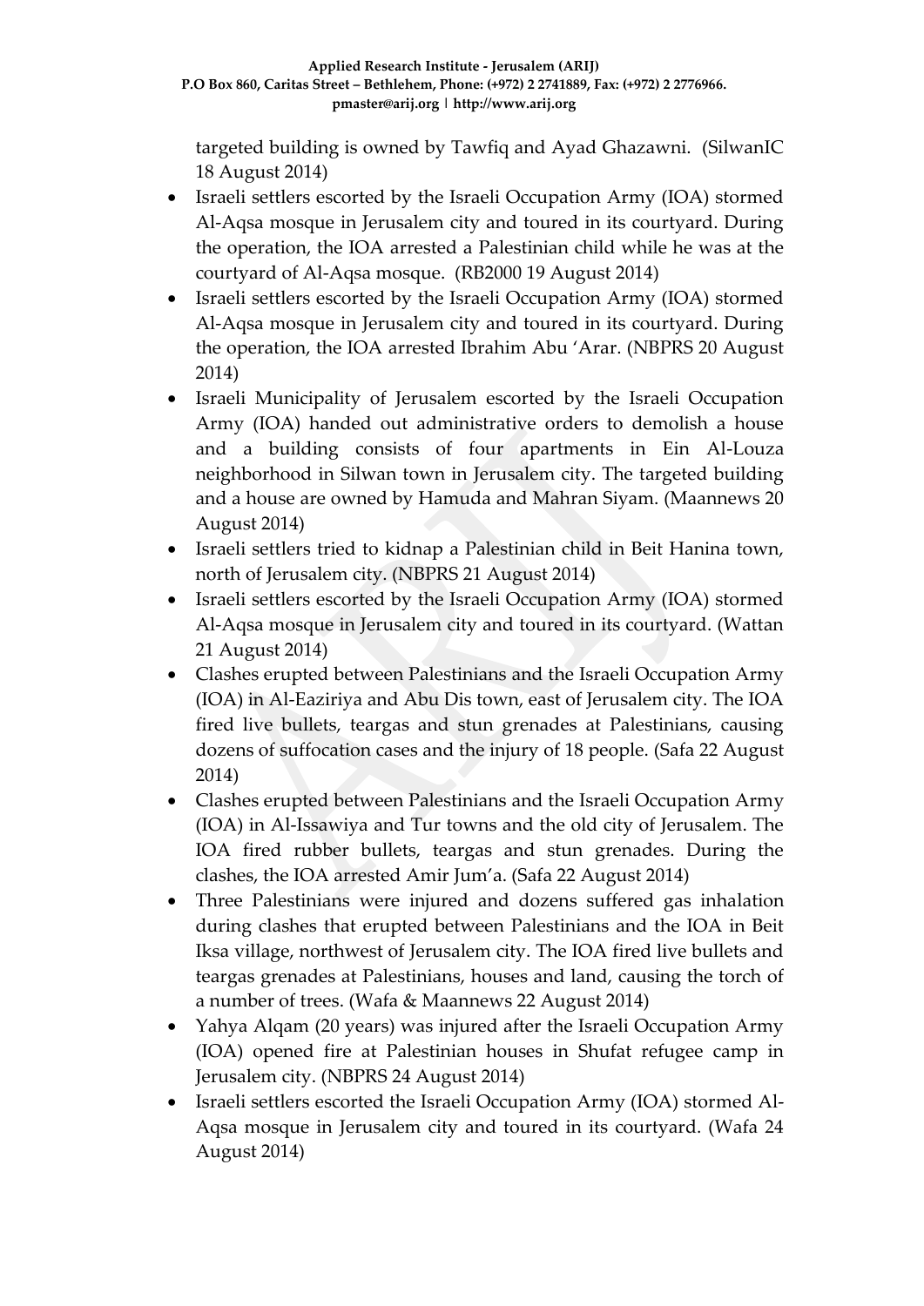targeted building is owned by Tawfiq and Ayad Ghazawni. (SilwanIC 18 August 2014)

- Israeli settlers escorted by the Israeli Occupation Army (IOA) stormed Al-Aqsa mosque in Jerusalem city and toured in its courtyard. During the operation, the IOA arrested a Palestinian child while he was at the courtyard of Al-Aqsa mosque. (RB2000 19 August 2014)
- Israeli settlers escorted by the Israeli Occupation Army (IOA) stormed Al-Aqsa mosque in Jerusalem city and toured in its courtyard. During the operation, the IOA arrested Ibrahim Abu 'Arar. (NBPRS 20 August 2014)
- Israeli Municipality of Jerusalem escorted by the Israeli Occupation Army (IOA) handed out administrative orders to demolish a house and a building consists of four apartments in Ein Al-Louza neighborhood in Silwan town in Jerusalem city. The targeted building and a house are owned by Hamuda and Mahran Siyam. (Maannews 20 August 2014)
- Israeli settlers tried to kidnap a Palestinian child in Beit Hanina town, north of Jerusalem city. (NBPRS 21 August 2014)
- Israeli settlers escorted by the Israeli Occupation Army (IOA) stormed Al-Aqsa mosque in Jerusalem city and toured in its courtyard. (Wattan 21 August 2014)
- Clashes erupted between Palestinians and the Israeli Occupation Army (IOA) in Al-Eaziriya and Abu Dis town, east of Jerusalem city. The IOA fired live bullets, teargas and stun grenades at Palestinians, causing dozens of suffocation cases and the injury of 18 people. (Safa 22 August 2014)
- Clashes erupted between Palestinians and the Israeli Occupation Army (IOA) in Al-Issawiya and Tur towns and the old city of Jerusalem. The IOA fired rubber bullets, teargas and stun grenades. During the clashes, the IOA arrested Amir Jum'a. (Safa 22 August 2014)
- Three Palestinians were injured and dozens suffered gas inhalation during clashes that erupted between Palestinians and the IOA in Beit Iksa village, northwest of Jerusalem city. The IOA fired live bullets and teargas grenades at Palestinians, houses and land, causing the torch of a number of trees. (Wafa & Maannews 22 August 2014)
- Yahya Alqam (20 years) was injured after the Israeli Occupation Army (IOA) opened fire at Palestinian houses in Shufat refugee camp in Jerusalem city. (NBPRS 24 August 2014)
- Israeli settlers escorted the Israeli Occupation Army (IOA) stormed Al-Aqsa mosque in Jerusalem city and toured in its courtyard. (Wafa 24 August 2014)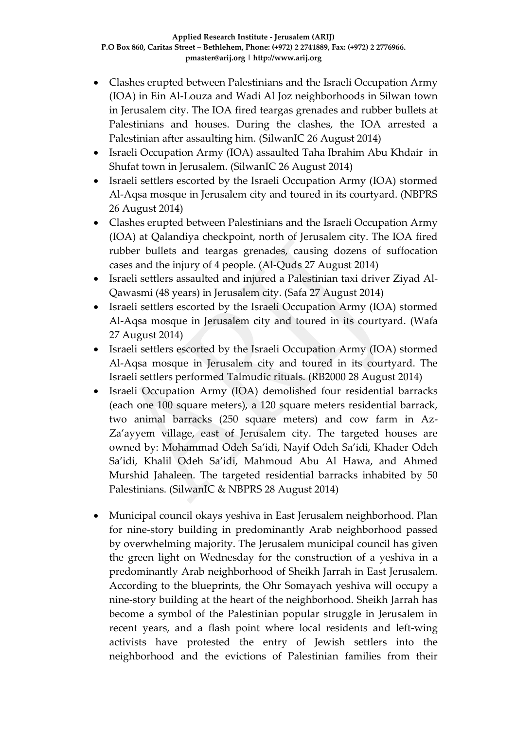- Clashes erupted between Palestinians and the Israeli Occupation Army (IOA) in Ein Al-Louza and Wadi Al Joz neighborhoods in Silwan town in Jerusalem city. The IOA fired teargas grenades and rubber bullets at Palestinians and houses. During the clashes, the IOA arrested a Palestinian after assaulting him. (SilwanIC 26 August 2014)
- Israeli Occupation Army (IOA) assaulted Taha Ibrahim Abu Khdair in Shufat town in Jerusalem. (SilwanIC 26 August 2014)
- Israeli settlers escorted by the Israeli Occupation Army (IOA) stormed Al-Aqsa mosque in Jerusalem city and toured in its courtyard. (NBPRS 26 August 2014)
- Clashes erupted between Palestinians and the Israeli Occupation Army (IOA) at Qalandiya checkpoint, north of Jerusalem city. The IOA fired rubber bullets and teargas grenades, causing dozens of suffocation cases and the injury of 4 people. (Al-Quds 27 August 2014)
- Israeli settlers assaulted and injured a Palestinian taxi driver Ziyad Al-Qawasmi (48 years) in Jerusalem city. (Safa 27 August 2014)
- Israeli settlers escorted by the Israeli Occupation Army (IOA) stormed Al-Aqsa mosque in Jerusalem city and toured in its courtyard. (Wafa 27 August 2014)
- Israeli settlers escorted by the Israeli Occupation Army (IOA) stormed Al-Aqsa mosque in Jerusalem city and toured in its courtyard. The Israeli settlers performed Talmudic rituals. (RB2000 28 August 2014)
- Israeli Occupation Army (IOA) demolished four residential barracks (each one 100 square meters), a 120 square meters residential barrack, two animal barracks (250 square meters) and cow farm in Az-Za'ayyem village, east of Jerusalem city. The targeted houses are owned by: Mohammad Odeh Sa'idi, Nayif Odeh Sa'idi, Khader Odeh Sa'idi, Khalil Odeh Sa'idi, Mahmoud Abu Al Hawa, and Ahmed Murshid Jahaleen. The targeted residential barracks inhabited by 50 Palestinians. (SilwanIC & NBPRS 28 August 2014)

- Municipal council okays yeshiva in East Jerusalem neighborhood. Plan for nine-story building in predominantly Arab neighborhood passed by overwhelming majority. The Jerusalem municipal council has given the green light on Wednesday for the construction of a yeshiva in a predominantly Arab neighborhood of Sheikh Jarrah in East Jerusalem. According to the blueprints, the Ohr Somayach yeshiva will occupy a nine-story building at the heart of the neighborhood. Sheikh Jarrah has become a symbol of the Palestinian popular struggle in Jerusalem in recent years, and a flash point where local residents and left-wing activists have protested the entry of Jewish settlers into the neighborhood and the evictions of Palestinian families from their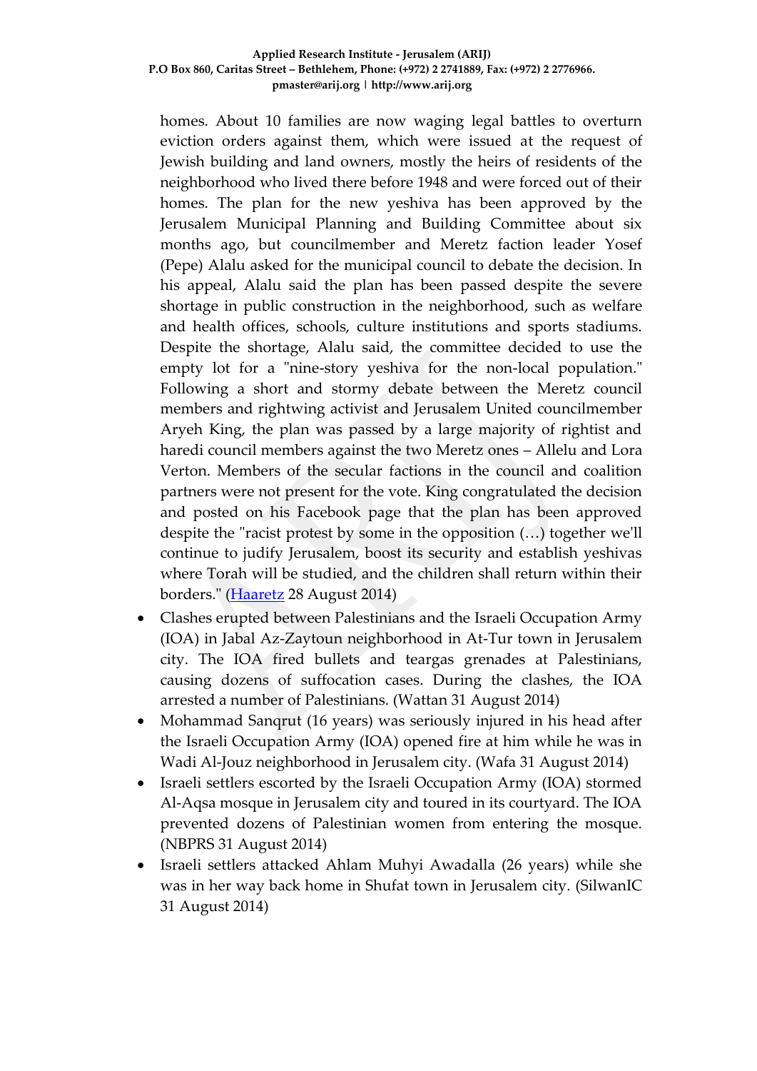homes. About 10 families are now waging legal battles to overturn eviction orders against them, which were issued at the request of Jewish building and land owners, mostly the heirs of residents of the neighborhood who lived there before 1948 and were forced out of their homes. The plan for the new yeshiva has been approved by the Jerusalem Municipal Planning and Building Committee about six months ago, but councilmember and Meretz faction leader Yosef (Pepe) Alalu asked for the municipal council to debate the decision. In his appeal, Alalu said the plan has been passed despite the severe shortage in public construction in the neighborhood, such as welfare and health offices, schools, culture institutions and sports stadiums. Despite the shortage, Alalu said, the committee decided to use the empty lot for a "nine-story yeshiva for the non-local population." Following a short and stormy debate between the Meretz council members and rightwing activist and Jerusalem United councilmember Aryeh King, the plan was passed by a large majority of rightist and haredi council members against the two Meretz ones – Allelu and Lora Verton. Members of the secular factions in the council and coalition partners were not present for the vote. King congratulated the decision and posted on his Facebook page that the plan has been approved despite the "racist protest by some in the opposition (…) together we'll continue to judify Jerusalem, boost its security and establish yeshivas where Torah will be studied, and the children shall return within their borders." (Haaretz 28 August 2014)

- Clashes erupted between Palestinians and the Israeli Occupation Army (IOA) in Jabal Az-Zaytoun neighborhood in At-Tur town in Jerusalem city. The IOA fired bullets and teargas grenades at Palestinians, causing dozens of suffocation cases. During the clashes, the IOA arrested a number of Palestinians. (Wattan 31 August 2014)
- Mohammad Sanqrut (16 years) was seriously injured in his head after the Israeli Occupation Army (IOA) opened fire at him while he was in Wadi Al-Jouz neighborhood in Jerusalem city. (Wafa 31 August 2014)
- Israeli settlers escorted by the Israeli Occupation Army (IOA) stormed Al-Aqsa mosque in Jerusalem city and toured in its courtyard. The IOA prevented dozens of Palestinian women from entering the mosque. (NBPRS 31 August 2014)
- Israeli settlers attacked Ahlam Muhyi Awadalla (26 years) while she was in her way back home in Shufat town in Jerusalem city. (SilwanIC 31 August 2014)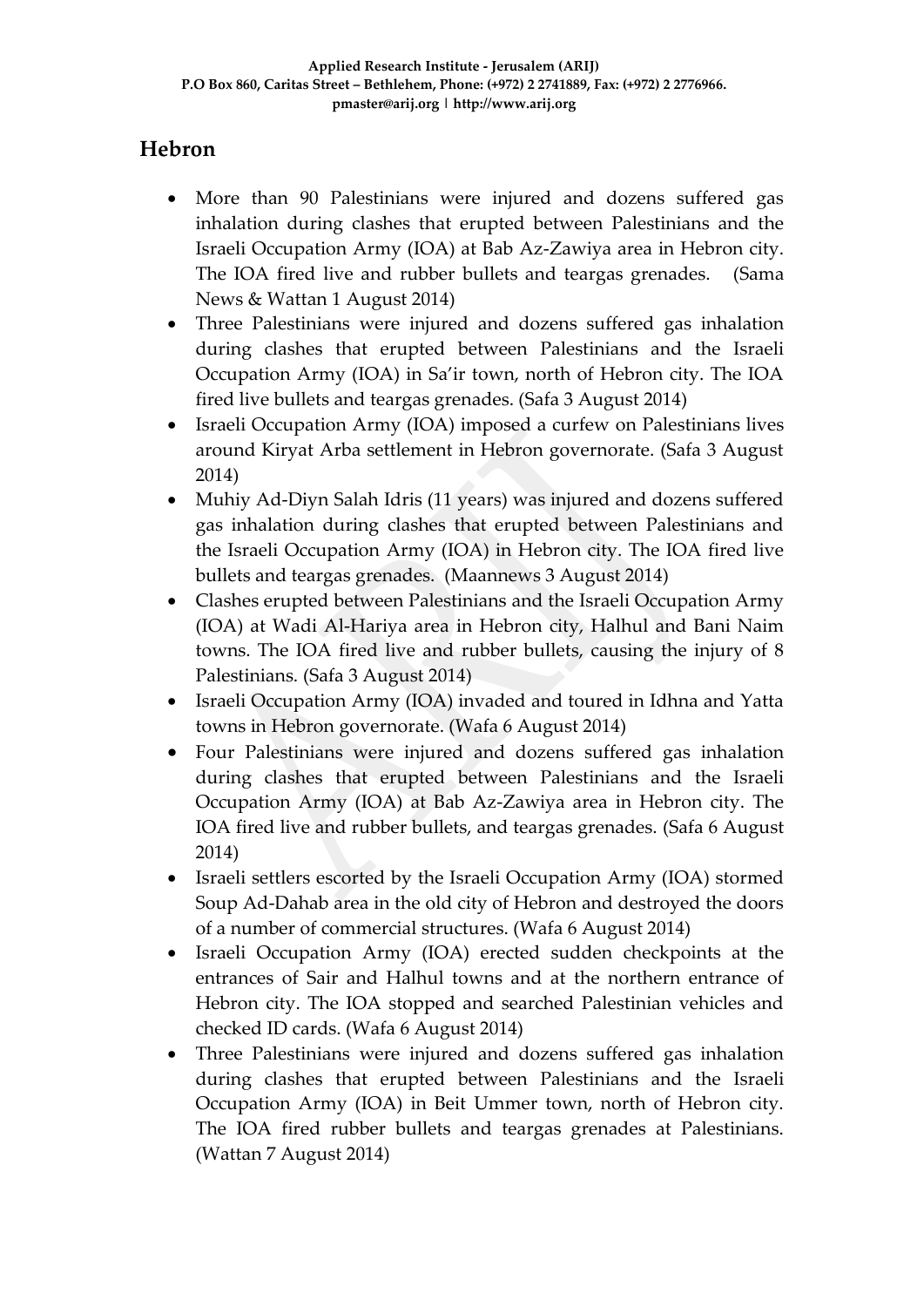## Hebron

- More than 90 Palestinians were injured and dozens suffered gas inhalation during clashes that erupted between Palestinians and the Israeli Occupation Army (IOA) at Bab Az-Zawiya area in Hebron city. The IOA fired live and rubber bullets and teargas grenades. (Sama News & Wattan 1 August 2014)
- Three Palestinians were injured and dozens suffered gas inhalation during clashes that erupted between Palestinians and the Israeli Occupation Army (IOA) in Sa'ir town, north of Hebron city. The IOA fired live bullets and teargas grenades. (Safa 3 August 2014)
- Israeli Occupation Army (IOA) imposed a curfew on Palestinians lives around Kiryat Arba settlement in Hebron governorate. (Safa 3 August 2014)
- Muhiy Ad-Diyn Salah Idris (11 years) was injured and dozens suffered gas inhalation during clashes that erupted between Palestinians and the Israeli Occupation Army (IOA) in Hebron city. The IOA fired live bullets and teargas grenades. (Maannews 3 August 2014)
- Clashes erupted between Palestinians and the Israeli Occupation Army (IOA) at Wadi Al-Hariya area in Hebron city, Halhul and Bani Naim towns. The IOA fired live and rubber bullets, causing the injury of 8 Palestinians. (Safa 3 August 2014)
- Israeli Occupation Army (IOA) invaded and toured in Idhna and Yatta towns in Hebron governorate. (Wafa 6 August 2014)
- Four Palestinians were injured and dozens suffered gas inhalation during clashes that erupted between Palestinians and the Israeli Occupation Army (IOA) at Bab Az-Zawiya area in Hebron city. The IOA fired live and rubber bullets, and teargas grenades. (Safa 6 August 2014)
- Israeli settlers escorted by the Israeli Occupation Army (IOA) stormed Soup Ad-Dahab area in the old city of Hebron and destroyed the doors of a number of commercial structures. (Wafa 6 August 2014)
- Israeli Occupation Army (IOA) erected sudden checkpoints at the entrances of Sair and Halhul towns and at the northern entrance of Hebron city. The IOA stopped and searched Palestinian vehicles and checked ID cards. (Wafa 6 August 2014)
- Three Palestinians were injured and dozens suffered gas inhalation during clashes that erupted between Palestinians and the Israeli Occupation Army (IOA) in Beit Ummer town, north of Hebron city. The IOA fired rubber bullets and teargas grenades at Palestinians. (Wattan 7 August 2014)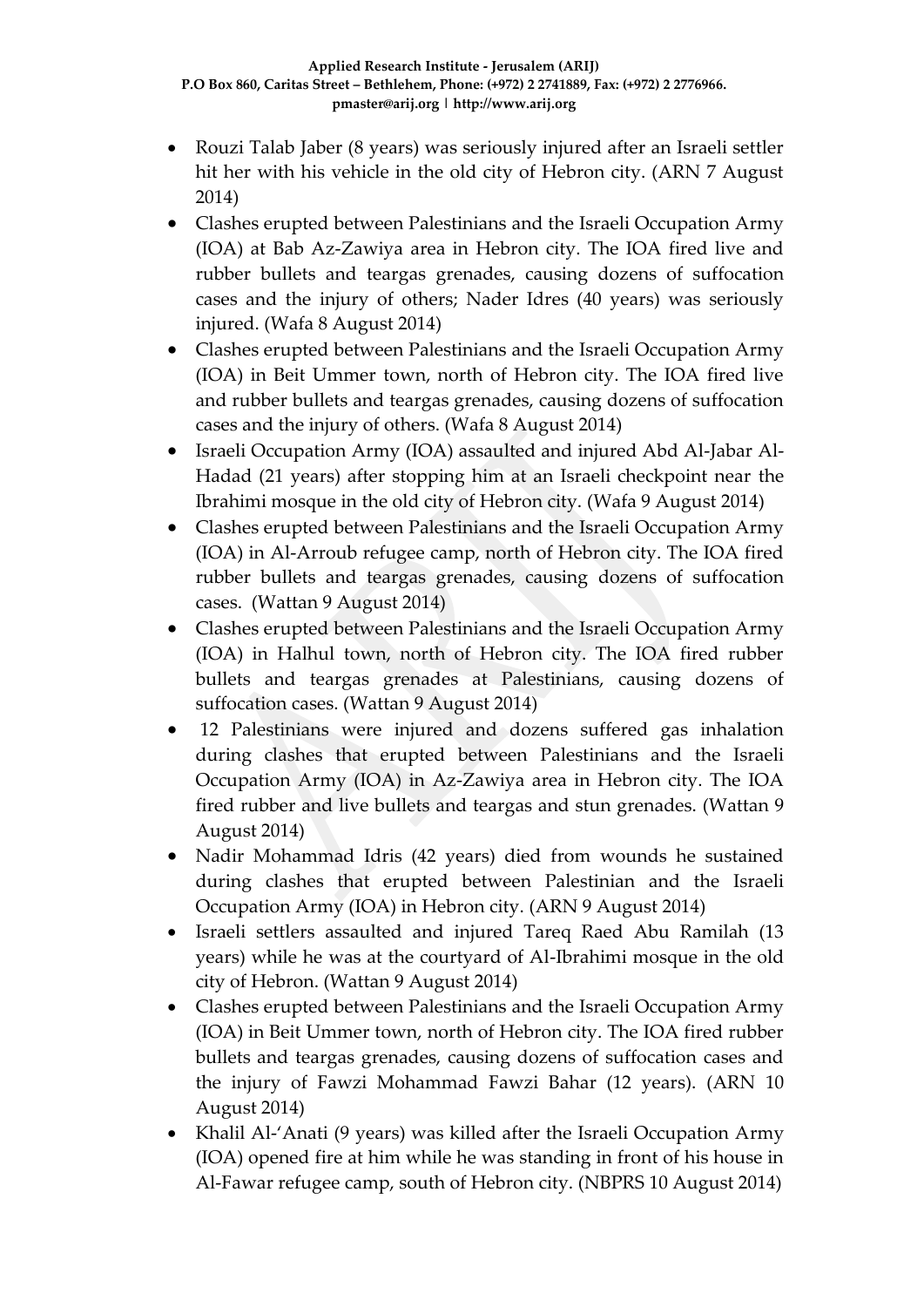- Rouzi Talab Jaber (8 years) was seriously injured after an Israeli settler hit her with his vehicle in the old city of Hebron city. (ARN 7 August 2014)
- Clashes erupted between Palestinians and the Israeli Occupation Army (IOA) at Bab Az-Zawiya area in Hebron city. The IOA fired live and rubber bullets and teargas grenades, causing dozens of suffocation cases and the injury of others; Nader Idres (40 years) was seriously injured. (Wafa 8 August 2014)
- Clashes erupted between Palestinians and the Israeli Occupation Army (IOA) in Beit Ummer town, north of Hebron city. The IOA fired live and rubber bullets and teargas grenades, causing dozens of suffocation cases and the injury of others. (Wafa 8 August 2014)
- Israeli Occupation Army (IOA) assaulted and injured Abd Al-Jabar Al-Hadad (21 years) after stopping him at an Israeli checkpoint near the Ibrahimi mosque in the old city of Hebron city. (Wafa 9 August 2014)
- Clashes erupted between Palestinians and the Israeli Occupation Army (IOA) in Al-Arroub refugee camp, north of Hebron city. The IOA fired rubber bullets and teargas grenades, causing dozens of suffocation cases. (Wattan 9 August 2014)
- Clashes erupted between Palestinians and the Israeli Occupation Army (IOA) in Halhul town, north of Hebron city. The IOA fired rubber bullets and teargas grenades at Palestinians, causing dozens of suffocation cases. (Wattan 9 August 2014)
- 12 Palestinians were injured and dozens suffered gas inhalation during clashes that erupted between Palestinians and the Israeli Occupation Army (IOA) in Az-Zawiya area in Hebron city. The IOA fired rubber and live bullets and teargas and stun grenades. (Wattan 9 August 2014)
- Nadir Mohammad Idris (42 years) died from wounds he sustained during clashes that erupted between Palestinian and the Israeli Occupation Army (IOA) in Hebron city. (ARN 9 August 2014)
- Israeli settlers assaulted and injured Tareq Raed Abu Ramilah (13 years) while he was at the courtyard of Al-Ibrahimi mosque in the old city of Hebron. (Wattan 9 August 2014)
- Clashes erupted between Palestinians and the Israeli Occupation Army (IOA) in Beit Ummer town, north of Hebron city. The IOA fired rubber bullets and teargas grenades, causing dozens of suffocation cases and the injury of Fawzi Mohammad Fawzi Bahar (12 years). (ARN 10 August 2014)
- Khalil Al-'Anati (9 years) was killed after the Israeli Occupation Army (IOA) opened fire at him while he was standing in front of his house in Al-Fawar refugee camp, south of Hebron city. (NBPRS 10 August 2014)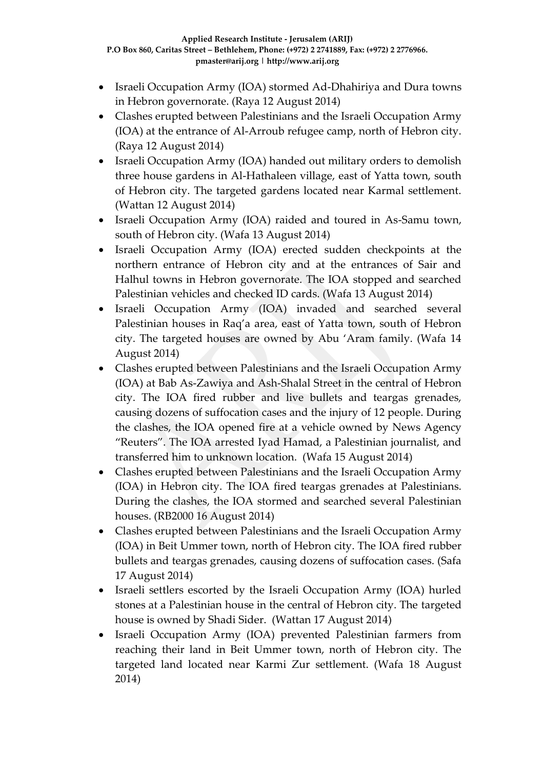- Israeli Occupation Army (IOA) stormed Ad-Dhahiriya and Dura towns in Hebron governorate. (Raya 12 August 2014)
- Clashes erupted between Palestinians and the Israeli Occupation Army (IOA) at the entrance of Al-Arroub refugee camp, north of Hebron city. (Raya 12 August 2014)
- Israeli Occupation Army (IOA) handed out military orders to demolish three house gardens in Al-Hathaleen village, east of Yatta town, south of Hebron city. The targeted gardens located near Karmal settlement. (Wattan 12 August 2014)
- Israeli Occupation Army (IOA) raided and toured in As-Samu town, south of Hebron city. (Wafa 13 August 2014)
- Israeli Occupation Army (IOA) erected sudden checkpoints at the northern entrance of Hebron city and at the entrances of Sair and Halhul towns in Hebron governorate. The IOA stopped and searched Palestinian vehicles and checked ID cards. (Wafa 13 August 2014)
- Israeli Occupation Army (IOA) invaded and searched several Palestinian houses in Raq'a area, east of Yatta town, south of Hebron city. The targeted houses are owned by Abu 'Aram family. (Wafa 14 August 2014)
- Clashes erupted between Palestinians and the Israeli Occupation Army (IOA) at Bab As-Zawiya and Ash-Shalal Street in the central of Hebron city. The IOA fired rubber and live bullets and teargas grenades, causing dozens of suffocation cases and the injury of 12 people. During the clashes, the IOA opened fire at a vehicle owned by News Agency "Reuters". The IOA arrested Iyad Hamad, a Palestinian journalist, and transferred him to unknown location. (Wafa 15 August 2014)
- Clashes erupted between Palestinians and the Israeli Occupation Army (IOA) in Hebron city. The IOA fired teargas grenades at Palestinians. During the clashes, the IOA stormed and searched several Palestinian houses. (RB2000 16 August 2014)
- Clashes erupted between Palestinians and the Israeli Occupation Army (IOA) in Beit Ummer town, north of Hebron city. The IOA fired rubber bullets and teargas grenades, causing dozens of suffocation cases. (Safa 17 August 2014)
- Israeli settlers escorted by the Israeli Occupation Army (IOA) hurled stones at a Palestinian house in the central of Hebron city. The targeted house is owned by Shadi Sider. (Wattan 17 August 2014)
- Israeli Occupation Army (IOA) prevented Palestinian farmers from reaching their land in Beit Ummer town, north of Hebron city. The targeted land located near Karmi Zur settlement. (Wafa 18 August 2014)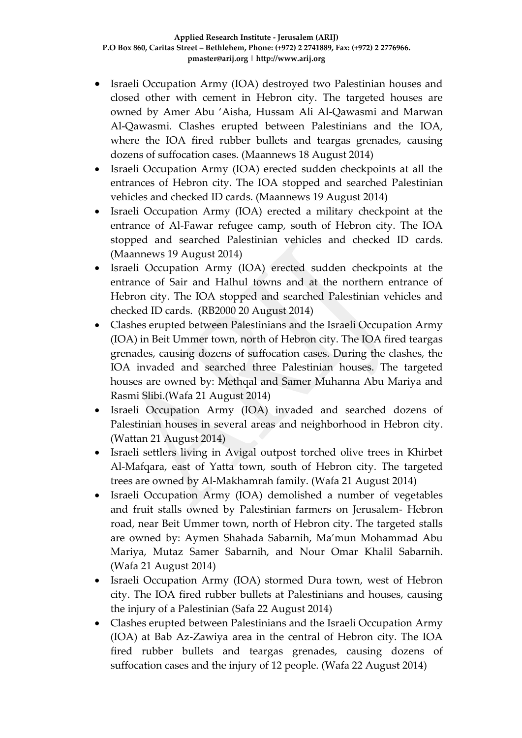- Israeli Occupation Army (IOA) destroyed two Palestinian houses and closed other with cement in Hebron city. The targeted houses are owned by Amer Abu 'Aisha, Hussam Ali Al-Qawasmi and Marwan Al-Qawasmi. Clashes erupted between Palestinians and the IOA, where the IOA fired rubber bullets and teargas grenades, causing dozens of suffocation cases. (Maannews 18 August 2014)
- Israeli Occupation Army (IOA) erected sudden checkpoints at all the entrances of Hebron city. The IOA stopped and searched Palestinian vehicles and checked ID cards. (Maannews 19 August 2014)
- Israeli Occupation Army (IOA) erected a military checkpoint at the entrance of Al-Fawar refugee camp, south of Hebron city. The IOA stopped and searched Palestinian vehicles and checked ID cards. (Maannews 19 August 2014)
- Israeli Occupation Army (IOA) erected sudden checkpoints at the entrance of Sair and Halhul towns and at the northern entrance of Hebron city. The IOA stopped and searched Palestinian vehicles and checked ID cards. (RB2000 20 August 2014)
- Clashes erupted between Palestinians and the Israeli Occupation Army (IOA) in Beit Ummer town, north of Hebron city. The IOA fired teargas grenades, causing dozens of suffocation cases. During the clashes, the IOA invaded and searched three Palestinian houses. The targeted houses are owned by: Methqal and Samer Muhanna Abu Mariya and Rasmi Slibi.(Wafa 21 August 2014)
- Israeli Occupation Army (IOA) invaded and searched dozens of Palestinian houses in several areas and neighborhood in Hebron city. (Wattan 21 August 2014)
- Israeli settlers living in Avigal outpost torched olive trees in Khirbet Al-Mafqara, east of Yatta town, south of Hebron city. The targeted trees are owned by Al-Makhamrah family. (Wafa 21 August 2014)
- Israeli Occupation Army (IOA) demolished a number of vegetables and fruit stalls owned by Palestinian farmers on Jerusalem- Hebron road, near Beit Ummer town, north of Hebron city. The targeted stalls are owned by: Aymen Shahada Sabarnih, Ma'mun Mohammad Abu Mariya, Mutaz Samer Sabarnih, and Nour Omar Khalil Sabarnih. (Wafa 21 August 2014)
- Israeli Occupation Army (IOA) stormed Dura town, west of Hebron city. The IOA fired rubber bullets at Palestinians and houses, causing the injury of a Palestinian (Safa 22 August 2014)
- Clashes erupted between Palestinians and the Israeli Occupation Army (IOA) at Bab Az-Zawiya area in the central of Hebron city. The IOA fired rubber bullets and teargas grenades, causing dozens of suffocation cases and the injury of 12 people. (Wafa 22 August 2014)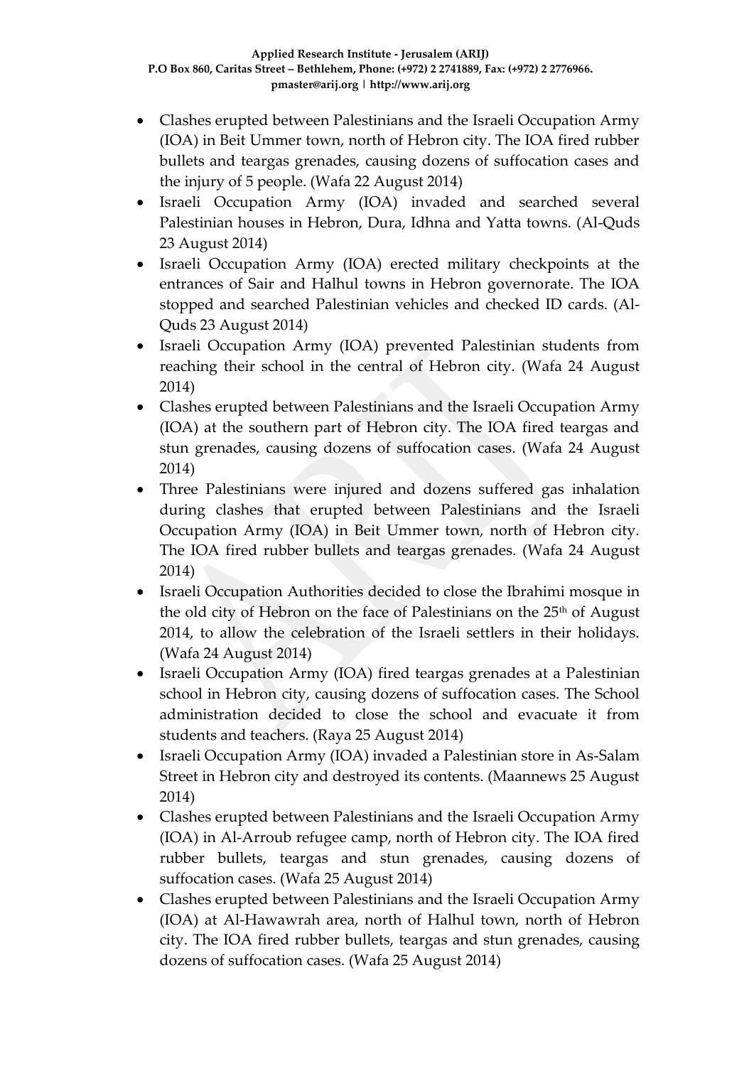- Clashes erupted between Palestinians and the Israeli Occupation Army (IOA) in Beit Ummer town, north of Hebron city. The IOA fired rubber bullets and teargas grenades, causing dozens of suffocation cases and the injury of 5 people. (Wafa 22 August 2014)
- Israeli Occupation Army (IOA) invaded and searched several Palestinian houses in Hebron, Dura, Idhna and Yatta towns. (Al-Quds 23 August 2014)
- Israeli Occupation Army (IOA) erected military checkpoints at the entrances of Sair and Halhul towns in Hebron governorate. The IOA stopped and searched Palestinian vehicles and checked ID cards. (Al-Quds 23 August 2014)
- Israeli Occupation Army (IOA) prevented Palestinian students from reaching their school in the central of Hebron city. (Wafa 24 August 2014)
- Clashes erupted between Palestinians and the Israeli Occupation Army (IOA) at the southern part of Hebron city. The IOA fired teargas and stun grenades, causing dozens of suffocation cases. (Wafa 24 August 2014)
- Three Palestinians were injured and dozens suffered gas inhalation during clashes that erupted between Palestinians and the Israeli Occupation Army (IOA) in Beit Ummer town, north of Hebron city. The IOA fired rubber bullets and teargas grenades. (Wafa 24 August 2014)
- Israeli Occupation Authorities decided to close the Ibrahimi mosque in the old city of Hebron on the face of Palestinians on the 25th of August 2014, to allow the celebration of the Israeli settlers in their holidays. (Wafa 24 August 2014)
- Israeli Occupation Army (IOA) fired teargas grenades at a Palestinian school in Hebron city, causing dozens of suffocation cases. The School administration decided to close the school and evacuate it from students and teachers. (Raya 25 August 2014)
- Israeli Occupation Army (IOA) invaded a Palestinian store in As-Salam Street in Hebron city and destroyed its contents. (Maannews 25 August 2014)
- Clashes erupted between Palestinians and the Israeli Occupation Army (IOA) in Al-Arroub refugee camp, north of Hebron city. The IOA fired rubber bullets, teargas and stun grenades, causing dozens of suffocation cases. (Wafa 25 August 2014)
- Clashes erupted between Palestinians and the Israeli Occupation Army (IOA) at Al-Hawawrah area, north of Halhul town, north of Hebron city. The IOA fired rubber bullets, teargas and stun grenades, causing dozens of suffocation cases. (Wafa 25 August 2014)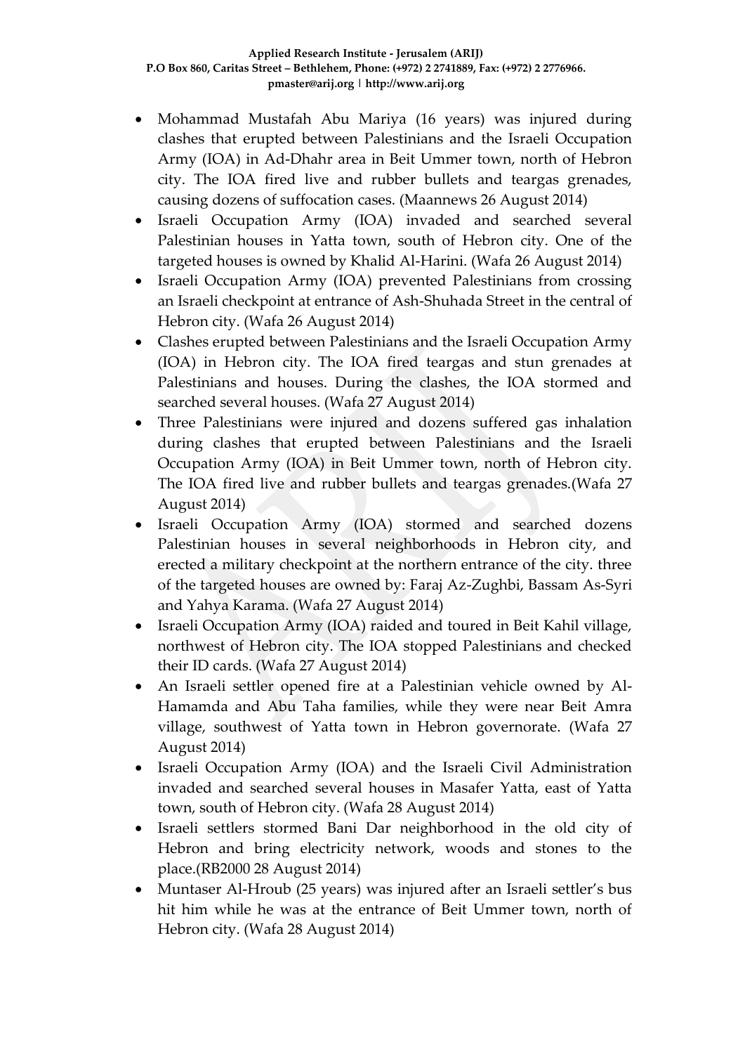- Mohammad Mustafah Abu Mariya (16 years) was injured during clashes that erupted between Palestinians and the Israeli Occupation Army (IOA) in Ad-Dhahr area in Beit Ummer town, north of Hebron city. The IOA fired live and rubber bullets and teargas grenades, causing dozens of suffocation cases. (Maannews 26 August 2014)
- Israeli Occupation Army (IOA) invaded and searched several Palestinian houses in Yatta town, south of Hebron city. One of the targeted houses is owned by Khalid Al-Harini. (Wafa 26 August 2014)
- Israeli Occupation Army (IOA) prevented Palestinians from crossing an Israeli checkpoint at entrance of Ash-Shuhada Street in the central of Hebron city. (Wafa 26 August 2014)
- Clashes erupted between Palestinians and the Israeli Occupation Army (IOA) in Hebron city. The IOA fired teargas and stun grenades at Palestinians and houses. During the clashes, the IOA stormed and searched several houses. (Wafa 27 August 2014)
- Three Palestinians were injured and dozens suffered gas inhalation during clashes that erupted between Palestinians and the Israeli Occupation Army (IOA) in Beit Ummer town, north of Hebron city. The IOA fired live and rubber bullets and teargas grenades.(Wafa 27 August 2014)
- Israeli Occupation Army (IOA) stormed and searched dozens Palestinian houses in several neighborhoods in Hebron city, and erected a military checkpoint at the northern entrance of the city. three of the targeted houses are owned by: Faraj Az-Zughbi, Bassam As-Syri and Yahya Karama. (Wafa 27 August 2014)
- Israeli Occupation Army (IOA) raided and toured in Beit Kahil village, northwest of Hebron city. The IOA stopped Palestinians and checked their ID cards. (Wafa 27 August 2014)
- An Israeli settler opened fire at a Palestinian vehicle owned by Al-Hamamda and Abu Taha families, while they were near Beit Amra village, southwest of Yatta town in Hebron governorate. (Wafa 27 August 2014)
- Israeli Occupation Army (IOA) and the Israeli Civil Administration invaded and searched several houses in Masafer Yatta, east of Yatta town, south of Hebron city. (Wafa 28 August 2014)
- Israeli settlers stormed Bani Dar neighborhood in the old city of Hebron and bring electricity network, woods and stones to the place.(RB2000 28 August 2014)
- Muntaser Al-Hroub (25 years) was injured after an Israeli settler's bus hit him while he was at the entrance of Beit Ummer town, north of Hebron city. (Wafa 28 August 2014)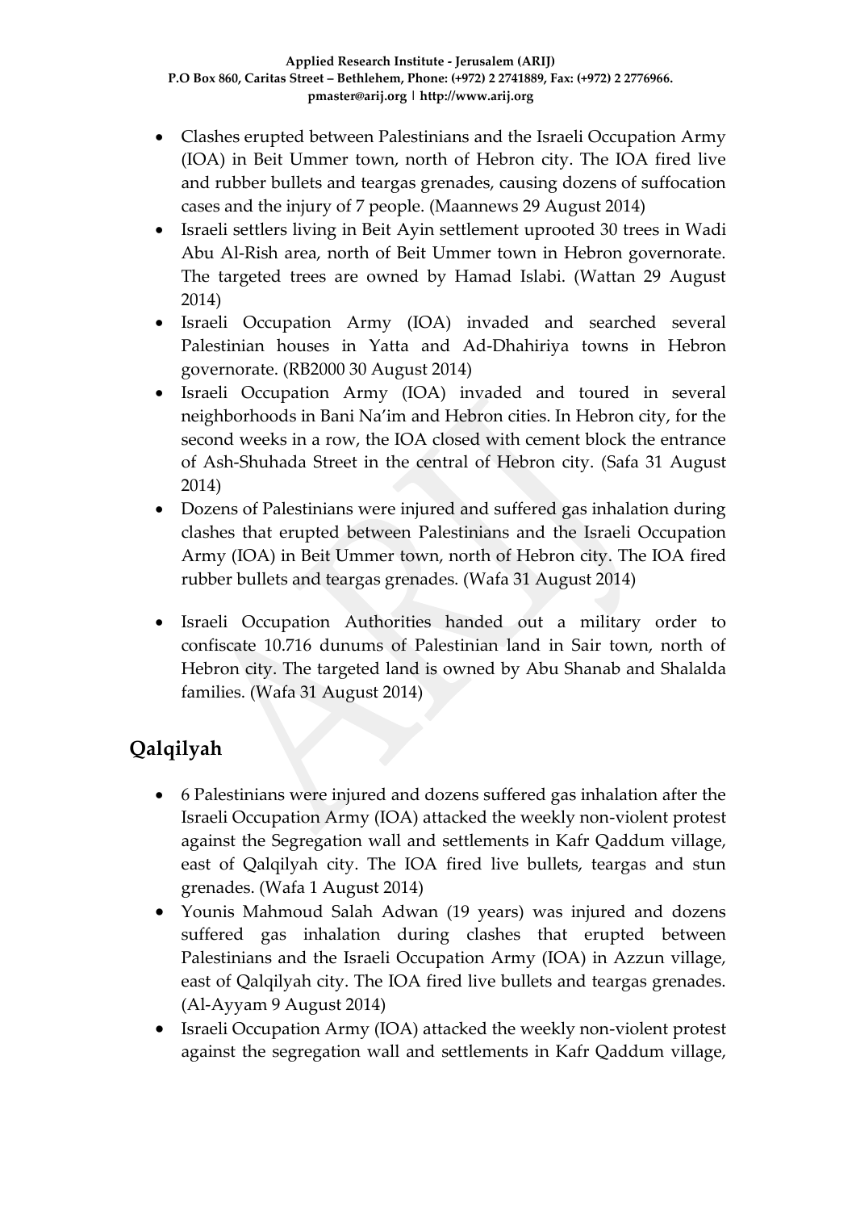- Clashes erupted between Palestinians and the Israeli Occupation Army (IOA) in Beit Ummer town, north of Hebron city. The IOA fired live and rubber bullets and teargas grenades, causing dozens of suffocation cases and the injury of 7 people. (Maannews 29 August 2014)
- Israeli settlers living in Beit Ayin settlement uprooted 30 trees in Wadi Abu Al-Rish area, north of Beit Ummer town in Hebron governorate. The targeted trees are owned by Hamad Islabi. (Wattan 29 August 2014)
- Israeli Occupation Army (IOA) invaded and searched several Palestinian houses in Yatta and Ad-Dhahiriya towns in Hebron governorate. (RB2000 30 August 2014)
- Israeli Occupation Army (IOA) invaded and toured in several neighborhoods in Bani Na'im and Hebron cities. In Hebron city, for the second weeks in a row, the IOA closed with cement block the entrance of Ash-Shuhada Street in the central of Hebron city. (Safa 31 August 2014)
- Dozens of Palestinians were injured and suffered gas inhalation during clashes that erupted between Palestinians and the Israeli Occupation Army (IOA) in Beit Ummer town, north of Hebron city. The IOA fired rubber bullets and teargas grenades. (Wafa 31 August 2014)
- Israeli Occupation Authorities handed out a military order to confiscate 10.716 dunums of Palestinian land in Sair town, north of Hebron city. The targeted land is owned by Abu Shanab and Shalalda families. (Wafa 31 August 2014)

## Qalqilyah

- 6 Palestinians were injured and dozens suffered gas inhalation after the Israeli Occupation Army (IOA) attacked the weekly non-violent protest against the Segregation wall and settlements in Kafr Qaddum village, east of Qalqilyah city. The IOA fired live bullets, teargas and stun grenades. (Wafa 1 August 2014)
- Younis Mahmoud Salah Adwan (19 years) was injured and dozens suffered gas inhalation during clashes that erupted between Palestinians and the Israeli Occupation Army (IOA) in Azzun village, east of Qalqilyah city. The IOA fired live bullets and teargas grenades. (Al-Ayyam 9 August 2014)
- Israeli Occupation Army (IOA) attacked the weekly non-violent protest against the segregation wall and settlements in Kafr Qaddum village,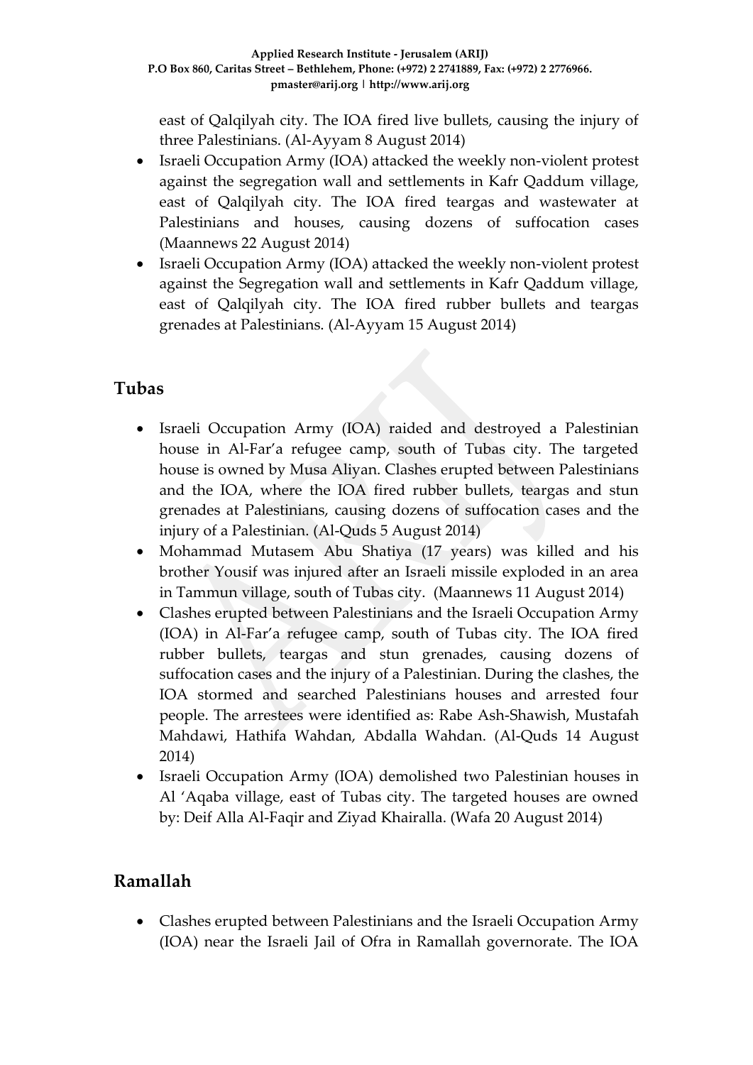east of Qalqilyah city. The IOA fired live bullets, causing the injury of three Palestinians. (Al-Ayyam 8 August 2014)

- Israeli Occupation Army (IOA) attacked the weekly non-violent protest against the segregation wall and settlements in Kafr Qaddum village, east of Qalqilyah city. The IOA fired teargas and wastewater at Palestinians and houses, causing dozens of suffocation cases (Maannews 22 August 2014)
- Israeli Occupation Army (IOA) attacked the weekly non-violent protest against the Segregation wall and settlements in Kafr Qaddum village, east of Qalqilyah city. The IOA fired rubber bullets and teargas grenades at Palestinians. (Al-Ayyam 15 August 2014)

## Tubas

- Israeli Occupation Army (IOA) raided and destroyed a Palestinian house in Al-Far'a refugee camp, south of Tubas city. The targeted house is owned by Musa Aliyan. Clashes erupted between Palestinians and the IOA, where the IOA fired rubber bullets, teargas and stun grenades at Palestinians, causing dozens of suffocation cases and the injury of a Palestinian. (Al-Quds 5 August 2014)
- Mohammad Mutasem Abu Shatiya (17 years) was killed and his brother Yousif was injured after an Israeli missile exploded in an area in Tammun village, south of Tubas city. (Maannews 11 August 2014)
- Clashes erupted between Palestinians and the Israeli Occupation Army (IOA) in Al-Far'a refugee camp, south of Tubas city. The IOA fired rubber bullets, teargas and stun grenades, causing dozens of suffocation cases and the injury of a Palestinian. During the clashes, the IOA stormed and searched Palestinians houses and arrested four people. The arrestees were identified as: Rabe Ash-Shawish, Mustafah Mahdawi, Hathifa Wahdan, Abdalla Wahdan. (Al-Quds 14 August 2014)
- Israeli Occupation Army (IOA) demolished two Palestinian houses in Al 'Aqaba village, east of Tubas city. The targeted houses are owned by: Deif Alla Al-Faqir and Ziyad Khairalla. (Wafa 20 August 2014)

## Ramallah

- Clashes erupted between Palestinians and the Israeli Occupation Army (IOA) near the Israeli Jail of Ofra in Ramallah governorate. The IOA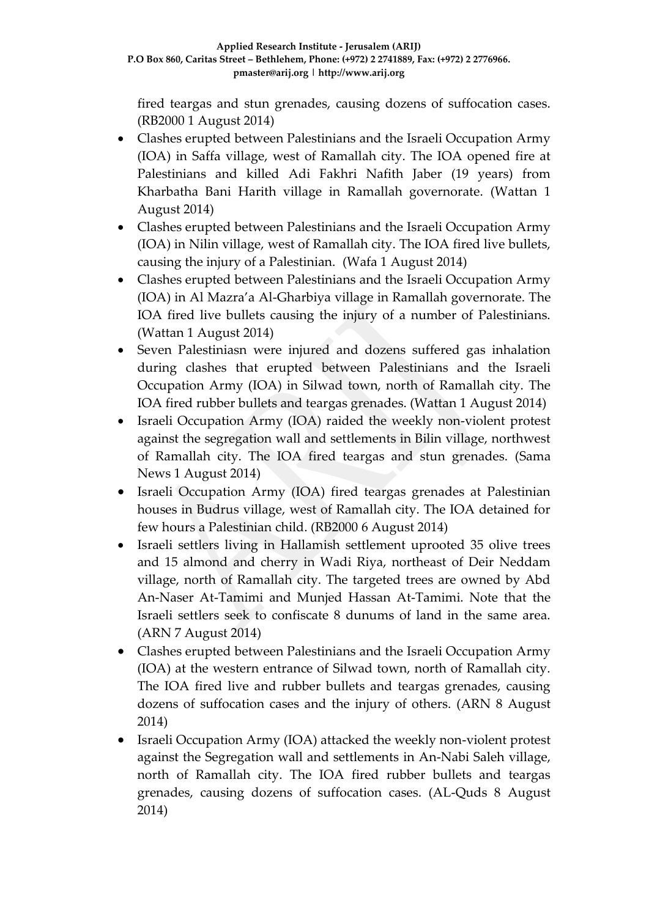fired teargas and stun grenades, causing dozens of suffocation cases. (RB2000 1 August 2014)

- Clashes erupted between Palestinians and the Israeli Occupation Army (IOA) in Saffa village, west of Ramallah city. The IOA opened fire at Palestinians and killed Adi Fakhri Nafith Jaber (19 years) from Kharbatha Bani Harith village in Ramallah governorate. (Wattan 1 August 2014)
- Clashes erupted between Palestinians and the Israeli Occupation Army (IOA) in Nilin village, west of Ramallah city. The IOA fired live bullets, causing the injury of a Palestinian. (Wafa 1 August 2014)
- Clashes erupted between Palestinians and the Israeli Occupation Army (IOA) in Al Mazra'a Al-Gharbiya village in Ramallah governorate. The IOA fired live bullets causing the injury of a number of Palestinians. (Wattan 1 August 2014)
- Seven Palestiniasn were injured and dozens suffered gas inhalation during clashes that erupted between Palestinians and the Israeli Occupation Army (IOA) in Silwad town, north of Ramallah city. The IOA fired rubber bullets and teargas grenades. (Wattan 1 August 2014)
- Israeli Occupation Army (IOA) raided the weekly non-violent protest against the segregation wall and settlements in Bilin village, northwest of Ramallah city. The IOA fired teargas and stun grenades. (Sama News 1 August 2014)
- Israeli Occupation Army (IOA) fired teargas grenades at Palestinian houses in Budrus village, west of Ramallah city. The IOA detained for few hours a Palestinian child. (RB2000 6 August 2014)
- Israeli settlers living in Hallamish settlement uprooted 35 olive trees and 15 almond and cherry in Wadi Riya, northeast of Deir Neddam village, north of Ramallah city. The targeted trees are owned by Abd An-Naser At-Tamimi and Munjed Hassan At-Tamimi. Note that the Israeli settlers seek to confiscate 8 dunums of land in the same area. (ARN 7 August 2014)
- Clashes erupted between Palestinians and the Israeli Occupation Army (IOA) at the western entrance of Silwad town, north of Ramallah city. The IOA fired live and rubber bullets and teargas grenades, causing dozens of suffocation cases and the injury of others. (ARN 8 August 2014)
- Israeli Occupation Army (IOA) attacked the weekly non-violent protest against the Segregation wall and settlements in An-Nabi Saleh village, north of Ramallah city. The IOA fired rubber bullets and teargas grenades, causing dozens of suffocation cases. (AL-Quds 8 August 2014)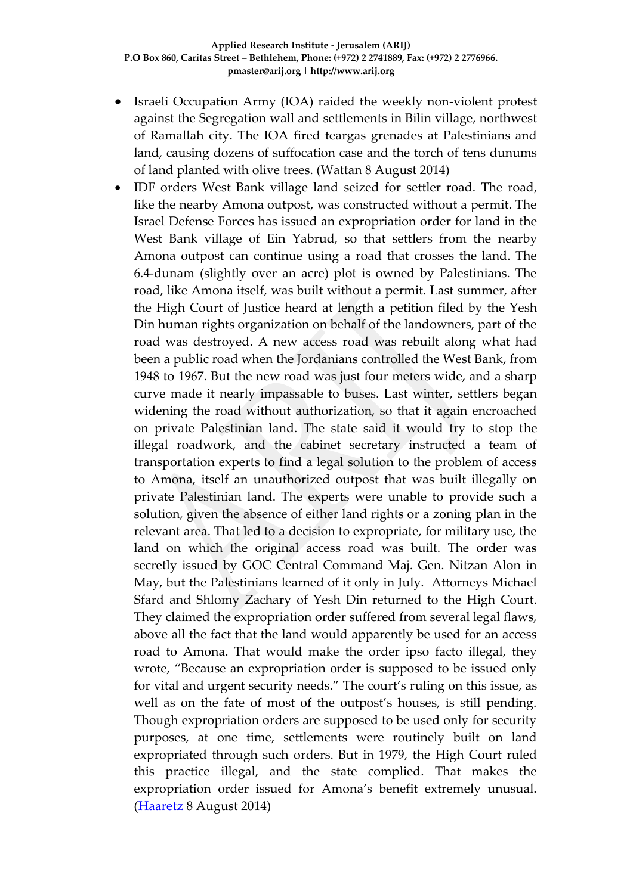- Israeli Occupation Army (IOA) raided the weekly non-violent protest against the Segregation wall and settlements in Bilin village, northwest of Ramallah city. The IOA fired teargas grenades at Palestinians and land, causing dozens of suffocation case and the torch of tens dunums of land planted with olive trees. (Wattan 8 August 2014)
- IDF orders West Bank village land seized for settler road. The road, like the nearby Amona outpost, was constructed without a permit. The Israel Defense Forces has issued an expropriation order for land in the West Bank village of Ein Yabrud, so that settlers from the nearby Amona outpost can continue using a road that crosses the land. The 6.4-dunam (slightly over an acre) plot is owned by Palestinians. The road, like Amona itself, was built without a permit. Last summer, after the High Court of Justice heard at length a petition filed by the Yesh Din human rights organization on behalf of the landowners, part of the road was destroyed. A new access road was rebuilt along what had been a public road when the Jordanians controlled the West Bank, from 1948 to 1967. But the new road was just four meters wide, and a sharp curve made it nearly impassable to buses. Last winter, settlers began widening the road without authorization, so that it again encroached on private Palestinian land. The state said it would try to stop the illegal roadwork, and the cabinet secretary instructed a team of transportation experts to find a legal solution to the problem of access to Amona, itself an unauthorized outpost that was built illegally on private Palestinian land. The experts were unable to provide such a solution, given the absence of either land rights or a zoning plan in the relevant area. That led to a decision to expropriate, for military use, the land on which the original access road was built. The order was secretly issued by GOC Central Command Maj. Gen. Nitzan Alon in May, but the Palestinians learned of it only in July. Attorneys Michael Sfard and Shlomy Zachary of Yesh Din returned to the High Court. They claimed the expropriation order suffered from several legal flaws, above all the fact that the land would apparently be used for an access road to Amona. That would make the order ipso facto illegal, they wrote, "Because an expropriation order is supposed to be issued only for vital and urgent security needs." The court's ruling on this issue, as well as on the fate of most of the outpost's houses, is still pending. Though expropriation orders are supposed to be used only for security purposes, at one time, settlements were routinely built on land expropriated through such orders. But in 1979, the High Court ruled this practice illegal, and the state complied. That makes the expropriation order issued for Amona's benefit extremely unusual. (Haaretz 8 August 2014)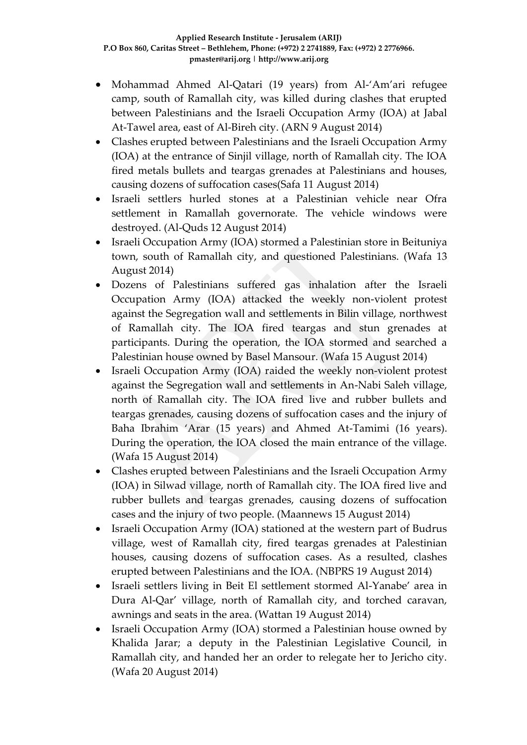- Mohammad Ahmed Al-Qatari (19 years) from Al-'Am'ari refugee camp, south of Ramallah city, was killed during clashes that erupted between Palestinians and the Israeli Occupation Army (IOA) at Jabal At-Tawel area, east of Al-Bireh city. (ARN 9 August 2014)
- Clashes erupted between Palestinians and the Israeli Occupation Army (IOA) at the entrance of Sinjil village, north of Ramallah city. The IOA fired metals bullets and teargas grenades at Palestinians and houses, causing dozens of suffocation cases(Safa 11 August 2014)
- Israeli settlers hurled stones at a Palestinian vehicle near Ofra settlement in Ramallah governorate. The vehicle windows were destroyed. (Al-Quds 12 August 2014)
- Israeli Occupation Army (IOA) stormed a Palestinian store in Beituniya town, south of Ramallah city, and questioned Palestinians. (Wafa 13 August 2014)
- Dozens of Palestinians suffered gas inhalation after the Israeli Occupation Army (IOA) attacked the weekly non-violent protest against the Segregation wall and settlements in Bilin village, northwest of Ramallah city. The IOA fired teargas and stun grenades at participants. During the operation, the IOA stormed and searched a Palestinian house owned by Basel Mansour. (Wafa 15 August 2014)
- Israeli Occupation Army (IOA) raided the weekly non-violent protest against the Segregation wall and settlements in An-Nabi Saleh village, north of Ramallah city. The IOA fired live and rubber bullets and teargas grenades, causing dozens of suffocation cases and the injury of Baha Ibrahim 'Arar (15 years) and Ahmed At-Tamimi (16 years). During the operation, the IOA closed the main entrance of the village. (Wafa 15 August 2014)
- Clashes erupted between Palestinians and the Israeli Occupation Army (IOA) in Silwad village, north of Ramallah city. The IOA fired live and rubber bullets and teargas grenades, causing dozens of suffocation cases and the injury of two people. (Maannews 15 August 2014)
- Israeli Occupation Army (IOA) stationed at the western part of Budrus village, west of Ramallah city, fired teargas grenades at Palestinian houses, causing dozens of suffocation cases. As a resulted, clashes erupted between Palestinians and the IOA. (NBPRS 19 August 2014)
- Israeli settlers living in Beit El settlement stormed Al-Yanabe' area in Dura Al-Qar' village, north of Ramallah city, and torched caravan, awnings and seats in the area. (Wattan 19 August 2014)
- Israeli Occupation Army (IOA) stormed a Palestinian house owned by Khalida Jarar; a deputy in the Palestinian Legislative Council, in Ramallah city, and handed her an order to relegate her to Jericho city. (Wafa 20 August 2014)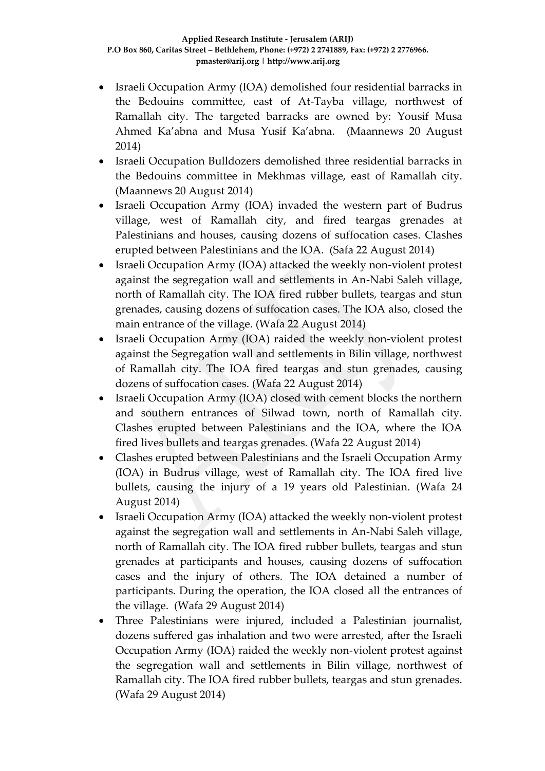- Israeli Occupation Army (IOA) demolished four residential barracks in the Bedouins committee, east of At-Tayba village, northwest of Ramallah city. The targeted barracks are owned by: Yousif Musa Ahmed Ka'abna and Musa Yusif Ka'abna. (Maannews 20 August 2014)
- Israeli Occupation Bulldozers demolished three residential barracks in the Bedouins committee in Mekhmas village, east of Ramallah city. (Maannews 20 August 2014)
- Israeli Occupation Army (IOA) invaded the western part of Budrus village, west of Ramallah city, and fired teargas grenades at Palestinians and houses, causing dozens of suffocation cases. Clashes erupted between Palestinians and the IOA. (Safa 22 August 2014)
- Israeli Occupation Army (IOA) attacked the weekly non-violent protest against the segregation wall and settlements in An-Nabi Saleh village, north of Ramallah city. The IOA fired rubber bullets, teargas and stun grenades, causing dozens of suffocation cases. The IOA also, closed the main entrance of the village. (Wafa 22 August 2014)
- Israeli Occupation Army (IOA) raided the weekly non-violent protest against the Segregation wall and settlements in Bilin village, northwest of Ramallah city. The IOA fired teargas and stun grenades, causing dozens of suffocation cases. (Wafa 22 August 2014)
- Israeli Occupation Army (IOA) closed with cement blocks the northern and southern entrances of Silwad town, north of Ramallah city. Clashes erupted between Palestinians and the IOA, where the IOA fired lives bullets and teargas grenades. (Wafa 22 August 2014)
- Clashes erupted between Palestinians and the Israeli Occupation Army (IOA) in Budrus village, west of Ramallah city. The IOA fired live bullets, causing the injury of a 19 years old Palestinian. (Wafa 24 August 2014)
- Israeli Occupation Army (IOA) attacked the weekly non-violent protest against the segregation wall and settlements in An-Nabi Saleh village, north of Ramallah city. The IOA fired rubber bullets, teargas and stun grenades at participants and houses, causing dozens of suffocation cases and the injury of others. The IOA detained a number of participants. During the operation, the IOA closed all the entrances of the village. (Wafa 29 August 2014)
- Three Palestinians were injured, included a Palestinian journalist, dozens suffered gas inhalation and two were arrested, after the Israeli Occupation Army (IOA) raided the weekly non-violent protest against the segregation wall and settlements in Bilin village, northwest of Ramallah city. The IOA fired rubber bullets, teargas and stun grenades. (Wafa 29 August 2014)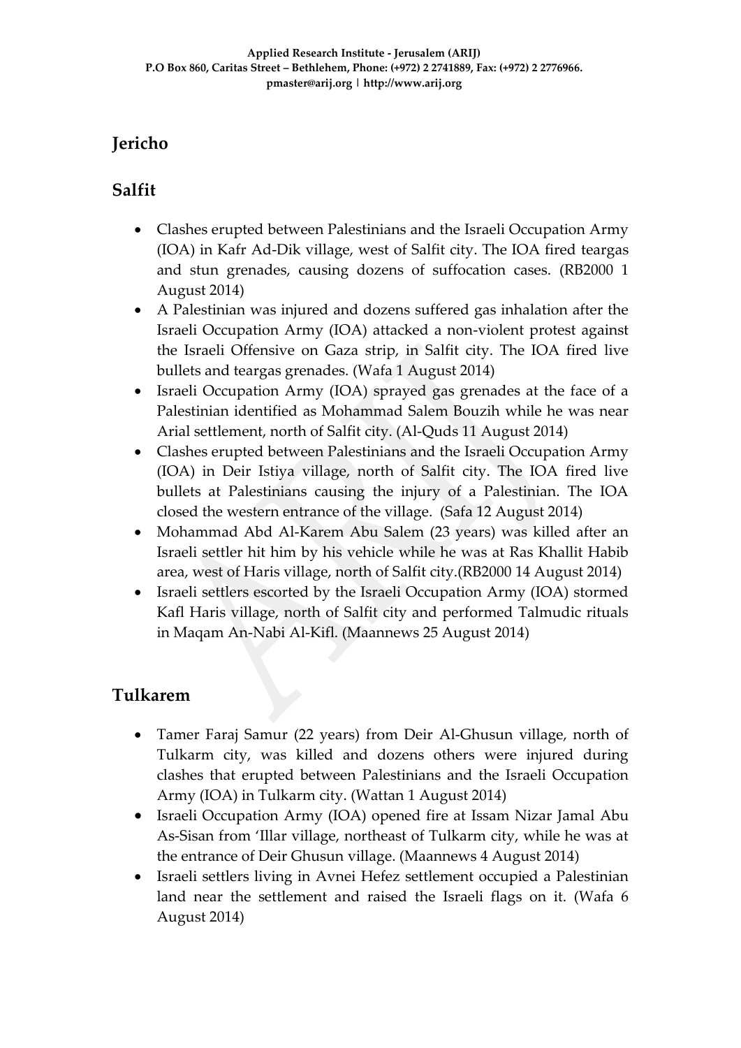## Jericho

## Salfit

- Clashes erupted between Palestinians and the Israeli Occupation Army (IOA) in Kafr Ad-Dik village, west of Salfit city. The IOA fired teargas and stun grenades, causing dozens of suffocation cases. (RB2000 1 August 2014)
- A Palestinian was injured and dozens suffered gas inhalation after the Israeli Occupation Army (IOA) attacked a non-violent protest against the Israeli Offensive on Gaza strip, in Salfit city. The IOA fired live bullets and teargas grenades. (Wafa 1 August 2014)
- Israeli Occupation Army (IOA) sprayed gas grenades at the face of a Palestinian identified as Mohammad Salem Bouzih while he was near Arial settlement, north of Salfit city. (Al-Quds 11 August 2014)
- Clashes erupted between Palestinians and the Israeli Occupation Army (IOA) in Deir Istiya village, north of Salfit city. The IOA fired live bullets at Palestinians causing the injury of a Palestinian. The IOA closed the western entrance of the village. (Safa 12 August 2014)
- Mohammad Abd Al-Karem Abu Salem (23 years) was killed after an Israeli settler hit him by his vehicle while he was at Ras Khallit Habib area, west of Haris village, north of Salfit city.(RB2000 14 August 2014)
- Israeli settlers escorted by the Israeli Occupation Army (IOA) stormed Kafl Haris village, north of Salfit city and performed Talmudic rituals in Maqam An-Nabi Al-Kifl. (Maannews 25 August 2014)

## Tulkarem

- Tamer Faraj Samur (22 years) from Deir Al-Ghusun village, north of Tulkarm city, was killed and dozens others were injured during clashes that erupted between Palestinians and the Israeli Occupation Army (IOA) in Tulkarm city. (Wattan 1 August 2014)
- Israeli Occupation Army (IOA) opened fire at Issam Nizar Jamal Abu As-Sisan from 'Illar village, northeast of Tulkarm city, while he was at the entrance of Deir Ghusun village. (Maannews 4 August 2014)
- Israeli settlers living in Avnei Hefez settlement occupied a Palestinian land near the settlement and raised the Israeli flags on it. (Wafa 6 August 2014)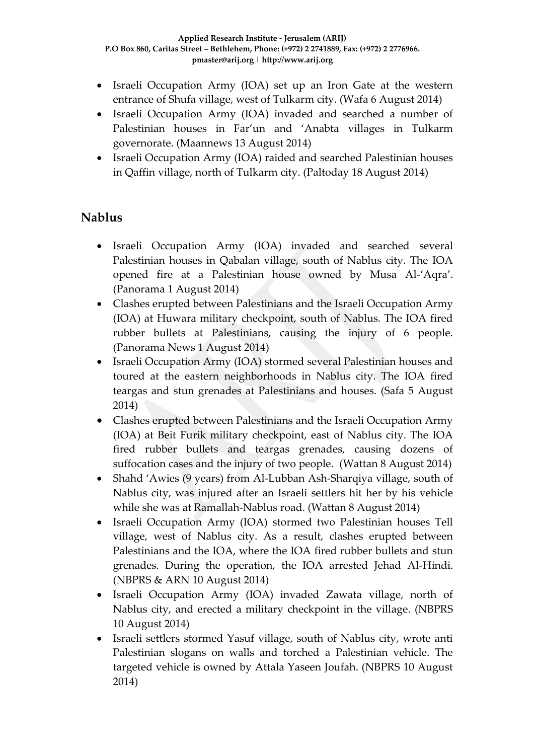- Israeli Occupation Army (IOA) set up an Iron Gate at the western entrance of Shufa village, west of Tulkarm city. (Wafa 6 August 2014)
- Israeli Occupation Army (IOA) invaded and searched a number of Palestinian houses in Far'un and 'Anabta villages in Tulkarm governorate. (Maannews 13 August 2014)
- Israeli Occupation Army (IOA) raided and searched Palestinian houses in Qaffin village, north of Tulkarm city. (Paltoday 18 August 2014)

## Nablus

- Israeli Occupation Army (IOA) invaded and searched several Palestinian houses in Qabalan village, south of Nablus city. The IOA opened fire at a Palestinian house owned by Musa Al-'Aqra'. (Panorama 1 August 2014)
- Clashes erupted between Palestinians and the Israeli Occupation Army (IOA) at Huwara military checkpoint, south of Nablus. The IOA fired rubber bullets at Palestinians, causing the injury of 6 people. (Panorama News 1 August 2014)
- Israeli Occupation Army (IOA) stormed several Palestinian houses and toured at the eastern neighborhoods in Nablus city. The IOA fired teargas and stun grenades at Palestinians and houses. (Safa 5 August 2014)
- Clashes erupted between Palestinians and the Israeli Occupation Army (IOA) at Beit Furik military checkpoint, east of Nablus city. The IOA fired rubber bullets and teargas grenades, causing dozens of suffocation cases and the injury of two people. (Wattan 8 August 2014)
- Shahd 'Awies (9 years) from Al-Lubban Ash-Sharqiya village, south of Nablus city, was injured after an Israeli settlers hit her by his vehicle while she was at Ramallah-Nablus road. (Wattan 8 August 2014)
- Israeli Occupation Army (IOA) stormed two Palestinian houses Tell village, west of Nablus city. As a result, clashes erupted between Palestinians and the IOA, where the IOA fired rubber bullets and stun grenades. During the operation, the IOA arrested Jehad Al-Hindi. (NBPRS & ARN 10 August 2014)
- Israeli Occupation Army (IOA) invaded Zawata village, north of Nablus city, and erected a military checkpoint in the village. (NBPRS 10 August 2014)
- Israeli settlers stormed Yasuf village, south of Nablus city, wrote anti Palestinian slogans on walls and torched a Palestinian vehicle. The targeted vehicle is owned by Attala Yaseen Joufah. (NBPRS 10 August 2014)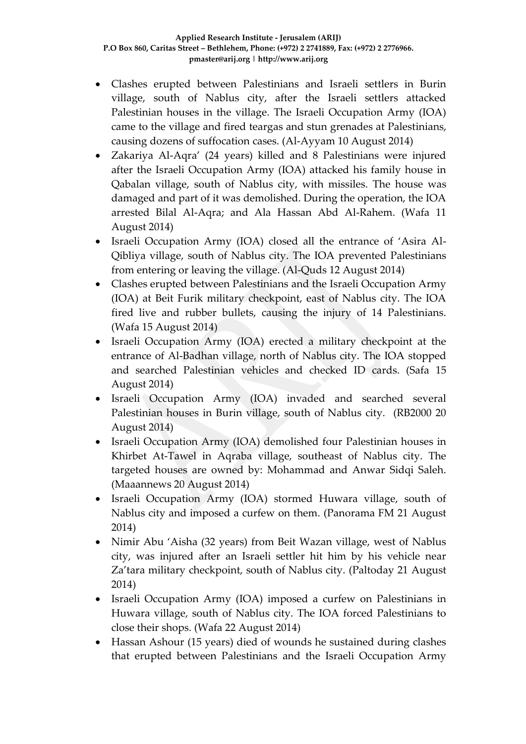- Clashes erupted between Palestinians and Israeli settlers in Burin village, south of Nablus city, after the Israeli settlers attacked Palestinian houses in the village. The Israeli Occupation Army (IOA) came to the village and fired teargas and stun grenades at Palestinians, causing dozens of suffocation cases. (Al-Ayyam 10 August 2014)
- Zakariya Al-Aqra' (24 years) killed and 8 Palestinians were injured after the Israeli Occupation Army (IOA) attacked his family house in Qabalan village, south of Nablus city, with missiles. The house was damaged and part of it was demolished. During the operation, the IOA arrested Bilal Al-Aqra; and Ala Hassan Abd Al-Rahem. (Wafa 11 August 2014)
- Israeli Occupation Army (IOA) closed all the entrance of 'Asira Al-Qibliya village, south of Nablus city. The IOA prevented Palestinians from entering or leaving the village. (Al-Quds 12 August 2014)
- Clashes erupted between Palestinians and the Israeli Occupation Army (IOA) at Beit Furik military checkpoint, east of Nablus city. The IOA fired live and rubber bullets, causing the injury of 14 Palestinians. (Wafa 15 August 2014)
- Israeli Occupation Army (IOA) erected a military checkpoint at the entrance of Al-Badhan village, north of Nablus city. The IOA stopped and searched Palestinian vehicles and checked ID cards. (Safa 15 August 2014)
- Israeli Occupation Army (IOA) invaded and searched several Palestinian houses in Burin village, south of Nablus city. (RB2000 20 August 2014)
- Israeli Occupation Army (IOA) demolished four Palestinian houses in Khirbet At-Tawel in Aqraba village, southeast of Nablus city. The targeted houses are owned by: Mohammad and Anwar Sidqi Saleh. (Maaannews 20 August 2014)
- Israeli Occupation Army (IOA) stormed Huwara village, south of Nablus city and imposed a curfew on them. (Panorama FM 21 August 2014)
- Nimir Abu 'Aisha (32 years) from Beit Wazan village, west of Nablus city, was injured after an Israeli settler hit him by his vehicle near Za'tara military checkpoint, south of Nablus city. (Paltoday 21 August 2014)
- Israeli Occupation Army (IOA) imposed a curfew on Palestinians in Huwara village, south of Nablus city. The IOA forced Palestinians to close their shops. (Wafa 22 August 2014)
- Hassan Ashour (15 years) died of wounds he sustained during clashes that erupted between Palestinians and the Israeli Occupation Army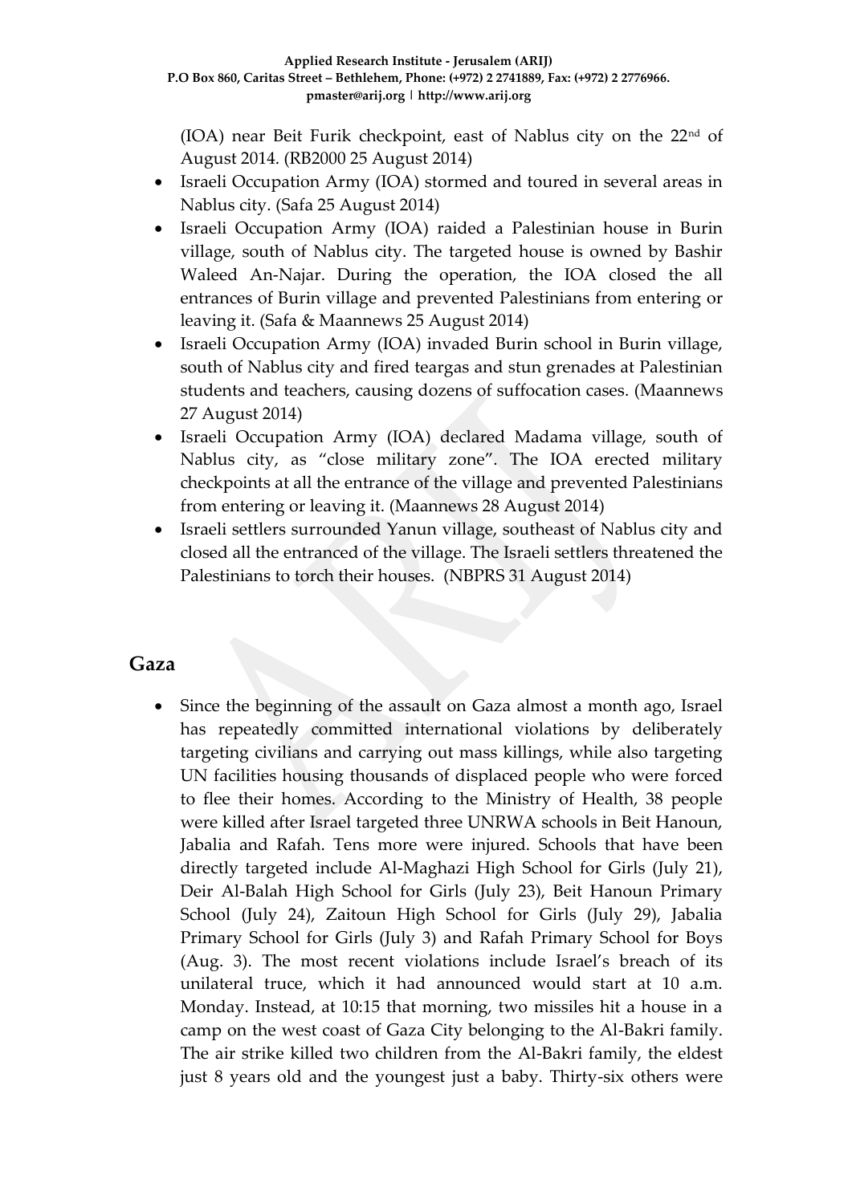(IOA) near Beit Furik checkpoint, east of Nablus city on the 22nd of August 2014. (RB2000 25 August 2014)

- Israeli Occupation Army (IOA) stormed and toured in several areas in Nablus city. (Safa 25 August 2014)
- Israeli Occupation Army (IOA) raided a Palestinian house in Burin village, south of Nablus city. The targeted house is owned by Bashir Waleed An-Najar. During the operation, the IOA closed the all entrances of Burin village and prevented Palestinians from entering or leaving it. (Safa & Maannews 25 August 2014)
- Israeli Occupation Army (IOA) invaded Burin school in Burin village, south of Nablus city and fired teargas and stun grenades at Palestinian students and teachers, causing dozens of suffocation cases. (Maannews 27 August 2014)
- Israeli Occupation Army (IOA) declared Madama village, south of Nablus city, as "close military zone". The IOA erected military checkpoints at all the entrance of the village and prevented Palestinians from entering or leaving it. (Maannews 28 August 2014)
- Israeli settlers surrounded Yanun village, southeast of Nablus city and closed all the entranced of the village. The Israeli settlers threatened the Palestinians to torch their houses. (NBPRS 31 August 2014)

## Gaza

- Since the beginning of the assault on Gaza almost a month ago, Israel has repeatedly committed international violations by deliberately targeting civilians and carrying out mass killings, while also targeting UN facilities housing thousands of displaced people who were forced to flee their homes. According to the Ministry of Health, 38 people were killed after Israel targeted three UNRWA schools in Beit Hanoun, Jabalia and Rafah. Tens more were injured. Schools that have been directly targeted include Al-Maghazi High School for Girls (July 21), Deir Al-Balah High School for Girls (July 23), Beit Hanoun Primary School (July 24), Zaitoun High School for Girls (July 29), Jabalia Primary School for Girls (July 3) and Rafah Primary School for Boys (Aug. 3). The most recent violations include Israel's breach of its unilateral truce, which it had announced would start at 10 a.m. Monday. Instead, at 10:15 that morning, two missiles hit a house in a camp on the west coast of Gaza City belonging to the Al-Bakri family. The air strike killed two children from the Al-Bakri family, the eldest just 8 years old and the youngest just a baby. Thirty-six others were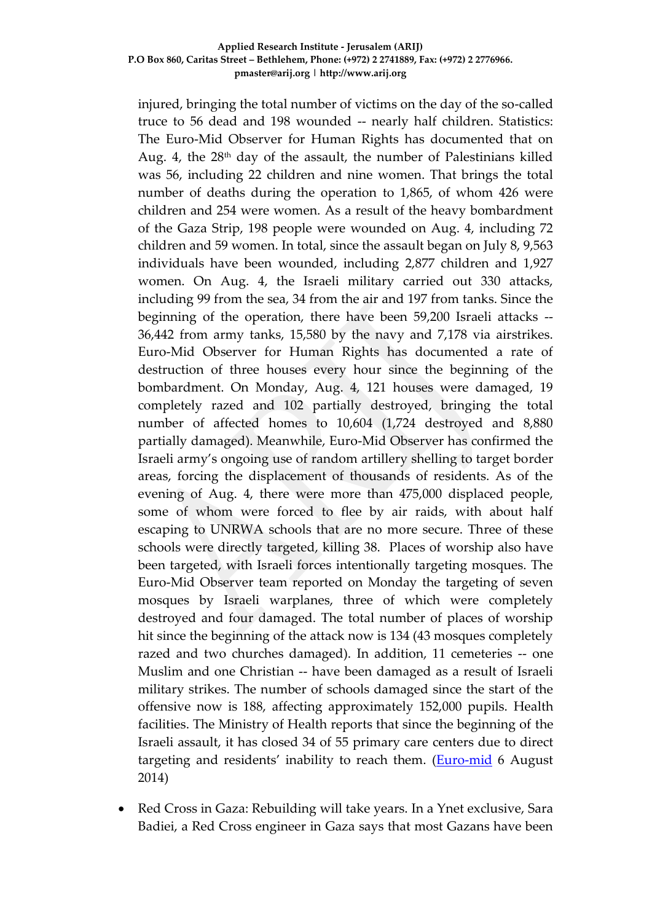injured, bringing the total number of victims on the day of the so-called truce to 56 dead and 198 wounded -- nearly half children. Statistics: The Euro-Mid Observer for Human Rights has documented that on Aug. 4, the 28th day of the assault, the number of Palestinians killed was 56, including 22 children and nine women. That brings the total number of deaths during the operation to 1,865, of whom 426 were children and 254 were women. As a result of the heavy bombardment of the Gaza Strip, 198 people were wounded on Aug. 4, including 72 children and 59 women. In total, since the assault began on July 8, 9,563 individuals have been wounded, including 2,877 children and 1,927 women. On Aug. 4, the Israeli military carried out 330 attacks, including 99 from the sea, 34 from the air and 197 from tanks. Since the beginning of the operation, there have been 59,200 Israeli attacks -- 36,442 from army tanks, 15,580 by the navy and 7,178 via airstrikes. Euro-Mid Observer for Human Rights has documented a rate of destruction of three houses every hour since the beginning of the bombardment. On Monday, Aug. 4, 121 houses were damaged, 19 completely razed and 102 partially destroyed, bringing the total number of affected homes to 10,604 (1,724 destroyed and 8,880 partially damaged). Meanwhile, Euro-Mid Observer has confirmed the Israeli army's ongoing use of random artillery shelling to target border areas, forcing the displacement of thousands of residents. As of the evening of Aug. 4, there were more than 475,000 displaced people, some of whom were forced to flee by air raids, with about half escaping to UNRWA schools that are no more secure. Three of these schools were directly targeted, killing 38. Places of worship also have been targeted, with Israeli forces intentionally targeting mosques. The Euro-Mid Observer team reported on Monday the targeting of seven mosques by Israeli warplanes, three of which were completely destroyed and four damaged. The total number of places of worship hit since the beginning of the attack now is 134 (43 mosques completely razed and two churches damaged). In addition, 11 cemeteries -- one Muslim and one Christian -- have been damaged as a result of Israeli military strikes. The number of schools damaged since the start of the offensive now is 188, affecting approximately 152,000 pupils. Health facilities. The Ministry of Health reports that since the beginning of the Israeli assault, it has closed 34 of 55 primary care centers due to direct targeting and residents' inability to reach them. (Euro-mid 6 August 2014)

- Red Cross in Gaza: Rebuilding will take years. In a Ynet exclusive, Sara Badiei, a Red Cross engineer in Gaza says that most Gazans have been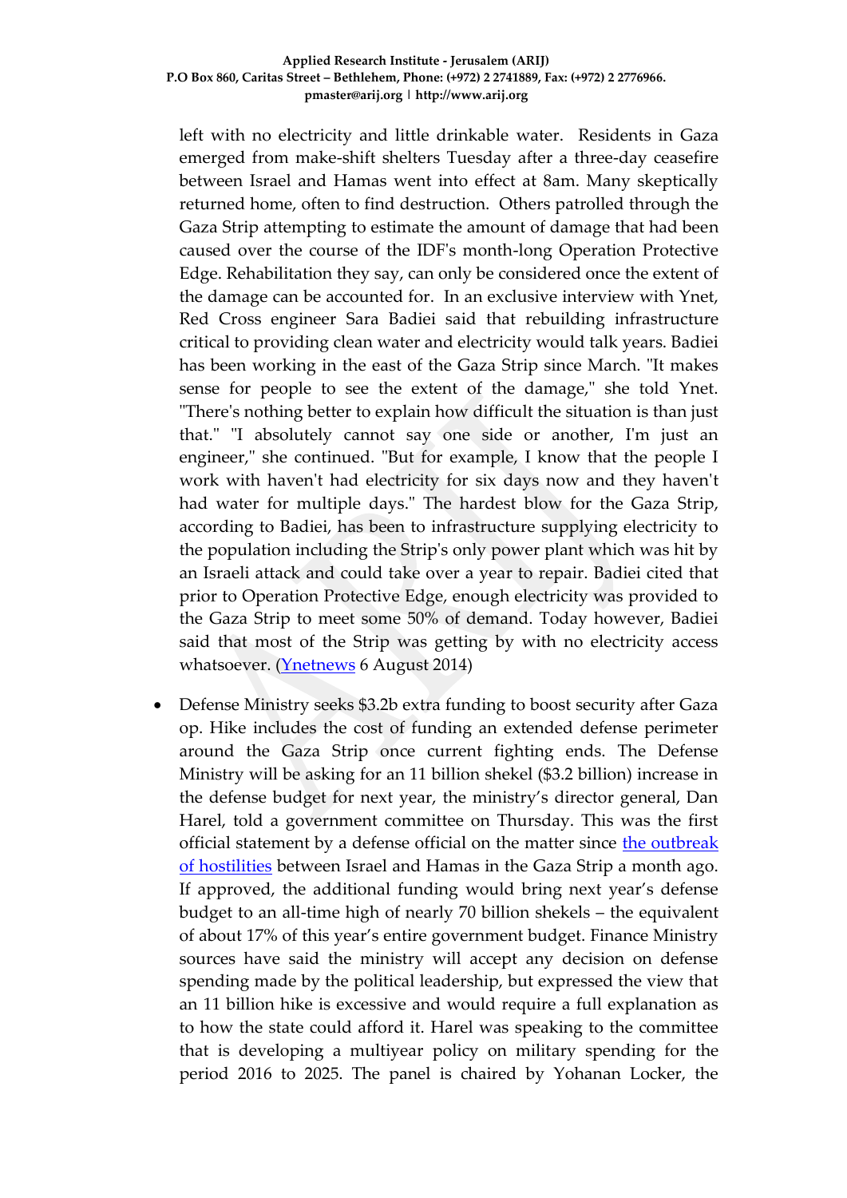left with no electricity and little drinkable water. Residents in Gaza emerged from make-shift shelters Tuesday after a three-day ceasefire between Israel and Hamas went into effect at 8am. Many skeptically returned home, often to find destruction. Others patrolled through the Gaza Strip attempting to estimate the amount of damage that had been caused over the course of the IDF's month-long Operation Protective Edge. Rehabilitation they say, can only be considered once the extent of the damage can be accounted for. In an exclusive interview with Ynet, Red Cross engineer Sara Badiei said that rebuilding infrastructure critical to providing clean water and electricity would talk years. Badiei has been working in the east of the Gaza Strip since March. "It makes sense for people to see the extent of the damage," she told Ynet. "There's nothing better to explain how difficult the situation is than just that." "I absolutely cannot say one side or another, I'm just an engineer," she continued. "But for example, I know that the people I work with haven't had electricity for six days now and they haven't had water for multiple days." The hardest blow for the Gaza Strip, according to Badiei, has been to infrastructure supplying electricity to the population including the Strip's only power plant which was hit by an Israeli attack and could take over a year to repair. Badiei cited that prior to Operation Protective Edge, enough electricity was provided to the Gaza Strip to meet some 50% of demand. Today however, Badiei said that most of the Strip was getting by with no electricity access whatsoever. (Ynetnews 6 August 2014)

- Defense Ministry seeks $3.2b extra funding to boost security after Gaza op. Hike includes the cost of funding an extended defense perimeter around the Gaza Strip once current fighting ends. The Defense Ministry will be asking for an 11 billion shekel ($3.2 billion) increase in the defense budget for next year, the ministry's director general, Dan Harel, told a government committee on Thursday. This was the first official statement by a defense official on the matter since the outbreak of hostilities between Israel and Hamas in the Gaza Strip a month ago. If approved, the additional funding would bring next year's defense budget to an all-time high of nearly 70 billion shekels – the equivalent of about 17% of this year's entire government budget. Finance Ministry sources have said the ministry will accept any decision on defense spending made by the political leadership, but expressed the view that an 11 billion hike is excessive and would require a full explanation as to how the state could afford it. Harel was speaking to the committee that is developing a multiyear policy on military spending for the period 2016 to 2025. The panel is chaired by Yohanan Locker, the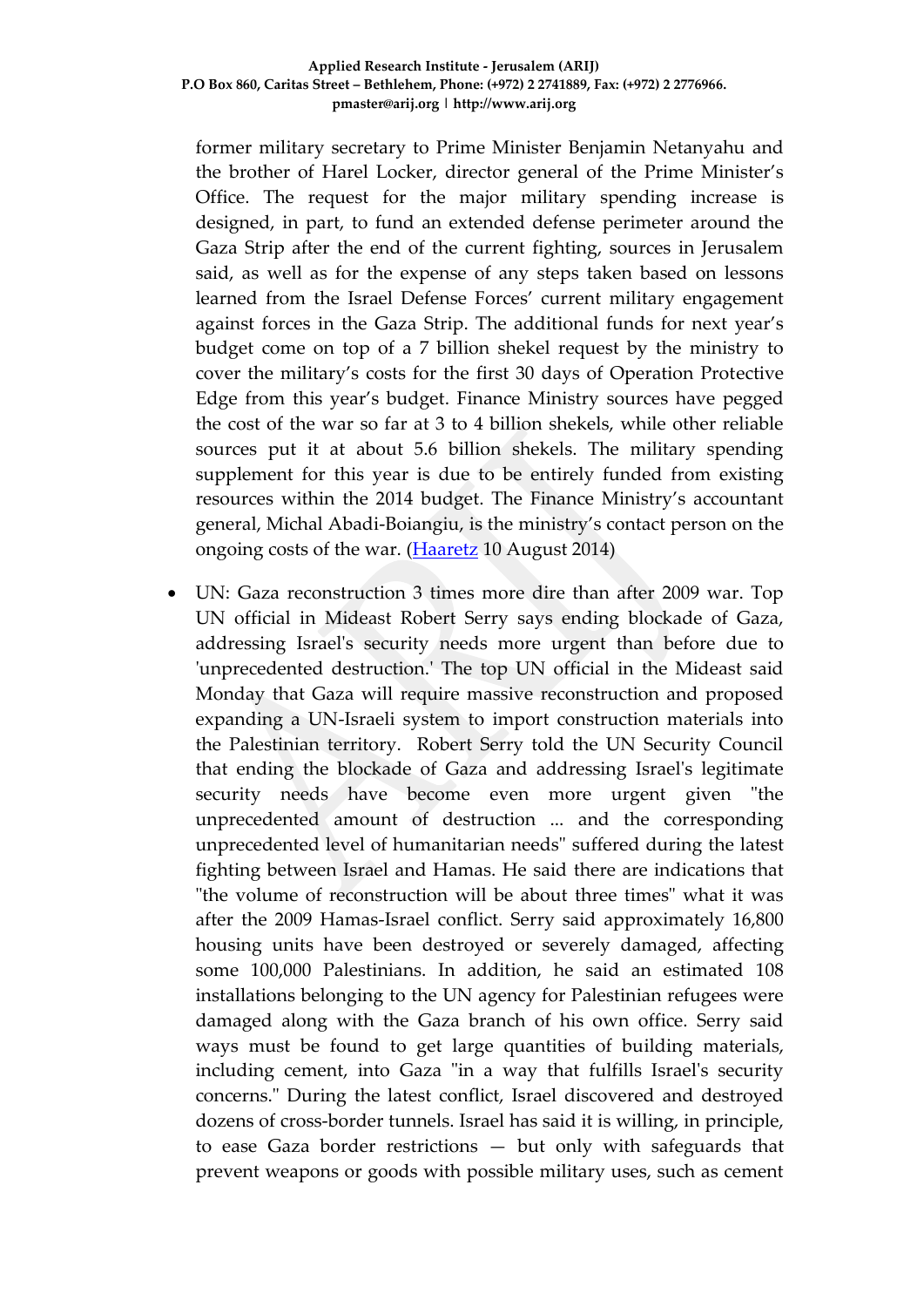former military secretary to Prime Minister Benjamin Netanyahu and the brother of Harel Locker, director general of the Prime Minister's Office. The request for the major military spending increase is designed, in part, to fund an extended defense perimeter around the Gaza Strip after the end of the current fighting, sources in Jerusalem said, as well as for the expense of any steps taken based on lessons learned from the Israel Defense Forces' current military engagement against forces in the Gaza Strip. The additional funds for next year's budget come on top of a 7 billion shekel request by the ministry to cover the military's costs for the first 30 days of Operation Protective Edge from this year's budget. Finance Ministry sources have pegged the cost of the war so far at 3 to 4 billion shekels, while other reliable sources put it at about 5.6 billion shekels. The military spending supplement for this year is due to be entirely funded from existing resources within the 2014 budget. The Finance Ministry's accountant general, Michal Abadi-Boiangiu, is the ministry's contact person on the ongoing costs of the war. (Haaretz 10 August 2014)

- UN: Gaza reconstruction 3 times more dire than after 2009 war. Top UN official in Mideast Robert Serry says ending blockade of Gaza, addressing Israel's security needs more urgent than before due to 'unprecedented destruction.' The top UN official in the Mideast said Monday that Gaza will require massive reconstruction and proposed expanding a UN-Israeli system to import construction materials into the Palestinian territory. Robert Serry told the UN Security Council that ending the blockade of Gaza and addressing Israel's legitimate security needs have become even more urgent given "the unprecedented amount of destruction ... and the corresponding unprecedented level of humanitarian needs" suffered during the latest fighting between Israel and Hamas. He said there are indications that "the volume of reconstruction will be about three times" what it was after the 2009 Hamas-Israel conflict. Serry said approximately 16,800 housing units have been destroyed or severely damaged, affecting some 100,000 Palestinians. In addition, he said an estimated 108 installations belonging to the UN agency for Palestinian refugees were damaged along with the Gaza branch of his own office. Serry said ways must be found to get large quantities of building materials, including cement, into Gaza "in a way that fulfills Israel's security concerns." During the latest conflict, Israel discovered and destroyed dozens of cross-border tunnels. Israel has said it is willing, in principle, to ease Gaza border restrictions — but only with safeguards that prevent weapons or goods with possible military uses, such as cement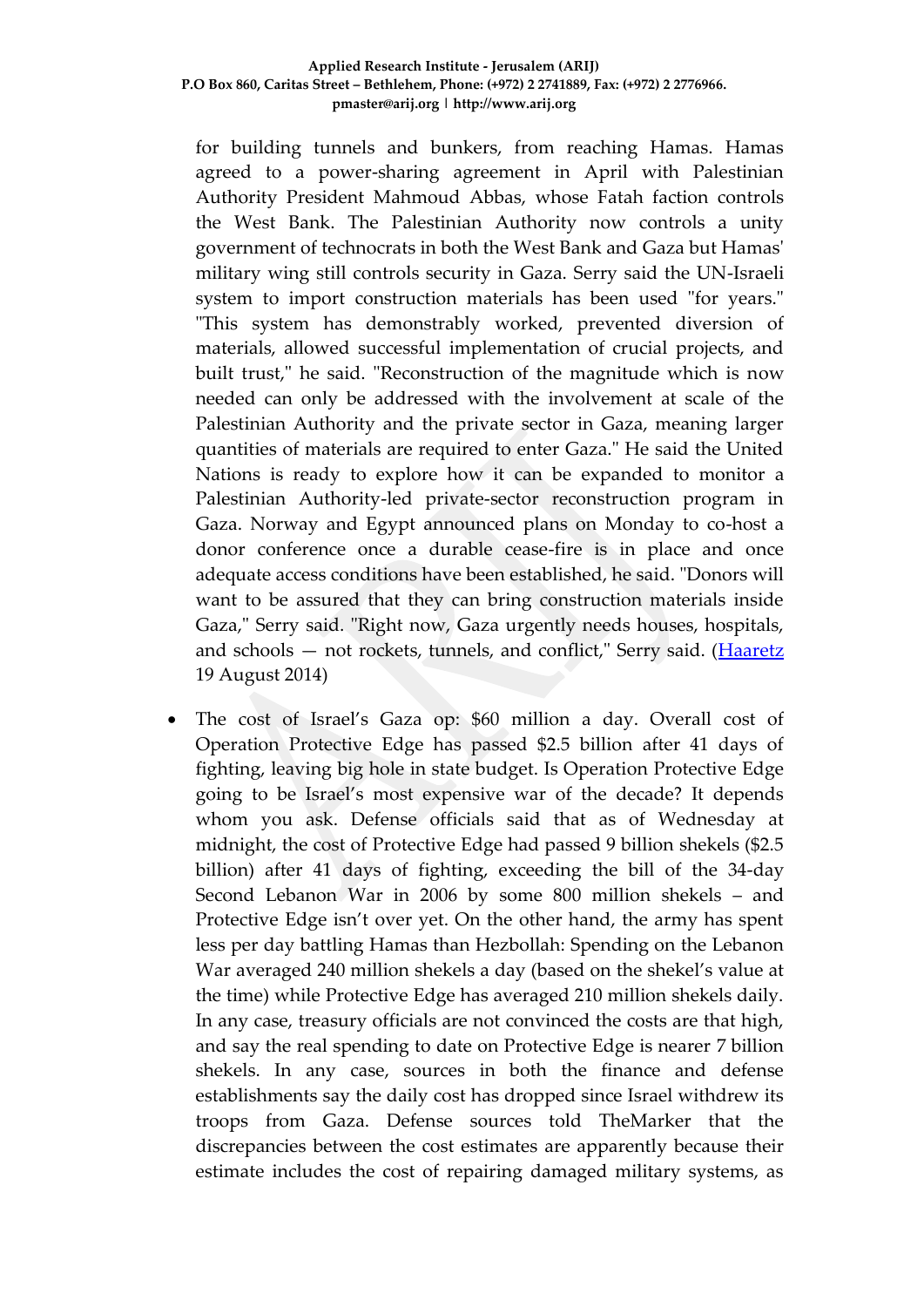for building tunnels and bunkers, from reaching Hamas. Hamas agreed to a power-sharing agreement in April with Palestinian Authority President Mahmoud Abbas, whose Fatah faction controls the West Bank. The Palestinian Authority now controls a unity government of technocrats in both the West Bank and Gaza but Hamas' military wing still controls security in Gaza. Serry said the UN-Israeli system to import construction materials has been used "for years." "This system has demonstrably worked, prevented diversion of materials, allowed successful implementation of crucial projects, and built trust," he said. "Reconstruction of the magnitude which is now needed can only be addressed with the involvement at scale of the Palestinian Authority and the private sector in Gaza, meaning larger quantities of materials are required to enter Gaza." He said the United Nations is ready to explore how it can be expanded to monitor a Palestinian Authority-led private-sector reconstruction program in Gaza. Norway and Egypt announced plans on Monday to co-host a donor conference once a durable cease-fire is in place and once adequate access conditions have been established, he said. "Donors will want to be assured that they can bring construction materials inside Gaza," Serry said. "Right now, Gaza urgently needs houses, hospitals, and schools — not rockets, tunnels, and conflict," Serry said. (Haaretz 19 August 2014)

- The cost of Israel's Gaza op: $60 million a day. Overall cost of Operation Protective Edge has passed $2.5 billion after 41 days of fighting, leaving big hole in state budget. Is Operation Protective Edge going to be Israel's most expensive war of the decade? It depends whom you ask. Defense officials said that as of Wednesday at midnight, the cost of Protective Edge had passed 9 billion shekels ($2.5 billion) after 41 days of fighting, exceeding the bill of the 34-day Second Lebanon War in 2006 by some 800 million shekels – and Protective Edge isn't over yet. On the other hand, the army has spent less per day battling Hamas than Hezbollah: Spending on the Lebanon War averaged 240 million shekels a day (based on the shekel's value at the time) while Protective Edge has averaged 210 million shekels daily. In any case, treasury officials are not convinced the costs are that high, and say the real spending to date on Protective Edge is nearer 7 billion shekels. In any case, sources in both the finance and defense establishments say the daily cost has dropped since Israel withdrew its troops from Gaza. Defense sources told TheMarker that the discrepancies between the cost estimates are apparently because their estimate includes the cost of repairing damaged military systems, as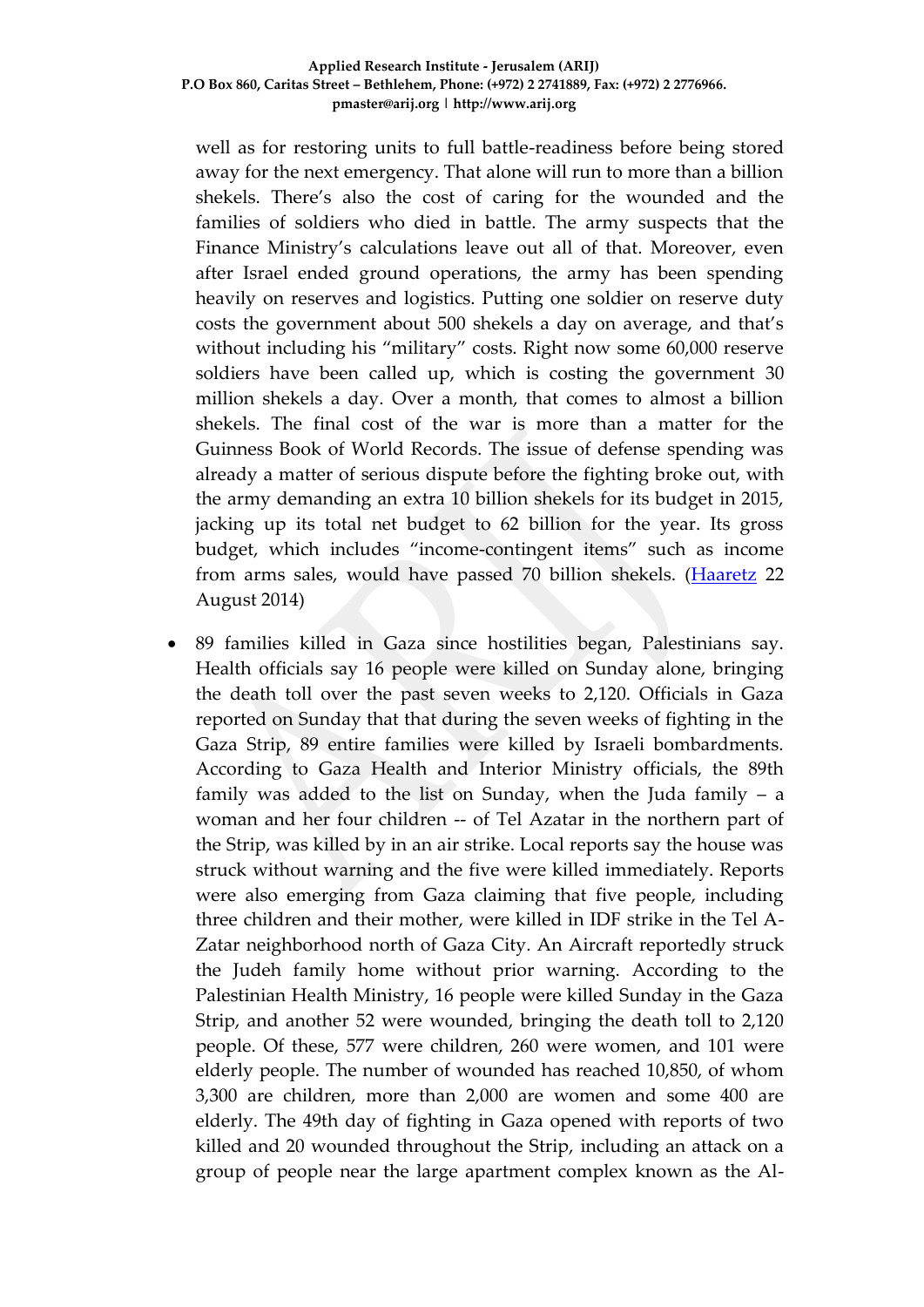well as for restoring units to full battle-readiness before being stored away for the next emergency. That alone will run to more than a billion shekels. There's also the cost of caring for the wounded and the families of soldiers who died in battle. The army suspects that the Finance Ministry's calculations leave out all of that. Moreover, even after Israel ended ground operations, the army has been spending heavily on reserves and logistics. Putting one soldier on reserve duty costs the government about 500 shekels a day on average, and that's without including his "military" costs. Right now some 60,000 reserve soldiers have been called up, which is costing the government 30 million shekels a day. Over a month, that comes to almost a billion shekels. The final cost of the war is more than a matter for the Guinness Book of World Records. The issue of defense spending was already a matter of serious dispute before the fighting broke out, with the army demanding an extra 10 billion shekels for its budget in 2015, jacking up its total net budget to 62 billion for the year. Its gross budget, which includes "income-contingent items" such as income from arms sales, would have passed 70 billion shekels. (Haaretz 22 August 2014)

- 89 families killed in Gaza since hostilities began, Palestinians say. Health officials say 16 people were killed on Sunday alone, bringing the death toll over the past seven weeks to 2,120. Officials in Gaza reported on Sunday that that during the seven weeks of fighting in the Gaza Strip, 89 entire families were killed by Israeli bombardments. According to Gaza Health and Interior Ministry officials, the 89th family was added to the list on Sunday, when the Juda family – a woman and her four children -- of Tel Azatar in the northern part of the Strip, was killed by in an air strike. Local reports say the house was struck without warning and the five were killed immediately. Reports were also emerging from Gaza claiming that five people, including three children and their mother, were killed in IDF strike in the Tel A-Zatar neighborhood north of Gaza City. An Aircraft reportedly struck the Judeh family home without prior warning. According to the Palestinian Health Ministry, 16 people were killed Sunday in the Gaza Strip, and another 52 were wounded, bringing the death toll to 2,120 people. Of these, 577 were children, 260 were women, and 101 were elderly people. The number of wounded has reached 10,850, of whom 3,300 are children, more than 2,000 are women and some 400 are elderly. The 49th day of fighting in Gaza opened with reports of two killed and 20 wounded throughout the Strip, including an attack on a group of people near the large apartment complex known as the Al-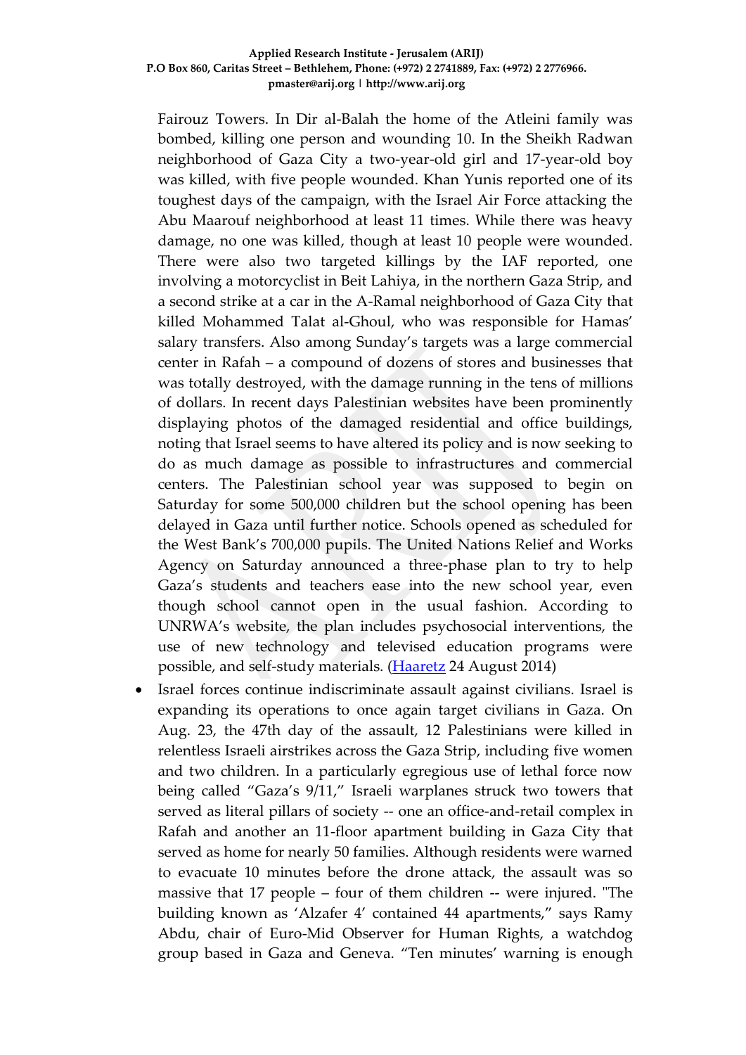Fairouz Towers. In Dir al-Balah the home of the Atleini family was bombed, killing one person and wounding 10. In the Sheikh Radwan neighborhood of Gaza City a two-year-old girl and 17-year-old boy was killed, with five people wounded. Khan Yunis reported one of its toughest days of the campaign, with the Israel Air Force attacking the Abu Maarouf neighborhood at least 11 times. While there was heavy damage, no one was killed, though at least 10 people were wounded. There were also two targeted killings by the IAF reported, one involving a motorcyclist in Beit Lahiya, in the northern Gaza Strip, and a second strike at a car in the A-Ramal neighborhood of Gaza City that killed Mohammed Talat al-Ghoul, who was responsible for Hamas' salary transfers. Also among Sunday's targets was a large commercial center in Rafah – a compound of dozens of stores and businesses that was totally destroyed, with the damage running in the tens of millions of dollars. In recent days Palestinian websites have been prominently displaying photos of the damaged residential and office buildings, noting that Israel seems to have altered its policy and is now seeking to do as much damage as possible to infrastructures and commercial centers. The Palestinian school year was supposed to begin on Saturday for some 500,000 children but the school opening has been delayed in Gaza until further notice. Schools opened as scheduled for the West Bank's 700,000 pupils. The United Nations Relief and Works Agency on Saturday announced a three-phase plan to try to help Gaza's students and teachers ease into the new school year, even though school cannot open in the usual fashion. According to UNRWA's website, the plan includes psychosocial interventions, the use of new technology and televised education programs were possible, and self-study materials. ([Haaretz](http://www.haaretz.com) 24 August 2014)

- Israel forces continue indiscriminate assault against civilians. Israel is expanding its operations to once again target civilians in Gaza. On Aug. 23, the 47th day of the assault, 12 Palestinians were killed in relentless Israeli airstrikes across the Gaza Strip, including five women and two children. In a particularly egregious use of lethal force now being called "Gaza's 9/11," Israeli warplanes struck two towers that served as literal pillars of society -- one an office-and-retail complex in Rafah and another an 11-floor apartment building in Gaza City that served as home for nearly 50 families. Although residents were warned to evacuate 10 minutes before the drone attack, the assault was so massive that 17 people – four of them children -- were injured. "The building known as 'Alzafer 4' contained 44 apartments," says Ramy Abdu, chair of Euro-Mid Observer for Human Rights, a watchdog group based in Gaza and Geneva. "Ten minutes' warning is enough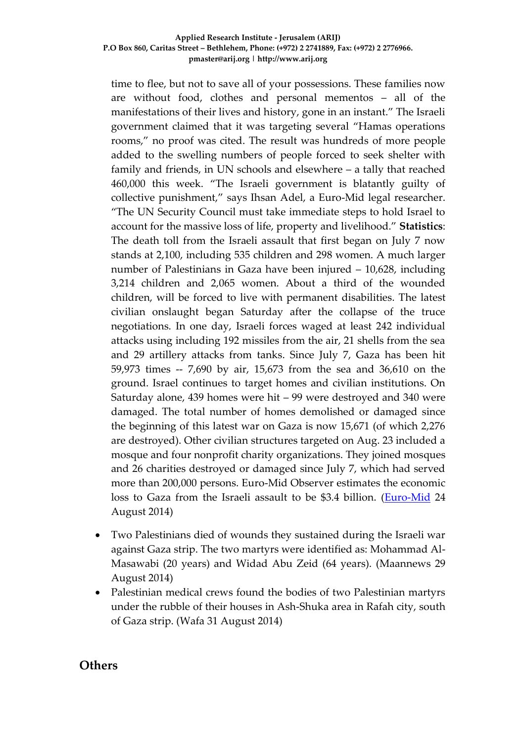time to flee, but not to save all of your possessions. These families now are without food, clothes and personal mementos – all of the manifestations of their lives and history, gone in an instant." The Israeli government claimed that it was targeting several "Hamas operations rooms," no proof was cited. The result was hundreds of more people added to the swelling numbers of people forced to seek shelter with family and friends, in UN schools and elsewhere – a tally that reached 460,000 this week. "The Israeli government is blatantly guilty of collective punishment," says Ihsan Adel, a Euro-Mid legal researcher. "The UN Security Council must take immediate steps to hold Israel to account for the massive loss of life, property and livelihood." **Statistics**: The death toll from the Israeli assault that first began on July 7 now stands at 2,100, including 535 children and 298 women. A much larger number of Palestinians in Gaza have been injured – 10,628, including 3,214 children and 2,065 women. About a third of the wounded children, will be forced to live with permanent disabilities. The latest civilian onslaught began Saturday after the collapse of the truce negotiations. In one day, Israeli forces waged at least 242 individual attacks using including 192 missiles from the air, 21 shells from the sea and 29 artillery attacks from tanks. Since July 7, Gaza has been hit 59,973 times -- 7,690 by air, 15,673 from the sea and 36,610 on the ground. Israel continues to target homes and civilian institutions. On Saturday alone, 439 homes were hit – 99 were destroyed and 340 were damaged. The total number of homes demolished or damaged since the beginning of this latest war on Gaza is now 15,671 (of which 2,276 are destroyed). Other civilian structures targeted on Aug. 23 included a mosque and four nonprofit charity organizations. They joined mosques and 26 charities destroyed or damaged since July 7, which had served more than 200,000 persons. Euro-Mid Observer estimates the economic loss to Gaza from the Israeli assault to be $3.4 billion. (Euro-Mid 24 August 2014)

- Two Palestinians died of wounds they sustained during the Israeli war against Gaza strip. The two martyrs were identified as: Mohammad Al-Masawabi (20 years) and Widad Abu Zeid (64 years). (Maannews 29 August 2014)
- Palestinian medical crews found the bodies of two Palestinian martyrs under the rubble of their houses in Ash-Shuka area in Rafah city, south of Gaza strip. (Wafa 31 August 2014)

## Others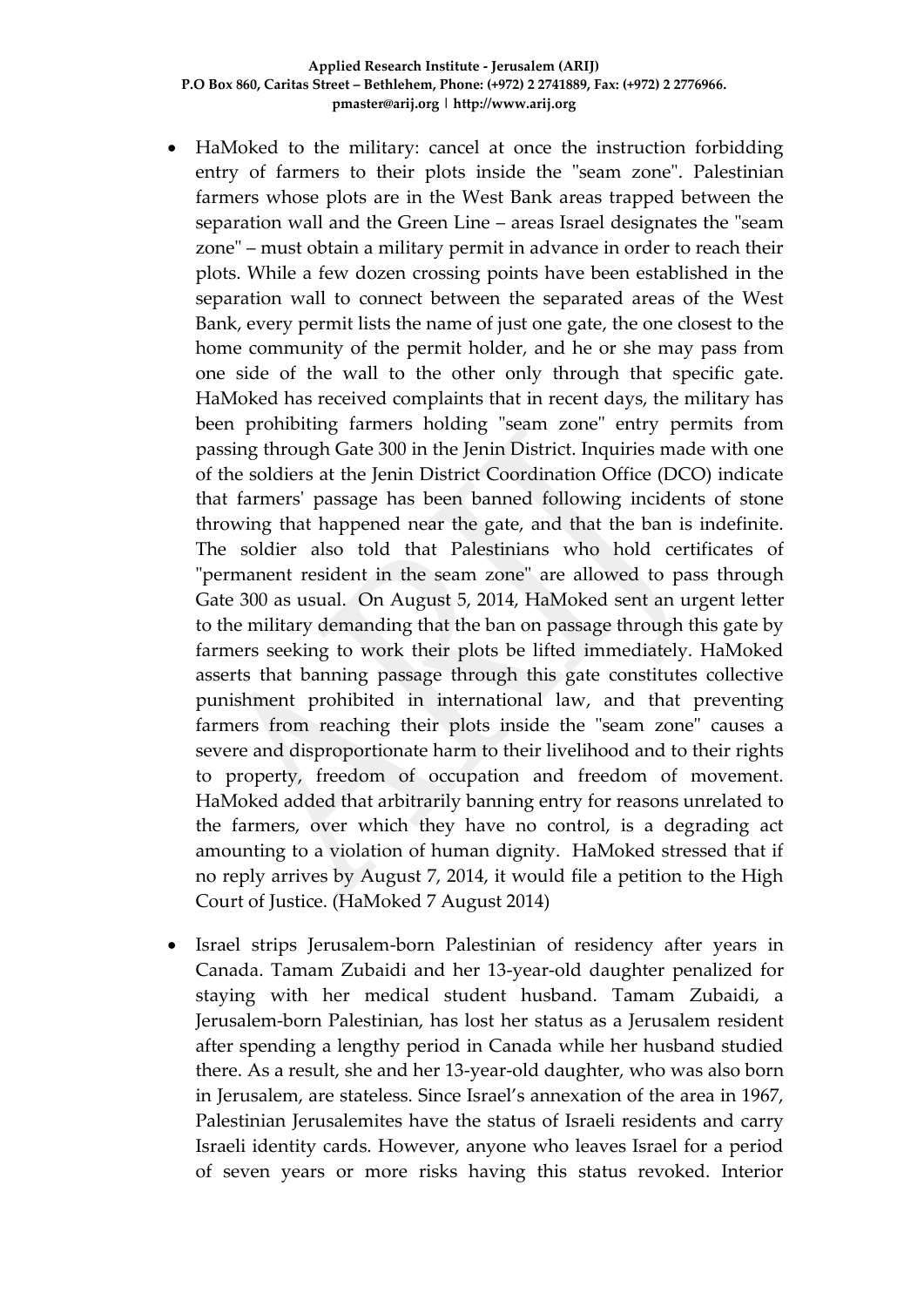- HaMoked to the military: cancel at once the instruction forbidding entry of farmers to their plots inside the "seam zone". Palestinian farmers whose plots are in the West Bank areas trapped between the separation wall and the Green Line – areas Israel designates the "seam zone" – must obtain a military permit in advance in order to reach their plots. While a few dozen crossing points have been established in the separation wall to connect between the separated areas of the West Bank, every permit lists the name of just one gate, the one closest to the home community of the permit holder, and he or she may pass from one side of the wall to the other only through that specific gate. HaMoked has received complaints that in recent days, the military has been prohibiting farmers holding "seam zone" entry permits from passing through Gate 300 in the Jenin District. Inquiries made with one of the soldiers at the Jenin District Coordination Office (DCO) indicate that farmers' passage has been banned following incidents of stone throwing that happened near the gate, and that the ban is indefinite. The soldier also told that Palestinians who hold certificates of "permanent resident in the seam zone" are allowed to pass through Gate 300 as usual. On August 5, 2014, HaMoked sent an urgent letter to the military demanding that the ban on passage through this gate by farmers seeking to work their plots be lifted immediately. HaMoked asserts that banning passage through this gate constitutes collective punishment prohibited in international law, and that preventing farmers from reaching their plots inside the "seam zone" causes a severe and disproportionate harm to their livelihood and to their rights to property, freedom of occupation and freedom of movement. HaMoked added that arbitrarily banning entry for reasons unrelated to the farmers, over which they have no control, is a degrading act amounting to a violation of human dignity. HaMoked stressed that if no reply arrives by August 7, 2014, it would file a petition to the High Court of Justice. (HaMoked 7 August 2014)

- Israel strips Jerusalem-born Palestinian of residency after years in Canada. Tamam Zubaidi and her 13-year-old daughter penalized for staying with her medical student husband. Tamam Zubaidi, a Jerusalem-born Palestinian, has lost her status as a Jerusalem resident after spending a lengthy period in Canada while her husband studied there. As a result, she and her 13-year-old daughter, who was also born in Jerusalem, are stateless. Since Israel's annexation of the area in 1967, Palestinian Jerusalemites have the status of Israeli residents and carry Israeli identity cards. However, anyone who leaves Israel for a period of seven years or more risks having this status revoked. Interior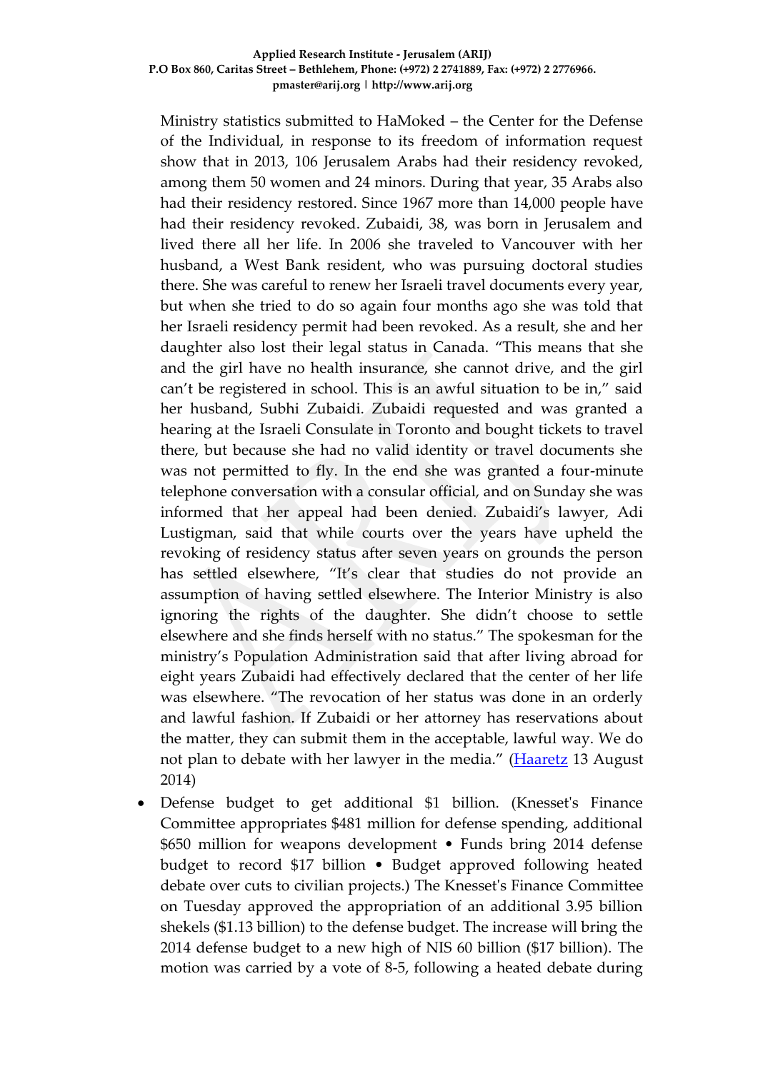Ministry statistics submitted to HaMoked – the Center for the Defense of the Individual, in response to its freedom of information request show that in 2013, 106 Jerusalem Arabs had their residency revoked, among them 50 women and 24 minors. During that year, 35 Arabs also had their residency restored. Since 1967 more than 14,000 people have had their residency revoked. Zubaidi, 38, was born in Jerusalem and lived there all her life. In 2006 she traveled to Vancouver with her husband, a West Bank resident, who was pursuing doctoral studies there. She was careful to renew her Israeli travel documents every year, but when she tried to do so again four months ago she was told that her Israeli residency permit had been revoked. As a result, she and her daughter also lost their legal status in Canada. "This means that she and the girl have no health insurance, she cannot drive, and the girl can't be registered in school. This is an awful situation to be in," said her husband, Subhi Zubaidi. Zubaidi requested and was granted a hearing at the Israeli Consulate in Toronto and bought tickets to travel there, but because she had no valid identity or travel documents she was not permitted to fly. In the end she was granted a four-minute telephone conversation with a consular official, and on Sunday she was informed that her appeal had been denied. Zubaidi's lawyer, Adi Lustigman, said that while courts over the years have upheld the revoking of residency status after seven years on grounds the person has settled elsewhere, "It's clear that studies do not provide an assumption of having settled elsewhere. The Interior Ministry is also ignoring the rights of the daughter. She didn't choose to settle elsewhere and she finds herself with no status." The spokesman for the ministry's Population Administration said that after living abroad for eight years Zubaidi had effectively declared that the center of her life was elsewhere. "The revocation of her status was done in an orderly and lawful fashion. If Zubaidi or her attorney has reservations about the matter, they can submit them in the acceptable, lawful way. We do not plan to debate with her lawyer in the media." (Haaretz 13 August 2014)

- Defense budget to get additional $1 billion. (Knesset's Finance Committee appropriates $481 million for defense spending, additional $650 million for weapons development • Funds bring 2014 defense budget to record $17 billion • Budget approved following heated debate over cuts to civilian projects.) The Knesset's Finance Committee on Tuesday approved the appropriation of an additional 3.95 billion shekels ($1.13 billion) to the defense budget. The increase will bring the 2014 defense budget to a new high of NIS 60 billion ($17 billion). The motion was carried by a vote of 8-5, following a heated debate during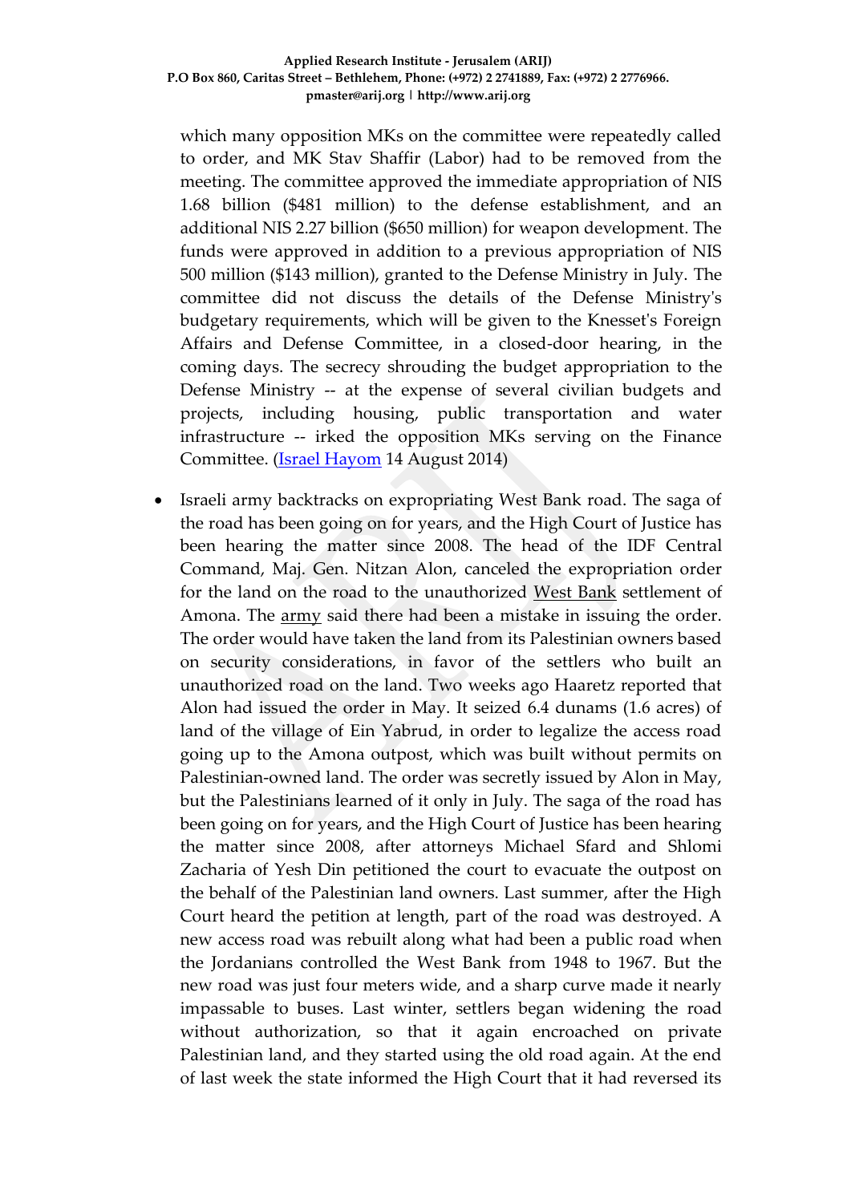which many opposition MKs on the committee were repeatedly called to order, and MK Stav Shaffir (Labor) had to be removed from the meeting. The committee approved the immediate appropriation of NIS 1.68 billion ($481 million) to the defense establishment, and an additional NIS 2.27 billion ($650 million) for weapon development. The funds were approved in addition to a previous appropriation of NIS 500 million ($143 million), granted to the Defense Ministry in July. The committee did not discuss the details of the Defense Ministry's budgetary requirements, which will be given to the Knesset's Foreign Affairs and Defense Committee, in a closed-door hearing, in the coming days. The secrecy shrouding the budget appropriation to the Defense Ministry -- at the expense of several civilian budgets and projects, including housing, public transportation and water infrastructure -- irked the opposition MKs serving on the Finance Committee. (Israel Hayom 14 August 2014)

- Israeli army backtracks on expropriating West Bank road. The saga of the road has been going on for years, and the High Court of Justice has been hearing the matter since 2008. The head of the IDF Central Command, Maj. Gen. Nitzan Alon, canceled the expropriation order for the land on the road to the unauthorized West Bank settlement of Amona. The army said there had been a mistake in issuing the order. The order would have taken the land from its Palestinian owners based on security considerations, in favor of the settlers who built an unauthorized road on the land. Two weeks ago Haaretz reported that Alon had issued the order in May. It seized 6.4 dunams (1.6 acres) of land of the village of Ein Yabrud, in order to legalize the access road going up to the Amona outpost, which was built without permits on Palestinian-owned land. The order was secretly issued by Alon in May, but the Palestinians learned of it only in July. The saga of the road has been going on for years, and the High Court of Justice has been hearing the matter since 2008, after attorneys Michael Sfard and Shlomi Zacharia of Yesh Din petitioned the court to evacuate the outpost on the behalf of the Palestinian land owners. Last summer, after the High Court heard the petition at length, part of the road was destroyed. A new access road was rebuilt along what had been a public road when the Jordanians controlled the West Bank from 1948 to 1967. But the new road was just four meters wide, and a sharp curve made it nearly impassable to buses. Last winter, settlers began widening the road without authorization, so that it again encroached on private Palestinian land, and they started using the old road again. At the end of last week the state informed the High Court that it had reversed its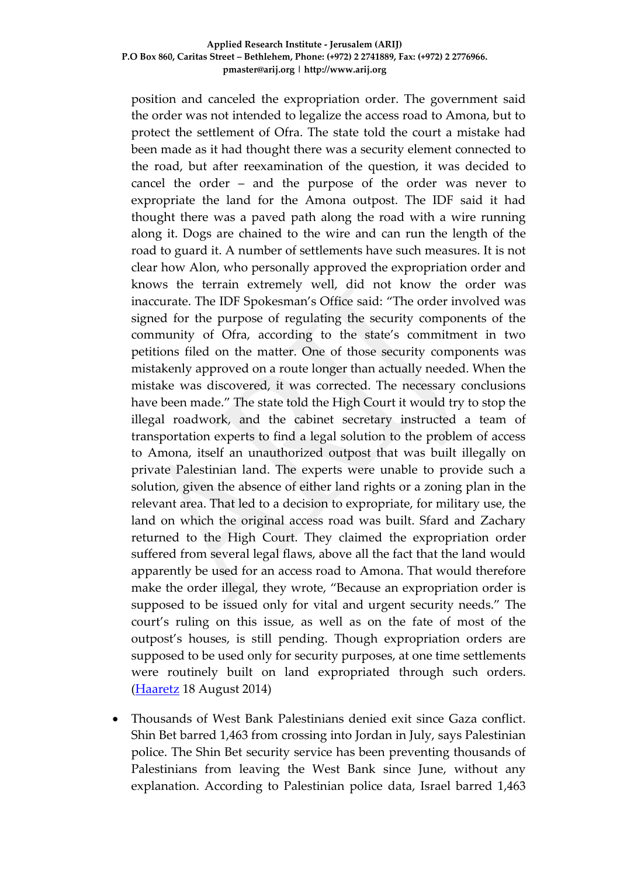position and canceled the expropriation order. The government said the order was not intended to legalize the access road to Amona, but to protect the settlement of Ofra. The state told the court a mistake had been made as it had thought there was a security element connected to the road, but after reexamination of the question, it was decided to cancel the order – and the purpose of the order was never to expropriate the land for the Amona outpost. The IDF said it had thought there was a paved path along the road with a wire running along it. Dogs are chained to the wire and can run the length of the road to guard it. A number of settlements have such measures. It is not clear how Alon, who personally approved the expropriation order and knows the terrain extremely well, did not know the order was inaccurate. The IDF Spokesman's Office said: "The order involved was signed for the purpose of regulating the security components of the community of Ofra, according to the state's commitment in two petitions filed on the matter. One of those security components was mistakenly approved on a route longer than actually needed. When the mistake was discovered, it was corrected. The necessary conclusions have been made." The state told the High Court it would try to stop the illegal roadwork, and the cabinet secretary instructed a team of transportation experts to find a legal solution to the problem of access to Amona, itself an unauthorized outpost that was built illegally on private Palestinian land. The experts were unable to provide such a solution, given the absence of either land rights or a zoning plan in the relevant area. That led to a decision to expropriate, for military use, the land on which the original access road was built. Sfard and Zachary returned to the High Court. They claimed the expropriation order suffered from several legal flaws, above all the fact that the land would apparently be used for an access road to Amona. That would therefore make the order illegal, they wrote, "Because an expropriation order is supposed to be issued only for vital and urgent security needs." The court's ruling on this issue, as well as on the fate of most of the outpost's houses, is still pending. Though expropriation orders are supposed to be used only for security purposes, at one time settlements were routinely built on land expropriated through such orders. (Haaretz 18 August 2014)

- Thousands of West Bank Palestinians denied exit since Gaza conflict. Shin Bet barred 1,463 from crossing into Jordan in July, says Palestinian police. The Shin Bet security service has been preventing thousands of Palestinians from leaving the West Bank since June, without any explanation. According to Palestinian police data, Israel barred 1,463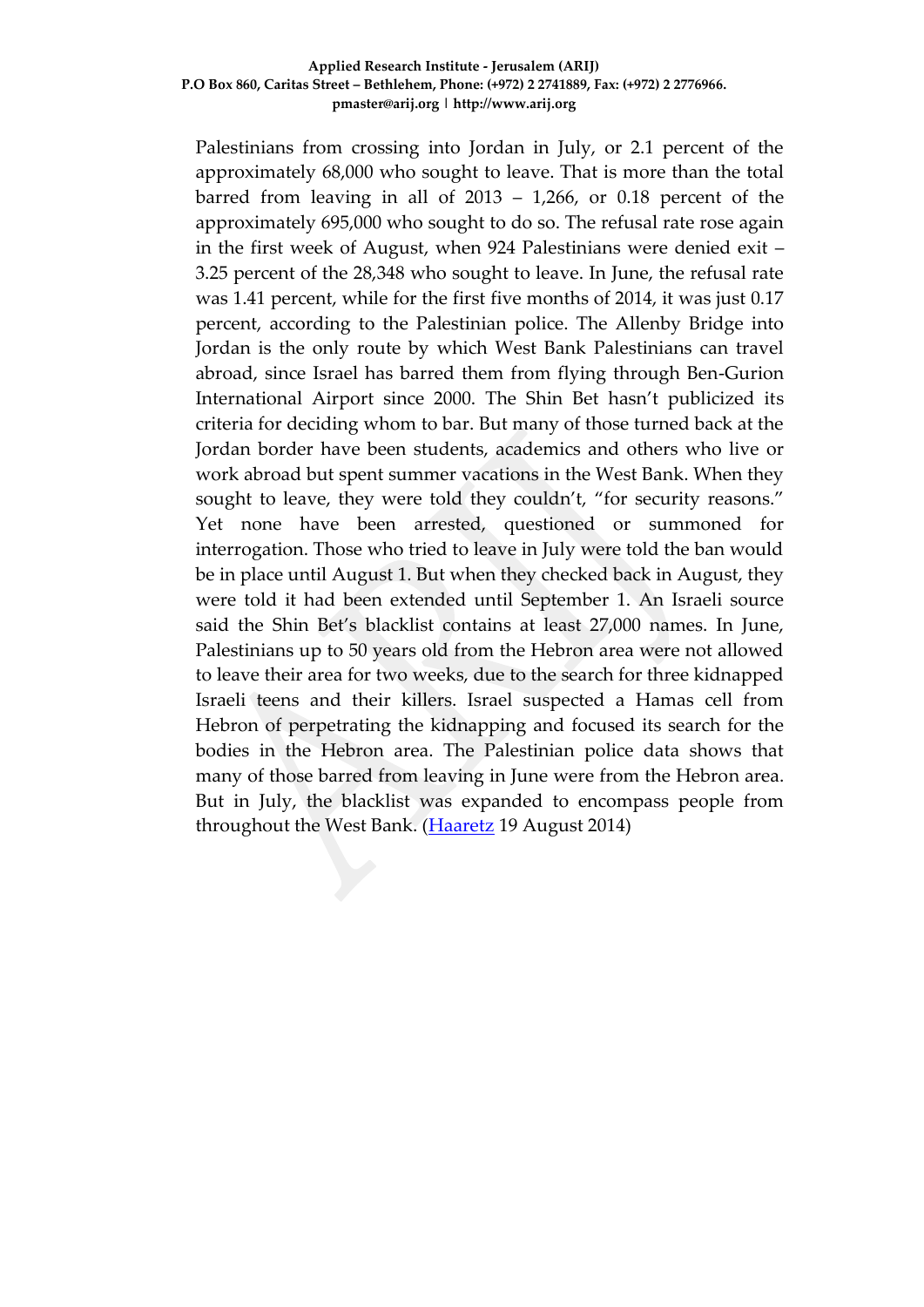Palestinians from crossing into Jordan in July, or 2.1 percent of the approximately 68,000 who sought to leave. That is more than the total barred from leaving in all of 2013 – 1,266, or 0.18 percent of the approximately 695,000 who sought to do so. The refusal rate rose again in the first week of August, when 924 Palestinians were denied exit – 3.25 percent of the 28,348 who sought to leave. In June, the refusal rate was 1.41 percent, while for the first five months of 2014, it was just 0.17 percent, according to the Palestinian police. The Allenby Bridge into Jordan is the only route by which West Bank Palestinians can travel abroad, since Israel has barred them from flying through Ben-Gurion International Airport since 2000. The Shin Bet hasn't publicized its criteria for deciding whom to bar. But many of those turned back at the Jordan border have been students, academics and others who live or work abroad but spent summer vacations in the West Bank. When they sought to leave, they were told they couldn't, "for security reasons." Yet none have been arrested, questioned or summoned for interrogation. Those who tried to leave in July were told the ban would be in place until August 1. But when they checked back in August, they were told it had been extended until September 1. An Israeli source said the Shin Bet's blacklist contains at least 27,000 names. In June, Palestinians up to 50 years old from the Hebron area were not allowed to leave their area for two weeks, due to the search for three kidnapped Israeli teens and their killers. Israel suspected a Hamas cell from Hebron of perpetrating the kidnapping and focused its search for the bodies in the Hebron area. The Palestinian police data shows that many of those barred from leaving in June were from the Hebron area. But in July, the blacklist was expanded to encompass people from throughout the West Bank. (Haaretz 19 August 2014)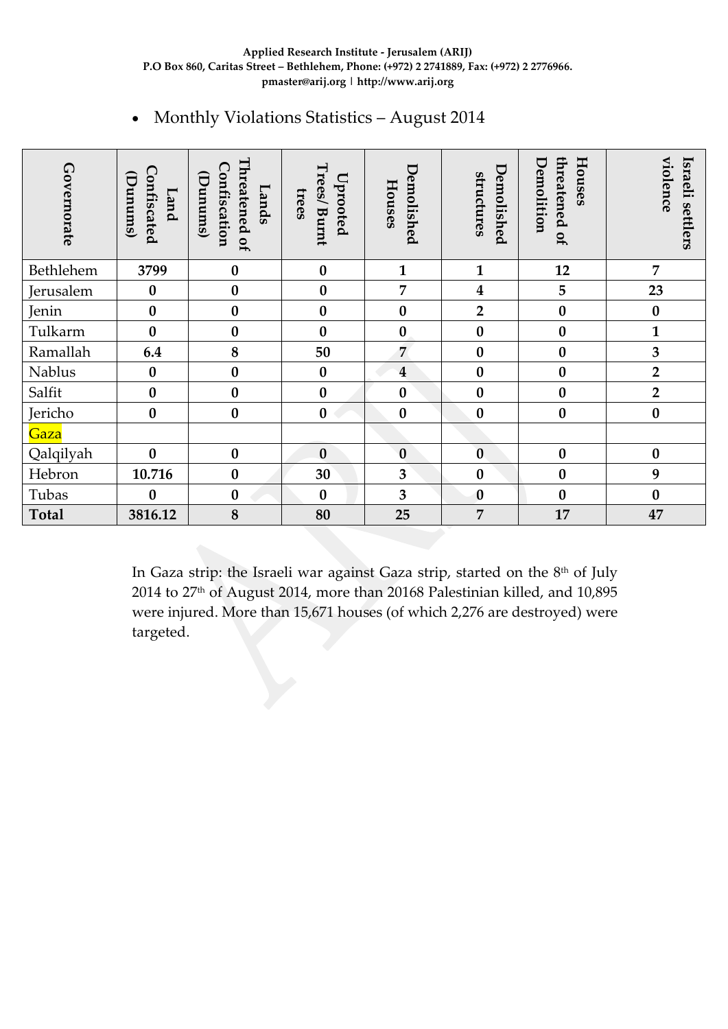Applied Research Institute - Jerusalem (ARIJ)
P.O Box 860, Caritas Street – Bethlehem, Phone: (+972) 2 2741889, Fax: (+972) 2 2776966.
pmaster@arij.org | http://www.arij.org

- Monthly Violations Statistics – August 2014

| Governorate | Land Confiscated (Dunums) | Lands Threatened of Confiscation (Dunums) | Uprooted Trees/ Burnt trees | Demolished Houses | Demolished structures | Houses threatened of Demolition | Israeli settlers violence |
|---|---|---|---|---|---|---|---|
| Bethlehem | **3799** | **0** | **0** | **1** | **1** | **12** | **7** |
| Jerusalem | **0** | **0** | **0** | **7** | **4** | **5** | **23** |
| Jenin | **0** | **0** | **0** | **0** | **2** | **0** | **0** |
| Tulkarm | **0** | **0** | **0** | **0** | **0** | **0** | **1** |
| Ramallah | **6.4** | **8** | **50** | **7** | **0** | **0** | **3** |
| Nablus | **0** | **0** | **0** | **4** | **0** | **0** | **2** |
| Salfit | **0** | **0** | **0** | **0** | **0** | **0** | **2** |
| Jericho | **0** | **0** | **0** | **0** | **0** | **0** | **0** |
| Gaza | | | | | | | |
| Qalqilyah | **0** | **0** | **0** | **0** | **0** | **0** | **0** |
| Hebron | **10.716** | **0** | **30** | **3** | **0** | **0** | **9** |
| Tubas | **0** | **0** | **0** | **3** | **0** | **0** | **0** |
| **Total** | **3816.12** | **8** | **80** | **25** | **7** | **17** | **47** |

In Gaza strip: the Israeli war against Gaza strip, started on the 8th of July 2014 to 27th of August 2014, more than 20168 Palestinian killed, and 10,895 were injured. More than 15,671 houses (of which 2,276 are destroyed) were targeted.